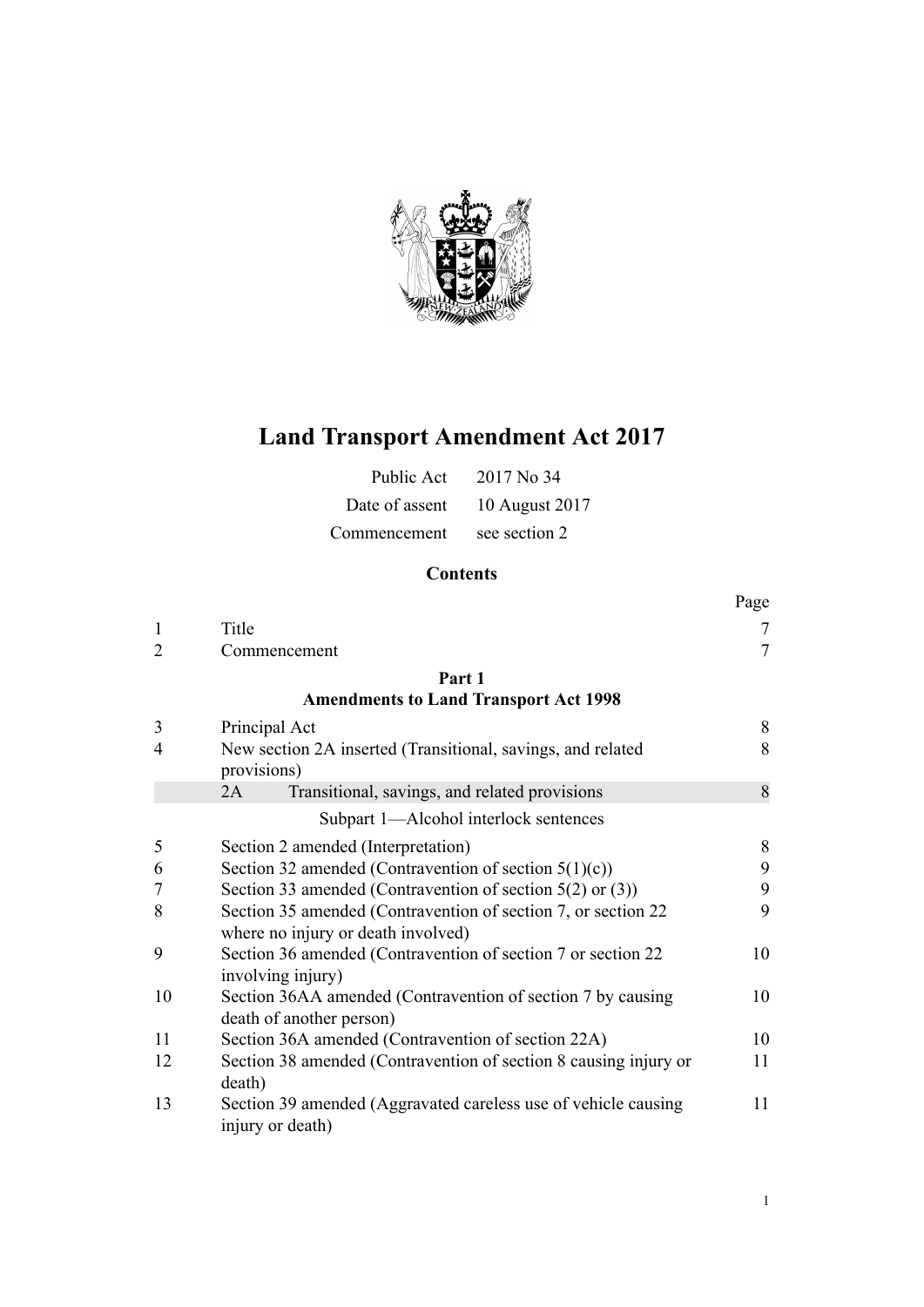# Land Transport Amendment Act 2017

| | |
|---|---|
| Public Act | 2017 No 34 |
| Date of assent | 10 August 2017 |
| Commencement | see section 2 |

## Contents

| | | Page |
|---|---|---|
| 1 | Title | 7 |
| 2 | Commencement | 7 |
| | **Part 1** **Amendments to Land Transport Act 1998** | |
| 3 | Principal Act | 8 |
| 4 | New section 2A inserted (Transitional, savings, and related provisions) | 8 |
| | 2A Transitional, savings, and related provisions | 8 |
| | Subpart 1—Alcohol interlock sentences | |
| 5 | Section 2 amended (Interpretation) | 8 |
| 6 | Section 32 amended (Contravention of section 5(1)(c)) | 9 |
| 7 | Section 33 amended (Contravention of section 5(2) or (3)) | 9 |
| 8 | Section 35 amended (Contravention of section 7, or section 22 where no injury or death involved) | 9 |
| 9 | Section 36 amended (Contravention of section 7 or section 22 involving injury) | 10 |
| 10 | Section 36AA amended (Contravention of section 7 by causing death of another person) | 10 |
| 11 | Section 36A amended (Contravention of section 22A) | 10 |
| 12 | Section 38 amended (Contravention of section 8 causing injury or death) | 11 |
| 13 | Section 39 amended (Aggravated careless use of vehicle causing injury or death) | 11 |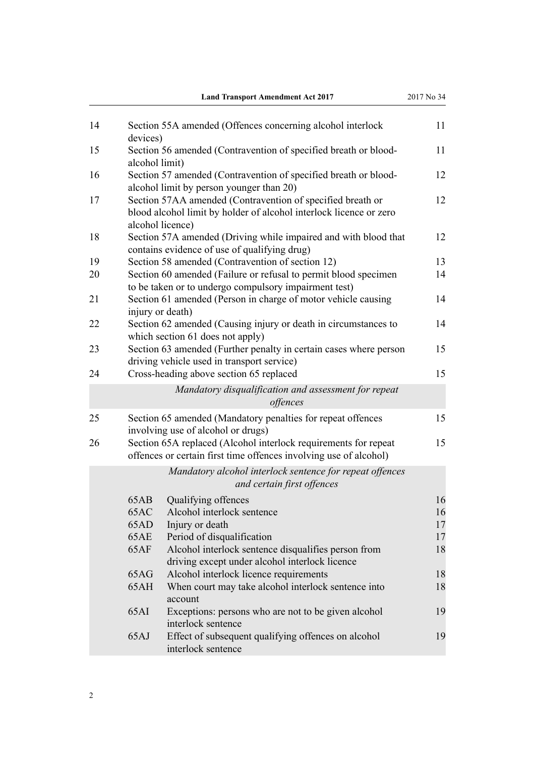| | | |
|---|---|---|
| 14 | Section 55A amended (Offences concerning alcohol interlock devices) | 11 |
| 15 | Section 56 amended (Contravention of specified breath or blood-alcohol limit) | 11 |
| 16 | Section 57 amended (Contravention of specified breath or blood-alcohol limit by person younger than 20) | 12 |
| 17 | Section 57AA amended (Contravention of specified breath or blood alcohol limit by holder of alcohol interlock licence or zero alcohol licence) | 12 |
| 18 | Section 57A amended (Driving while impaired and with blood that contains evidence of use of qualifying drug) | 12 |
| 19 | Section 58 amended (Contravention of section 12) | 13 |
| 20 | Section 60 amended (Failure or refusal to permit blood specimen to be taken or to undergo compulsory impairment test) | 14 |
| 21 | Section 61 amended (Person in charge of motor vehicle causing injury or death) | 14 |
| 22 | Section 62 amended (Causing injury or death in circumstances to which section 61 does not apply) | 14 |
| 23 | Section 63 amended (Further penalty in certain cases where person driving vehicle used in transport service) | 15 |
| 24 | Cross-heading above section 65 replaced | 15 |

*Mandatory disqualification and assessment for repeat offences*

| | | |
|---|---|---|
| 25 | Section 65 amended (Mandatory penalties for repeat offences involving use of alcohol or drugs) | 15 |
| 26 | Section 65A replaced (Alcohol interlock requirements for repeat offences or certain first time offences involving use of alcohol) | 15 |

*Mandatory alcohol interlock sentence for repeat offences and certain first offences*

| | | |
|---|---|---|
| 65AB | Qualifying offences | 16 |
| 65AC | Alcohol interlock sentence | 16 |
| 65AD | Injury or death | 17 |
| 65AE | Period of disqualification | 17 |
| 65AF | Alcohol interlock sentence disqualifies person from driving except under alcohol interlock licence | 18 |
| 65AG | Alcohol interlock licence requirements | 18 |
| 65AH | When court may take alcohol interlock sentence into account | 18 |
| 65AI | Exceptions: persons who are not to be given alcohol interlock sentence | 19 |
| 65AJ | Effect of subsequent qualifying offences on alcohol interlock sentence | 19 |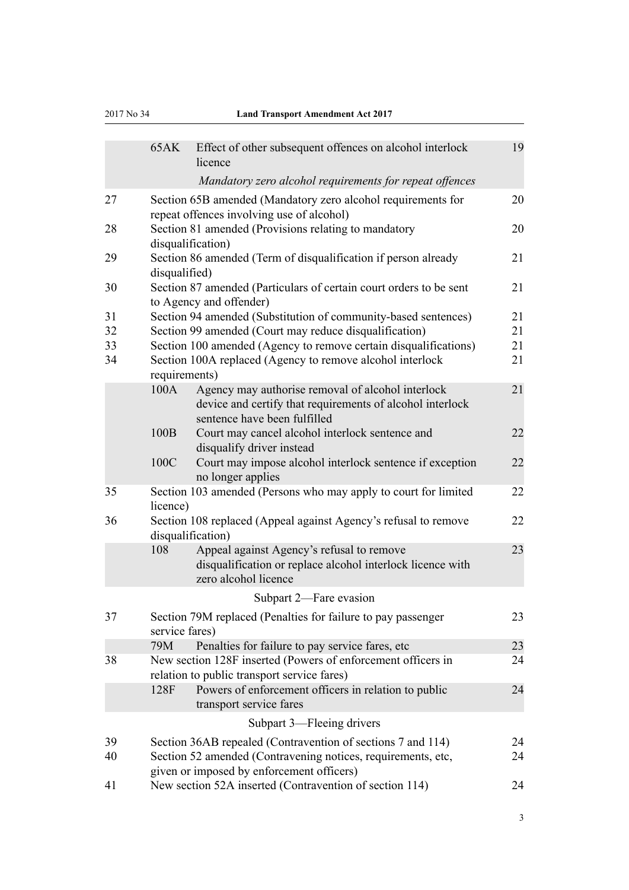| | | | |
|---|---|---|---|
| | 65AK | Effect of other subsequent offences on alcohol interlock licence | 19 |
| | | *Mandatory zero alcohol requirements for repeat offences* | |
| 27 | | Section 65B amended (Mandatory zero alcohol requirements for repeat offences involving use of alcohol) | 20 |
| 28 | | Section 81 amended (Provisions relating to mandatory disqualification) | 20 |
| 29 | | Section 86 amended (Term of disqualification if person already disqualified) | 21 |
| 30 | | Section 87 amended (Particulars of certain court orders to be sent to Agency and offender) | 21 |
| 31 | | Section 94 amended (Substitution of community-based sentences) | 21 |
| 32 | | Section 99 amended (Court may reduce disqualification) | 21 |
| 33 | | Section 100 amended (Agency to remove certain disqualifications) | 21 |
| 34 | | Section 100A replaced (Agency to remove alcohol interlock requirements) | 21 |
| | 100A | Agency may authorise removal of alcohol interlock device and certify that requirements of alcohol interlock sentence have been fulfilled | 21 |
| | 100B | Court may cancel alcohol interlock sentence and disqualify driver instead | 22 |
| | 100C | Court may impose alcohol interlock sentence if exception no longer applies | 22 |
| 35 | | Section 103 amended (Persons who may apply to court for limited licence) | 22 |
| 36 | | Section 108 replaced (Appeal against Agency's refusal to remove disqualification) | 22 |
| | 108 | Appeal against Agency's refusal to remove disqualification or replace alcohol interlock licence with zero alcohol licence | 23 |
| | | Subpart 2—Fare evasion | |
| 37 | | Section 79M replaced (Penalties for failure to pay passenger service fares) | 23 |
| | 79M | Penalties for failure to pay service fares, etc | 23 |
| 38 | | New section 128F inserted (Powers of enforcement officers in relation to public transport service fares) | 24 |
| | 128F | Powers of enforcement officers in relation to public transport service fares | 24 |
| | | Subpart 3—Fleeing drivers | |
| 39 | | Section 36AB repealed (Contravention of sections 7 and 114) | 24 |
| 40 | | Section 52 amended (Contravening notices, requirements, etc, given or imposed by enforcement officers) | 24 |
| 41 | | New section 52A inserted (Contravention of section 114) | 24 |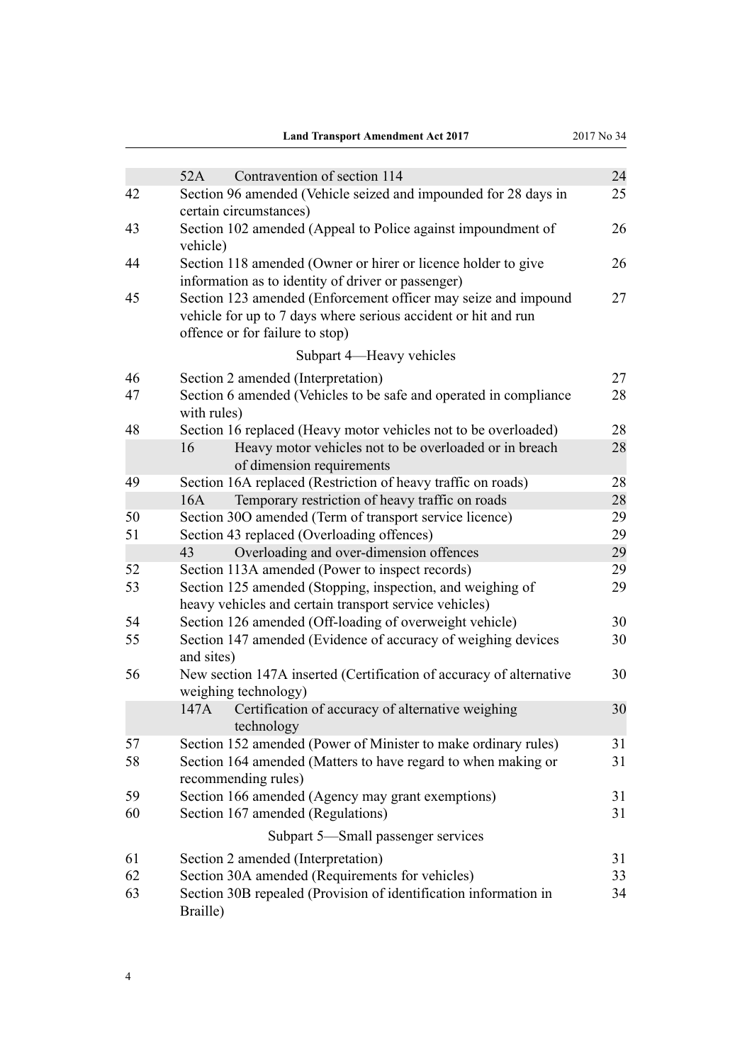| | | | |
|---|---|---|---|
| | 52A | Contravention of section 114 | 24 |
| 42 | Section 96 amended (Vehicle seized and impounded for 28 days in certain circumstances) | | 25 |
| 43 | Section 102 amended (Appeal to Police against impoundment of vehicle) | | 26 |
| 44 | Section 118 amended (Owner or hirer or licence holder to give information as to identity of driver or passenger) | | 26 |
| 45 | Section 123 amended (Enforcement officer may seize and impound vehicle for up to 7 days where serious accident or hit and run offence or for failure to stop) | | 27 |

Subpart 4—Heavy vehicles

| | | | |
|---|---|---|---|
| 46 | Section 2 amended (Interpretation) | | 27 |
| 47 | Section 6 amended (Vehicles to be safe and operated in compliance with rules) | | 28 |
| 48 | Section 16 replaced (Heavy motor vehicles not to be overloaded) | | 28 |
| | 16 | Heavy motor vehicles not to be overloaded or in breach of dimension requirements | 28 |
| 49 | Section 16A replaced (Restriction of heavy traffic on roads) | | 28 |
| | 16A | Temporary restriction of heavy traffic on roads | 28 |
| 50 | Section 30O amended (Term of transport service licence) | | 29 |
| 51 | Section 43 replaced (Overloading offences) | | 29 |
| | 43 | Overloading and over-dimension offences | 29 |
| 52 | Section 113A amended (Power to inspect records) | | 29 |
| 53 | Section 125 amended (Stopping, inspection, and weighing of heavy vehicles and certain transport service vehicles) | | 29 |
| 54 | Section 126 amended (Off-loading of overweight vehicle) | | 30 |
| 55 | Section 147 amended (Evidence of accuracy of weighing devices and sites) | | 30 |
| 56 | New section 147A inserted (Certification of accuracy of alternative weighing technology) | | 30 |
| | 147A | Certification of accuracy of alternative weighing technology | 30 |
| 57 | Section 152 amended (Power of Minister to make ordinary rules) | | 31 |
| 58 | Section 164 amended (Matters to have regard to when making or recommending rules) | | 31 |
| 59 | Section 166 amended (Agency may grant exemptions) | | 31 |
| 60 | Section 167 amended (Regulations) | | 31 |

Subpart 5—Small passenger services

| | | | |
|---|---|---|---|
| 61 | Section 2 amended (Interpretation) | | 31 |
| 62 | Section 30A amended (Requirements for vehicles) | | 33 |
| 63 | Section 30B repealed (Provision of identification information in Braille) | | 34 |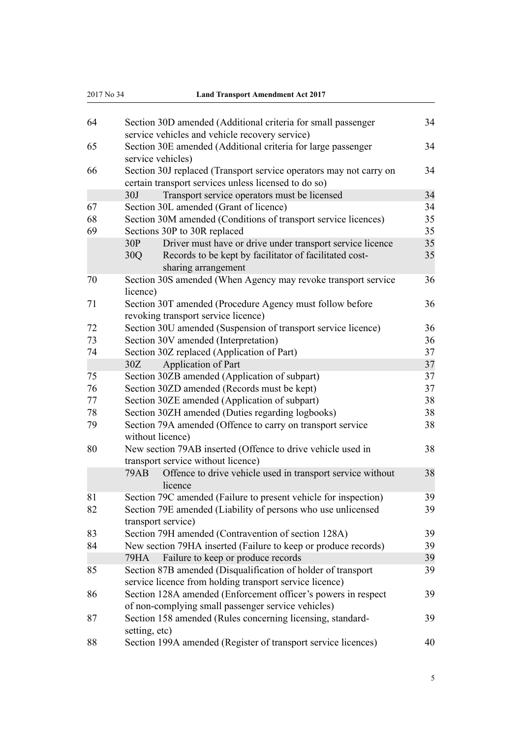| | | |
|---|---|---|
| 64 | Section 30D amended (Additional criteria for small passenger service vehicles and vehicle recovery service) | 34 |
| 65 | Section 30E amended (Additional criteria for large passenger service vehicles) | 34 |
| 66 | Section 30J replaced (Transport service operators may not carry on certain transport services unless licensed to do so) | 34 |
| | 30J Transport service operators must be licensed | 34 |
| 67 | Section 30L amended (Grant of licence) | 34 |
| 68 | Section 30M amended (Conditions of transport service licences) | 35 |
| 69 | Sections 30P to 30R replaced | 35 |
| | 30P Driver must have or drive under transport service licence | 35 |
| | 30Q Records to be kept by facilitator of facilitated cost-sharing arrangement | 35 |
| 70 | Section 30S amended (When Agency may revoke transport service licence) | 36 |
| 71 | Section 30T amended (Procedure Agency must follow before revoking transport service licence) | 36 |
| 72 | Section 30U amended (Suspension of transport service licence) | 36 |
| 73 | Section 30V amended (Interpretation) | 36 |
| 74 | Section 30Z replaced (Application of Part) | 37 |
| | 30Z Application of Part | 37 |
| 75 | Section 30ZB amended (Application of subpart) | 37 |
| 76 | Section 30ZD amended (Records must be kept) | 37 |
| 77 | Section 30ZE amended (Application of subpart) | 38 |
| 78 | Section 30ZH amended (Duties regarding logbooks) | 38 |
| 79 | Section 79A amended (Offence to carry on transport service without licence) | 38 |
| 80 | New section 79AB inserted (Offence to drive vehicle used in transport service without licence) | 38 |
| | 79AB Offence to drive vehicle used in transport service without licence | 38 |
| 81 | Section 79C amended (Failure to present vehicle for inspection) | 39 |
| 82 | Section 79E amended (Liability of persons who use unlicensed transport service) | 39 |
| 83 | Section 79H amended (Contravention of section 128A) | 39 |
| 84 | New section 79HA inserted (Failure to keep or produce records) | 39 |
| | 79HA Failure to keep or produce records | 39 |
| 85 | Section 87B amended (Disqualification of holder of transport service licence from holding transport service licence) | 39 |
| 86 | Section 128A amended (Enforcement officer's powers in respect of non-complying small passenger service vehicles) | 39 |
| 87 | Section 158 amended (Rules concerning licensing, standard-setting, etc) | 39 |
| 88 | Section 199A amended (Register of transport service licences) | 40 |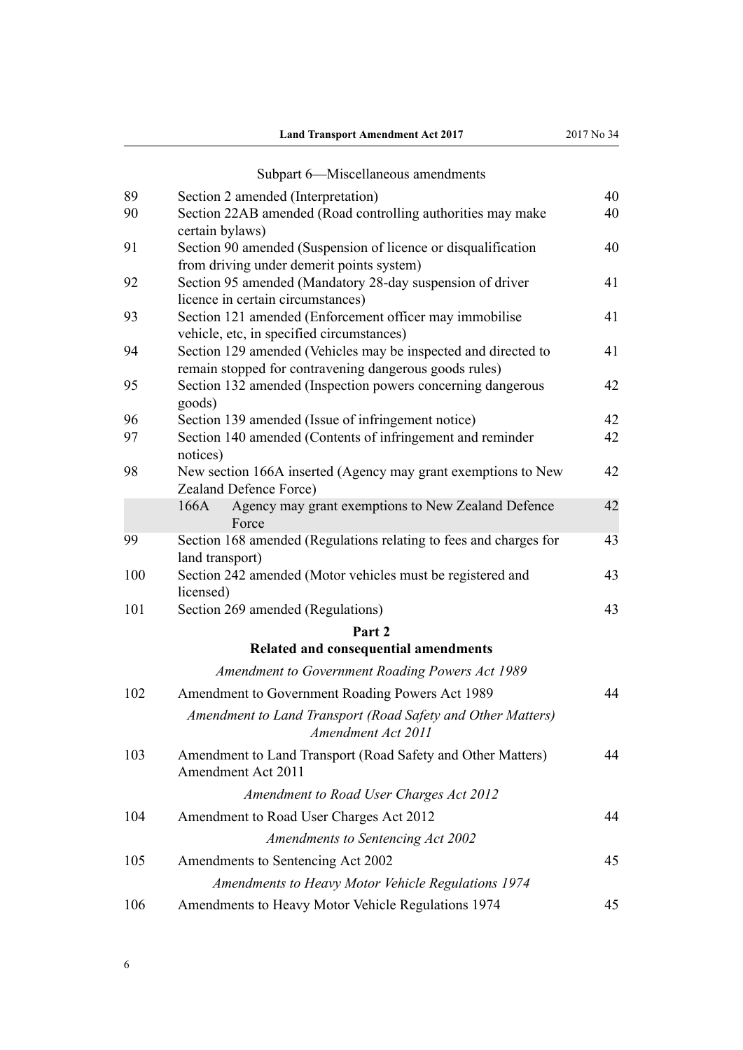Subpart 6—Miscellaneous amendments

| | | |
|---|---|---|
| 89 | Section 2 amended (Interpretation) | 40 |
| 90 | Section 22AB amended (Road controlling authorities may make certain bylaws) | 40 |
| 91 | Section 90 amended (Suspension of licence or disqualification from driving under demerit points system) | 40 |
| 92 | Section 95 amended (Mandatory 28-day suspension of driver licence in certain circumstances) | 41 |
| 93 | Section 121 amended (Enforcement officer may immobilise vehicle, etc, in specified circumstances) | 41 |
| 94 | Section 129 amended (Vehicles may be inspected and directed to remain stopped for contravening dangerous goods rules) | 41 |
| 95 | Section 132 amended (Inspection powers concerning dangerous goods) | 42 |
| 96 | Section 139 amended (Issue of infringement notice) | 42 |
| 97 | Section 140 amended (Contents of infringement and reminder notices) | 42 |
| 98 | New section 166A inserted (Agency may grant exemptions to New Zealand Defence Force) | 42 |
| | 166A Agency may grant exemptions to New Zealand Defence Force | 42 |
| 99 | Section 168 amended (Regulations relating to fees and charges for land transport) | 43 |
| 100 | Section 242 amended (Motor vehicles must be registered and licensed) | 43 |
| 101 | Section 269 amended (Regulations) | 43 |

**Part 2**
**Related and consequential amendments**

*Amendment to Government Roading Powers Act 1989*

| | | |
|---|---|---|
| 102 | Amendment to Government Roading Powers Act 1989 | 44 |

*Amendment to Land Transport (Road Safety and Other Matters) Amendment Act 2011*

| | | |
|---|---|---|
| 103 | Amendment to Land Transport (Road Safety and Other Matters) Amendment Act 2011 | 44 |

*Amendment to Road User Charges Act 2012*

| | | |
|---|---|---|
| 104 | Amendment to Road User Charges Act 2012 | 44 |

*Amendments to Sentencing Act 2002*

| | | |
|---|---|---|
| 105 | Amendments to Sentencing Act 2002 | 45 |

*Amendments to Heavy Motor Vehicle Regulations 1974*

| | | |
|---|---|---|
| 106 | Amendments to Heavy Motor Vehicle Regulations 1974 | 45 |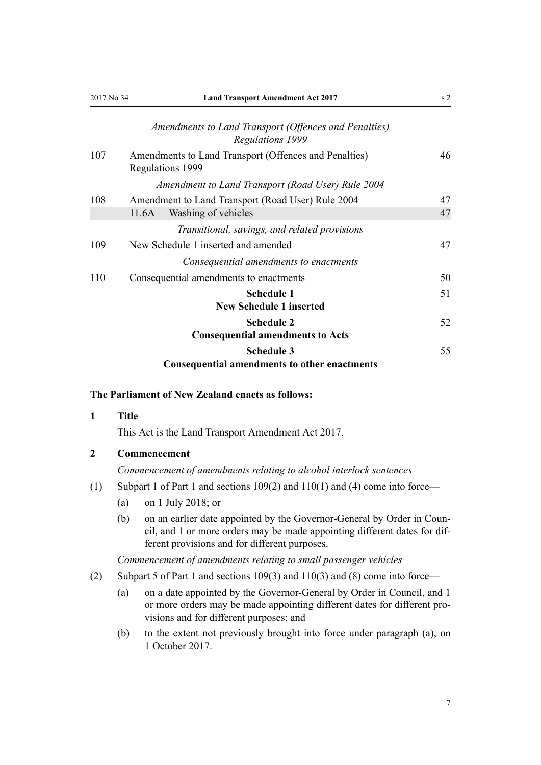*Amendments to Land Transport (Offences and Penalties) Regulations 1999*

| | | |
|---|---|---|
| 107 | Amendments to Land Transport (Offences and Penalties) Regulations 1999 | 46 |

*Amendment to Land Transport (Road User) Rule 2004*

| | | |
|---|---|---|
| 108 | Amendment to Land Transport (Road User) Rule 2004 | 47 |
| | 11.6A Washing of vehicles | 47 |

*Transitional, savings, and related provisions*

| | | |
|---|---|---|
| 109 | New Schedule 1 inserted and amended | 47 |

*Consequential amendments to enactments*

| | | |
|---|---|---|
| 110 | Consequential amendments to enactments | 50 |

| | |
|---|---|
| **Schedule 1** **New Schedule 1 inserted** | 51 |
| **Schedule 2** **Consequential amendments to Acts** | 52 |
| **Schedule 3** **Consequential amendments to other enactments** | 55 |

**The Parliament of New Zealand enacts as follows:**

**1 Title**

This Act is the Land Transport Amendment Act 2017.

**2 Commencement**

*Commencement of amendments relating to alcohol interlock sentences*

(1) Subpart 1 of Part 1 and sections 109(2) and 110(1) and (4) come into force—

(a) on 1 July 2018; or

(b) on an earlier date appointed by the Governor-General by Order in Council, and 1 or more orders may be made appointing different dates for different provisions and for different purposes.

*Commencement of amendments relating to small passenger vehicles*

(2) Subpart 5 of Part 1 and sections 109(3) and 110(3) and (8) come into force—

(a) on a date appointed by the Governor-General by Order in Council, and 1 or more orders may be made appointing different dates for different provisions and for different purposes; and

(b) to the extent not previously brought into force under paragraph (a), on 1 October 2017.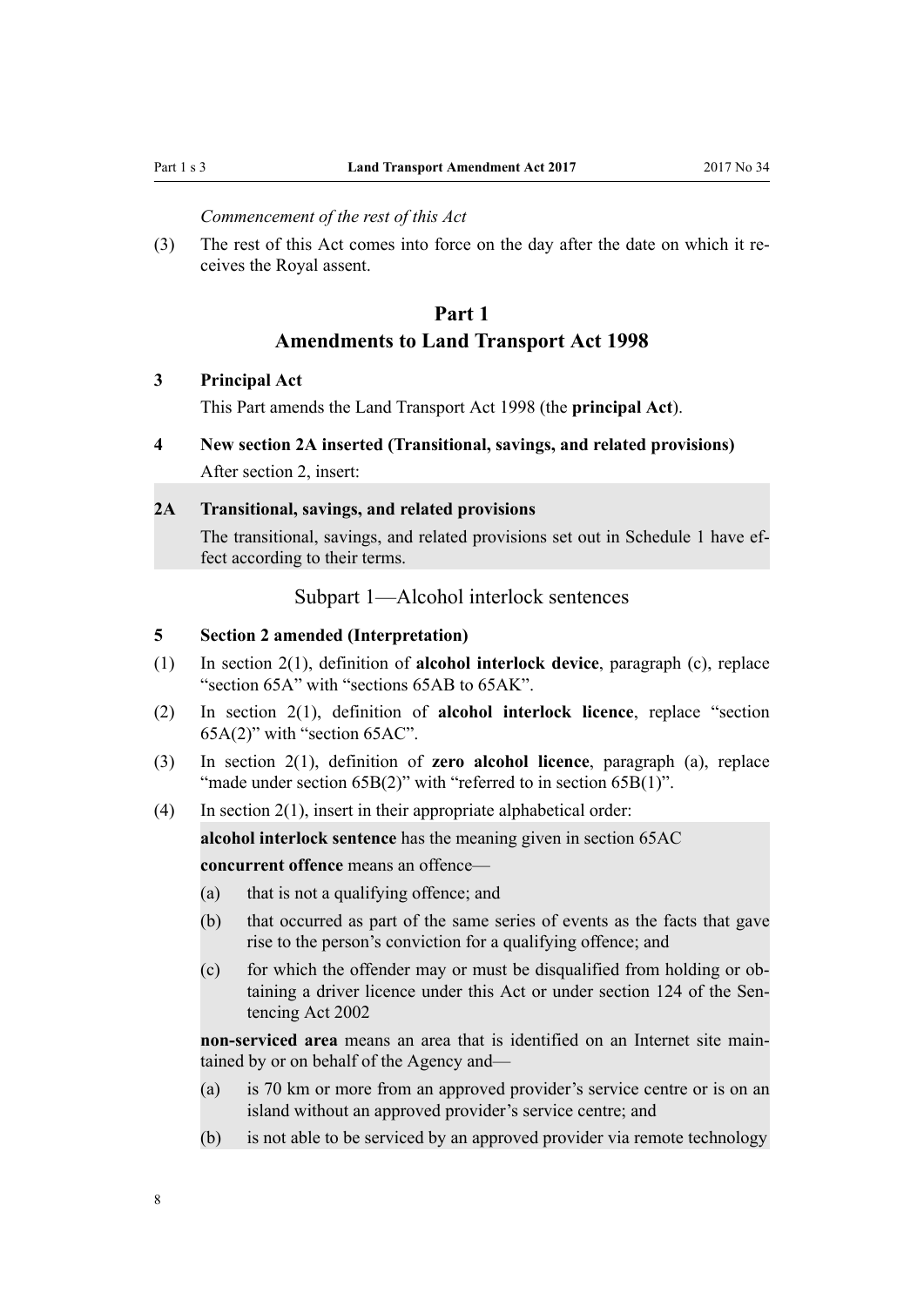*Commencement of the rest of this Act*

(3) The rest of this Act comes into force on the day after the date on which it receives the Royal assent.

## Part 1
## Amendments to Land Transport Act 1998

### 3 Principal Act

This Part amends the Land Transport Act 1998 (the **principal Act**).

### 4 New section 2A inserted (Transitional, savings, and related provisions)

After section 2, insert:

> **2A Transitional, savings, and related provisions**
>
> The transitional, savings, and related provisions set out in Schedule 1 have effect according to their terms.

### Subpart 1—Alcohol interlock sentences

### 5 Section 2 amended (Interpretation)

(1) In section 2(1), definition of **alcohol interlock device**, paragraph (c), replace "section 65A" with "sections 65AB to 65AK".

(2) In section 2(1), definition of **alcohol interlock licence**, replace "section 65A(2)" with "section 65AC".

(3) In section 2(1), definition of **zero alcohol licence**, paragraph (a), replace "made under section 65B(2)" with "referred to in section 65B(1)".

(4) In section 2(1), insert in their appropriate alphabetical order:

> **alcohol interlock sentence** has the meaning given in section 65AC
>
> **concurrent offence** means an offence—
>
> (a) that is not a qualifying offence; and
>
> (b) that occurred as part of the same series of events as the facts that gave rise to the person's conviction for a qualifying offence; and
>
> (c) for which the offender may or must be disqualified from holding or obtaining a driver licence under this Act or under section 124 of the Sentencing Act 2002
>
> **non-serviced area** means an area that is identified on an Internet site maintained by or on behalf of the Agency and—
>
> (a) is 70 km or more from an approved provider's service centre or is on an island without an approved provider's service centre; and
>
> (b) is not able to be serviced by an approved provider via remote technology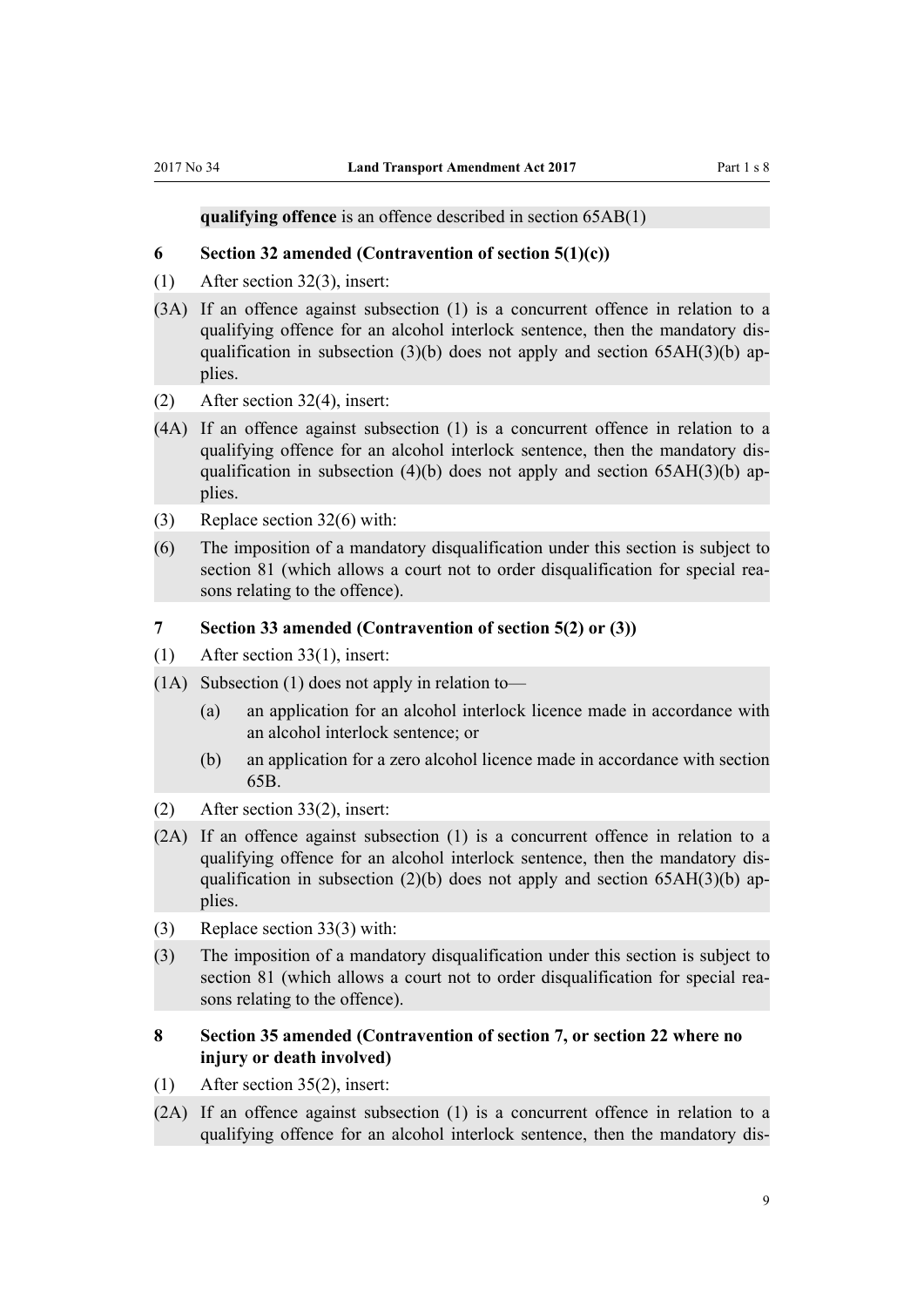**qualifying offence** is an offence described in section 65AB(1)

### 6 Section 32 amended (Contravention of section 5(1)(c))

(1) After section 32(3), insert:

(3A) If an offence against subsection (1) is a concurrent offence in relation to a qualifying offence for an alcohol interlock sentence, then the mandatory disqualification in subsection (3)(b) does not apply and section 65AH(3)(b) applies.

(2) After section 32(4), insert:

(4A) If an offence against subsection (1) is a concurrent offence in relation to a qualifying offence for an alcohol interlock sentence, then the mandatory disqualification in subsection (4)(b) does not apply and section 65AH(3)(b) applies.

(3) Replace section 32(6) with:

(6) The imposition of a mandatory disqualification under this section is subject to section 81 (which allows a court not to order disqualification for special reasons relating to the offence).

### 7 Section 33 amended (Contravention of section 5(2) or (3))

(1) After section 33(1), insert:

(1A) Subsection (1) does not apply in relation to—

- (a) an application for an alcohol interlock licence made in accordance with an alcohol interlock sentence; or
- (b) an application for a zero alcohol licence made in accordance with section 65B.

(2) After section 33(2), insert:

(2A) If an offence against subsection (1) is a concurrent offence in relation to a qualifying offence for an alcohol interlock sentence, then the mandatory disqualification in subsection (2)(b) does not apply and section 65AH(3)(b) applies.

(3) Replace section 33(3) with:

(3) The imposition of a mandatory disqualification under this section is subject to section 81 (which allows a court not to order disqualification for special reasons relating to the offence).

### 8 Section 35 amended (Contravention of section 7, or section 22 where no injury or death involved)

(1) After section 35(2), insert:

(2A) If an offence against subsection (1) is a concurrent offence in relation to a qualifying offence for an alcohol interlock sentence, then the mandatory dis-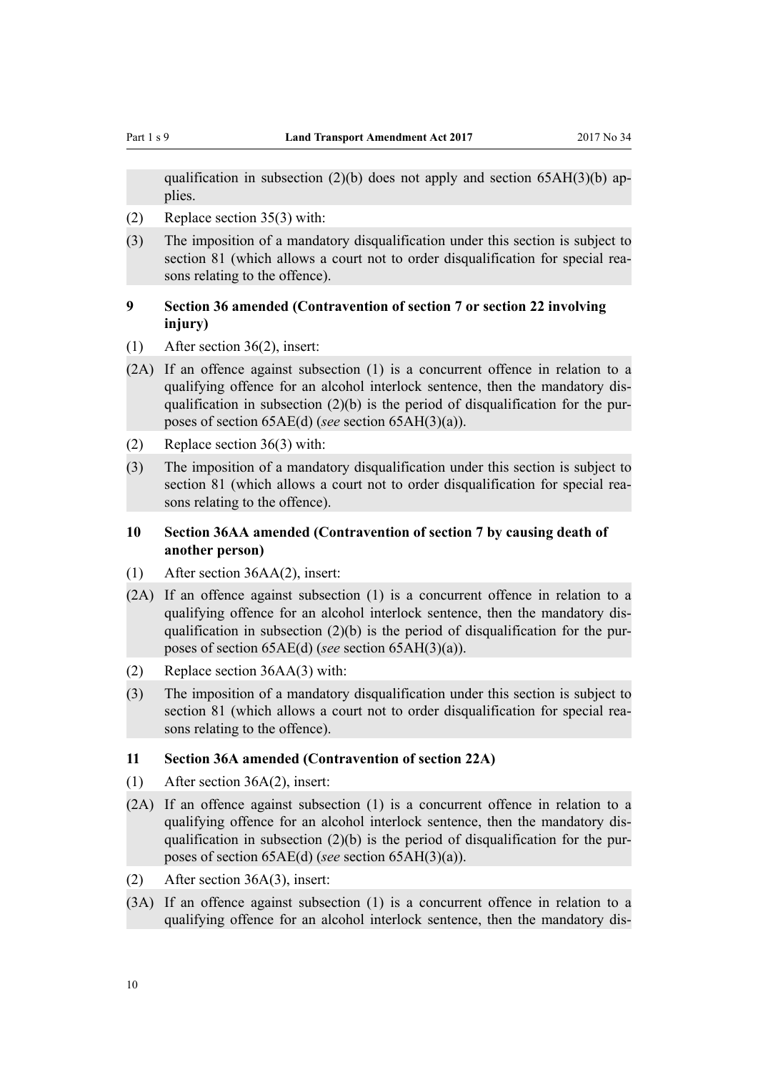qualification in subsection (2)(b) does not apply and section 65AH(3)(b) applies.

(2) Replace section 35(3) with:

(3) The imposition of a mandatory disqualification under this section is subject to section 81 (which allows a court not to order disqualification for special reasons relating to the offence).

### 9 Section 36 amended (Contravention of section 7 or section 22 involving injury)

(1) After section 36(2), insert:

(2A) If an offence against subsection (1) is a concurrent offence in relation to a qualifying offence for an alcohol interlock sentence, then the mandatory disqualification in subsection (2)(b) is the period of disqualification for the purposes of section 65AE(d) (*see* section 65AH(3)(a)).

(2) Replace section 36(3) with:

(3) The imposition of a mandatory disqualification under this section is subject to section 81 (which allows a court not to order disqualification for special reasons relating to the offence).

### 10 Section 36AA amended (Contravention of section 7 by causing death of another person)

(1) After section 36AA(2), insert:

(2A) If an offence against subsection (1) is a concurrent offence in relation to a qualifying offence for an alcohol interlock sentence, then the mandatory disqualification in subsection (2)(b) is the period of disqualification for the purposes of section 65AE(d) (*see* section 65AH(3)(a)).

(2) Replace section 36AA(3) with:

(3) The imposition of a mandatory disqualification under this section is subject to section 81 (which allows a court not to order disqualification for special reasons relating to the offence).

### 11 Section 36A amended (Contravention of section 22A)

(1) After section 36A(2), insert:

(2A) If an offence against subsection (1) is a concurrent offence in relation to a qualifying offence for an alcohol interlock sentence, then the mandatory disqualification in subsection (2)(b) is the period of disqualification for the purposes of section 65AE(d) (*see* section 65AH(3)(a)).

(2) After section 36A(3), insert:

(3A) If an offence against subsection (1) is a concurrent offence in relation to a qualifying offence for an alcohol interlock sentence, then the mandatory dis-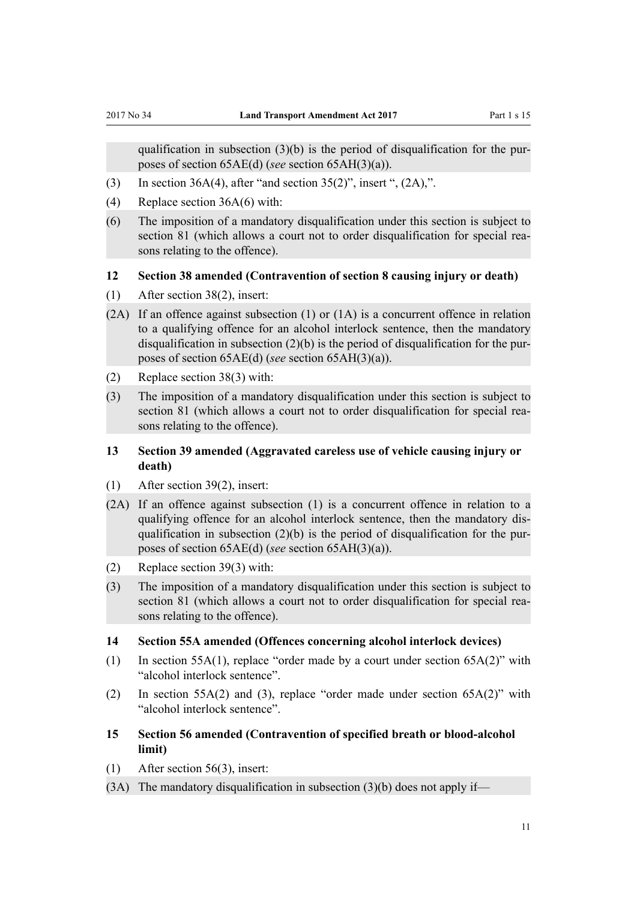qualification in subsection (3)(b) is the period of disqualification for the purposes of section 65AE(d) (*see* section 65AH(3)(a)).

(3) In section 36A(4), after "and section 35(2)", insert ", (2A),".

(4) Replace section 36A(6) with:

(6) The imposition of a mandatory disqualification under this section is subject to section 81 (which allows a court not to order disqualification for special reasons relating to the offence).

### 12 Section 38 amended (Contravention of section 8 causing injury or death)

(1) After section 38(2), insert:

(2A) If an offence against subsection (1) or (1A) is a concurrent offence in relation to a qualifying offence for an alcohol interlock sentence, then the mandatory disqualification in subsection (2)(b) is the period of disqualification for the purposes of section 65AE(d) (*see* section 65AH(3)(a)).

(2) Replace section 38(3) with:

(3) The imposition of a mandatory disqualification under this section is subject to section 81 (which allows a court not to order disqualification for special reasons relating to the offence).

### 13 Section 39 amended (Aggravated careless use of vehicle causing injury or death)

(1) After section 39(2), insert:

(2A) If an offence against subsection (1) is a concurrent offence in relation to a qualifying offence for an alcohol interlock sentence, then the mandatory disqualification in subsection (2)(b) is the period of disqualification for the purposes of section 65AE(d) (*see* section 65AH(3)(a)).

(2) Replace section 39(3) with:

(3) The imposition of a mandatory disqualification under this section is subject to section 81 (which allows a court not to order disqualification for special reasons relating to the offence).

### 14 Section 55A amended (Offences concerning alcohol interlock devices)

(1) In section 55A(1), replace "order made by a court under section 65A(2)" with "alcohol interlock sentence".

(2) In section 55A(2) and (3), replace "order made under section 65A(2)" with "alcohol interlock sentence".

### 15 Section 56 amended (Contravention of specified breath or blood-alcohol limit)

(1) After section 56(3), insert:

(3A) The mandatory disqualification in subsection (3)(b) does not apply if—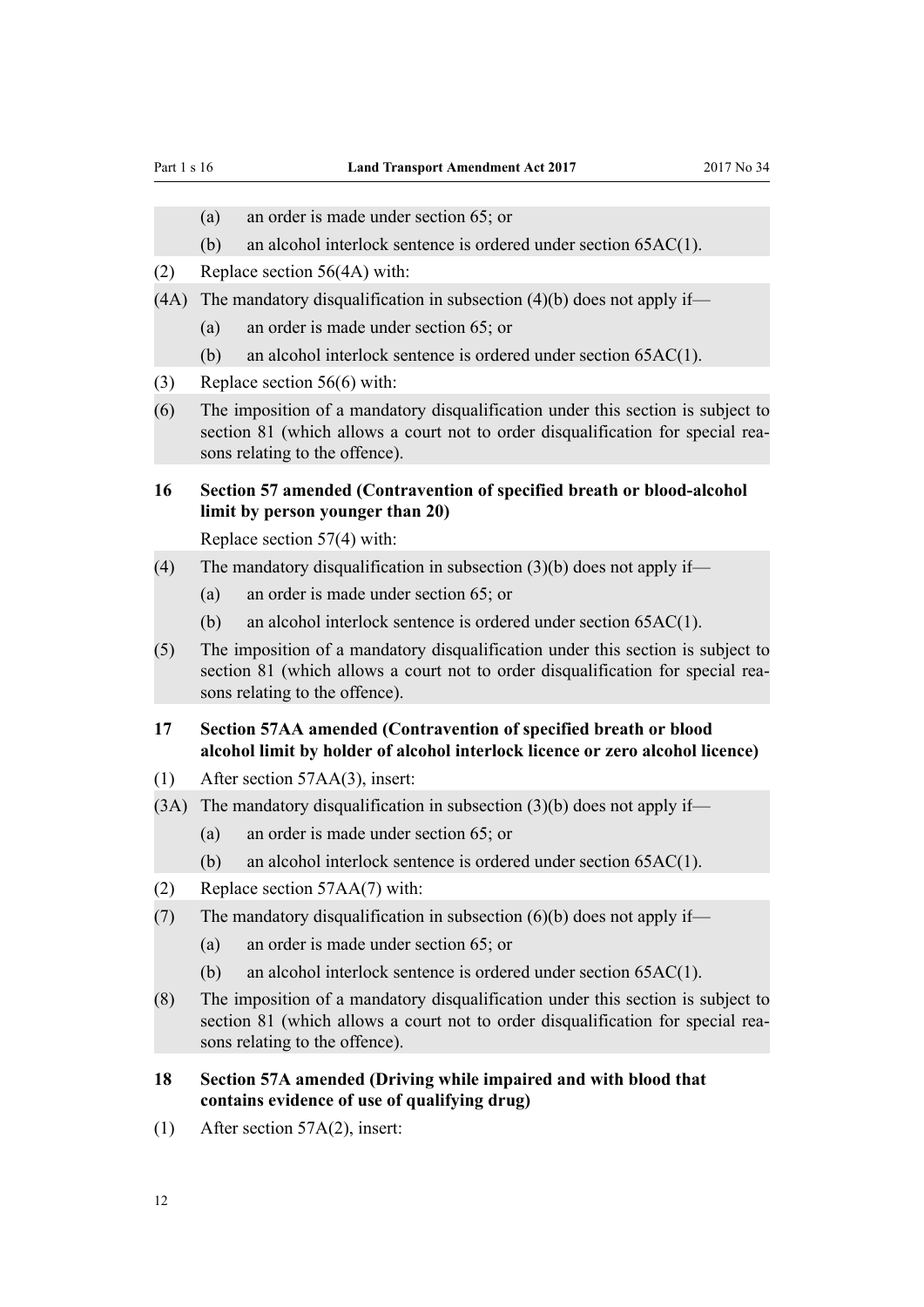(a) an order is made under section 65; or

(b) an alcohol interlock sentence is ordered under section 65AC(1).

(2) Replace section 56(4A) with:

(4A) The mandatory disqualification in subsection (4)(b) does not apply if—

(a) an order is made under section 65; or

(b) an alcohol interlock sentence is ordered under section 65AC(1).

(3) Replace section 56(6) with:

(6) The imposition of a mandatory disqualification under this section is subject to section 81 (which allows a court not to order disqualification for special reasons relating to the offence).

### 16 Section 57 amended (Contravention of specified breath or blood-alcohol limit by person younger than 20)

Replace section 57(4) with:

(4) The mandatory disqualification in subsection (3)(b) does not apply if—

(a) an order is made under section 65; or

(b) an alcohol interlock sentence is ordered under section 65AC(1).

(5) The imposition of a mandatory disqualification under this section is subject to section 81 (which allows a court not to order disqualification for special reasons relating to the offence).

### 17 Section 57AA amended (Contravention of specified breath or blood alcohol limit by holder of alcohol interlock licence or zero alcohol licence)

(1) After section 57AA(3), insert:

(3A) The mandatory disqualification in subsection (3)(b) does not apply if—

(a) an order is made under section 65; or

(b) an alcohol interlock sentence is ordered under section 65AC(1).

(2) Replace section 57AA(7) with:

(7) The mandatory disqualification in subsection (6)(b) does not apply if—

(a) an order is made under section 65; or

(b) an alcohol interlock sentence is ordered under section 65AC(1).

(8) The imposition of a mandatory disqualification under this section is subject to section 81 (which allows a court not to order disqualification for special reasons relating to the offence).

### 18 Section 57A amended (Driving while impaired and with blood that contains evidence of use of qualifying drug)

(1) After section 57A(2), insert: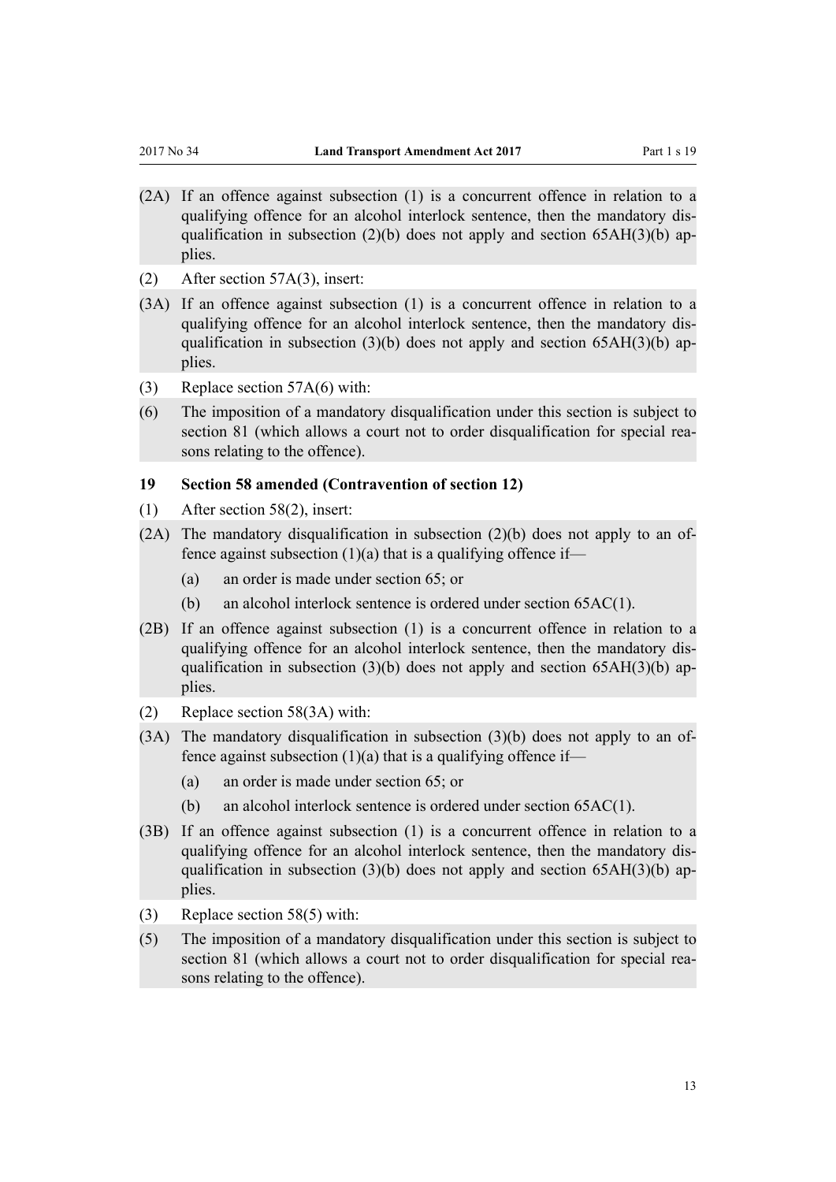(2A) If an offence against subsection (1) is a concurrent offence in relation to a qualifying offence for an alcohol interlock sentence, then the mandatory disqualification in subsection (2)(b) does not apply and section 65AH(3)(b) applies.

(2) After section 57A(3), insert:

(3A) If an offence against subsection (1) is a concurrent offence in relation to a qualifying offence for an alcohol interlock sentence, then the mandatory disqualification in subsection (3)(b) does not apply and section 65AH(3)(b) applies.

(3) Replace section 57A(6) with:

(6) The imposition of a mandatory disqualification under this section is subject to section 81 (which allows a court not to order disqualification for special reasons relating to the offence).

### 19 Section 58 amended (Contravention of section 12)

(1) After section 58(2), insert:

(2A) The mandatory disqualification in subsection (2)(b) does not apply to an offence against subsection (1)(a) that is a qualifying offence if—

- (a) an order is made under section 65; or
- (b) an alcohol interlock sentence is ordered under section 65AC(1).

(2B) If an offence against subsection (1) is a concurrent offence in relation to a qualifying offence for an alcohol interlock sentence, then the mandatory disqualification in subsection (3)(b) does not apply and section 65AH(3)(b) applies.

(2) Replace section 58(3A) with:

(3A) The mandatory disqualification in subsection (3)(b) does not apply to an offence against subsection (1)(a) that is a qualifying offence if—

- (a) an order is made under section 65; or
- (b) an alcohol interlock sentence is ordered under section 65AC(1).

(3B) If an offence against subsection (1) is a concurrent offence in relation to a qualifying offence for an alcohol interlock sentence, then the mandatory disqualification in subsection (3)(b) does not apply and section 65AH(3)(b) applies.

(3) Replace section 58(5) with:

(5) The imposition of a mandatory disqualification under this section is subject to section 81 (which allows a court not to order disqualification for special reasons relating to the offence).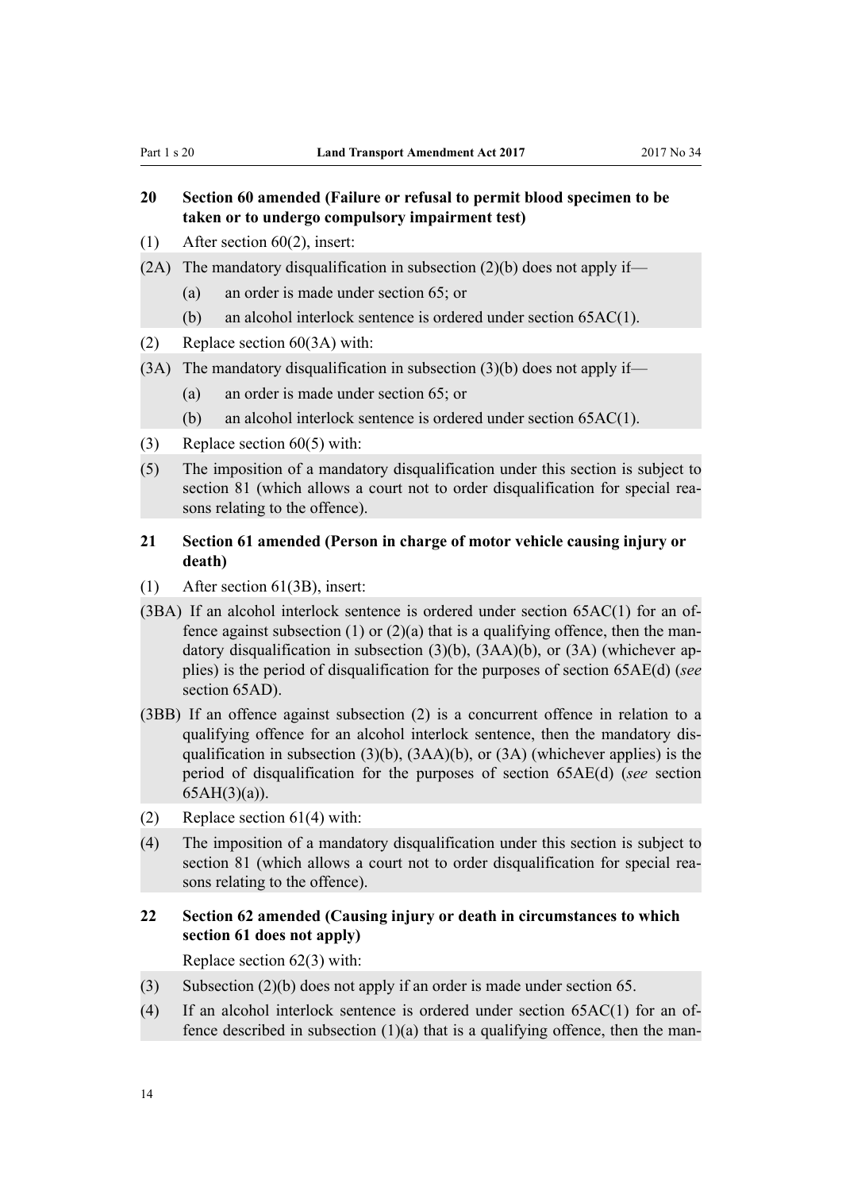### 20 Section 60 amended (Failure or refusal to permit blood specimen to be taken or to undergo compulsory impairment test)

(1) After section 60(2), insert:

(2A) The mandatory disqualification in subsection (2)(b) does not apply if—

(a) an order is made under section 65; or

(b) an alcohol interlock sentence is ordered under section 65AC(1).

(2) Replace section 60(3A) with:

(3A) The mandatory disqualification in subsection (3)(b) does not apply if—

(a) an order is made under section 65; or

(b) an alcohol interlock sentence is ordered under section 65AC(1).

(3) Replace section 60(5) with:

(5) The imposition of a mandatory disqualification under this section is subject to section 81 (which allows a court not to order disqualification for special reasons relating to the offence).

### 21 Section 61 amended (Person in charge of motor vehicle causing injury or death)

(1) After section 61(3B), insert:

(3BA) If an alcohol interlock sentence is ordered under section 65AC(1) for an offence against subsection (1) or (2)(a) that is a qualifying offence, then the mandatory disqualification in subsection (3)(b), (3AA)(b), or (3A) (whichever applies) is the period of disqualification for the purposes of section 65AE(d) (*see* section 65AD).

(3BB) If an offence against subsection (2) is a concurrent offence in relation to a qualifying offence for an alcohol interlock sentence, then the mandatory disqualification in subsection (3)(b), (3AA)(b), or (3A) (whichever applies) is the period of disqualification for the purposes of section 65AE(d) (*see* section 65AH(3)(a)).

(2) Replace section 61(4) with:

(4) The imposition of a mandatory disqualification under this section is subject to section 81 (which allows a court not to order disqualification for special reasons relating to the offence).

### 22 Section 62 amended (Causing injury or death in circumstances to which section 61 does not apply)

Replace section 62(3) with:

(3) Subsection (2)(b) does not apply if an order is made under section 65.

(4) If an alcohol interlock sentence is ordered under section 65AC(1) for an offence described in subsection (1)(a) that is a qualifying offence, then the man-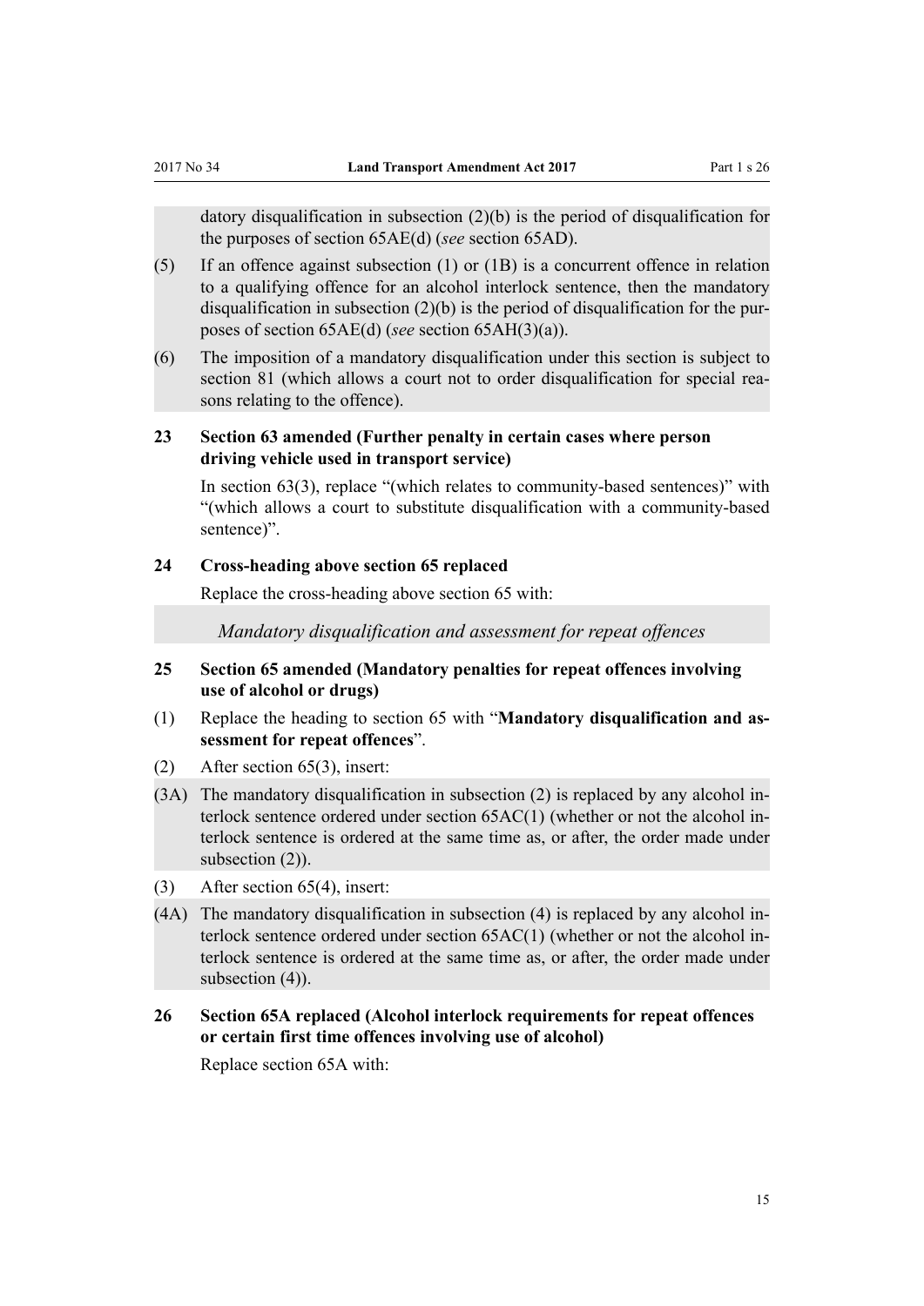datory disqualification in subsection (2)(b) is the period of disqualification for the purposes of section 65AE(d) (*see* section 65AD).

(5) If an offence against subsection (1) or (1B) is a concurrent offence in relation to a qualifying offence for an alcohol interlock sentence, then the mandatory disqualification in subsection (2)(b) is the period of disqualification for the purposes of section 65AE(d) (*see* section 65AH(3)(a)).

(6) The imposition of a mandatory disqualification under this section is subject to section 81 (which allows a court not to order disqualification for special reasons relating to the offence).

### 23 Section 63 amended (Further penalty in certain cases where person driving vehicle used in transport service)

In section 63(3), replace "(which relates to community-based sentences)" with "(which allows a court to substitute disqualification with a community-based sentence)".

### 24 Cross-heading above section 65 replaced

Replace the cross-heading above section 65 with:

*Mandatory disqualification and assessment for repeat offences*

### 25 Section 65 amended (Mandatory penalties for repeat offences involving use of alcohol or drugs)

(1) Replace the heading to section 65 with "**Mandatory disqualification and assessment for repeat offences**".

(2) After section 65(3), insert:

(3A) The mandatory disqualification in subsection (2) is replaced by any alcohol interlock sentence ordered under section 65AC(1) (whether or not the alcohol interlock sentence is ordered at the same time as, or after, the order made under subsection (2)).

(3) After section 65(4), insert:

(4A) The mandatory disqualification in subsection (4) is replaced by any alcohol interlock sentence ordered under section 65AC(1) (whether or not the alcohol interlock sentence is ordered at the same time as, or after, the order made under subsection (4)).

### 26 Section 65A replaced (Alcohol interlock requirements for repeat offences or certain first time offences involving use of alcohol)

Replace section 65A with: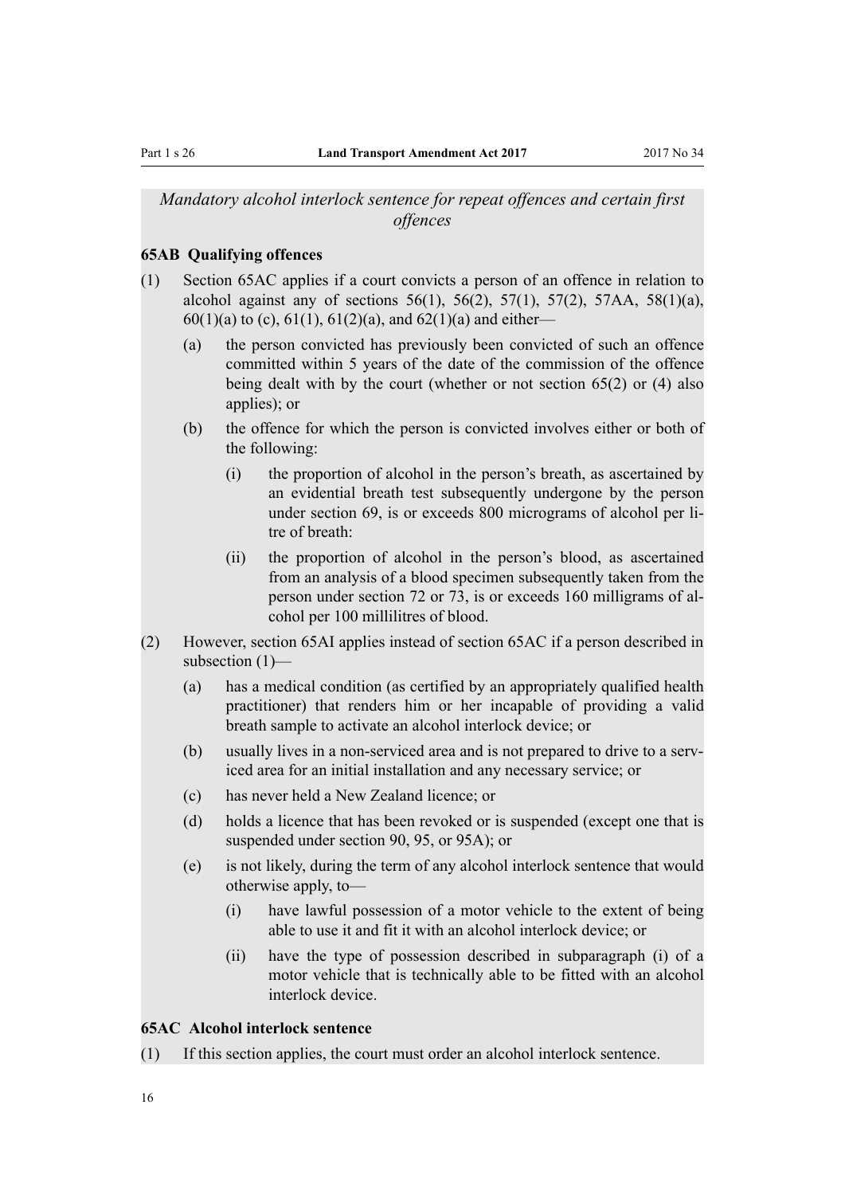*Mandatory alcohol interlock sentence for repeat offences and certain first offences*

**65AB Qualifying offences**

(1) Section 65AC applies if a court convicts a person of an offence in relation to alcohol against any of sections 56(1), 56(2), 57(1), 57(2), 57AA, 58(1)(a), 60(1)(a) to (c), 61(1), 61(2)(a), and 62(1)(a) and either—

 (a) the person convicted has previously been convicted of such an offence committed within 5 years of the date of the commission of the offence being dealt with by the court (whether or not section 65(2) or (4) also applies); or

 (b) the offence for which the person is convicted involves either or both of the following:

  (i) the proportion of alcohol in the person's breath, as ascertained by an evidential breath test subsequently undergone by the person under section 69, is or exceeds 800 micrograms of alcohol per litre of breath:

  (ii) the proportion of alcohol in the person's blood, as ascertained from an analysis of a blood specimen subsequently taken from the person under section 72 or 73, is or exceeds 160 milligrams of alcohol per 100 millilitres of blood.

(2) However, section 65AI applies instead of section 65AC if a person described in subsection (1)—

 (a) has a medical condition (as certified by an appropriately qualified health practitioner) that renders him or her incapable of providing a valid breath sample to activate an alcohol interlock device; or

 (b) usually lives in a non-serviced area and is not prepared to drive to a serviced area for an initial installation and any necessary service; or

 (c) has never held a New Zealand licence; or

 (d) holds a licence that has been revoked or is suspended (except one that is suspended under section 90, 95, or 95A); or

 (e) is not likely, during the term of any alcohol interlock sentence that would otherwise apply, to—

  (i) have lawful possession of a motor vehicle to the extent of being able to use it and fit it with an alcohol interlock device; or

  (ii) have the type of possession described in subparagraph (i) of a motor vehicle that is technically able to be fitted with an alcohol interlock device.

**65AC Alcohol interlock sentence**

(1) If this section applies, the court must order an alcohol interlock sentence.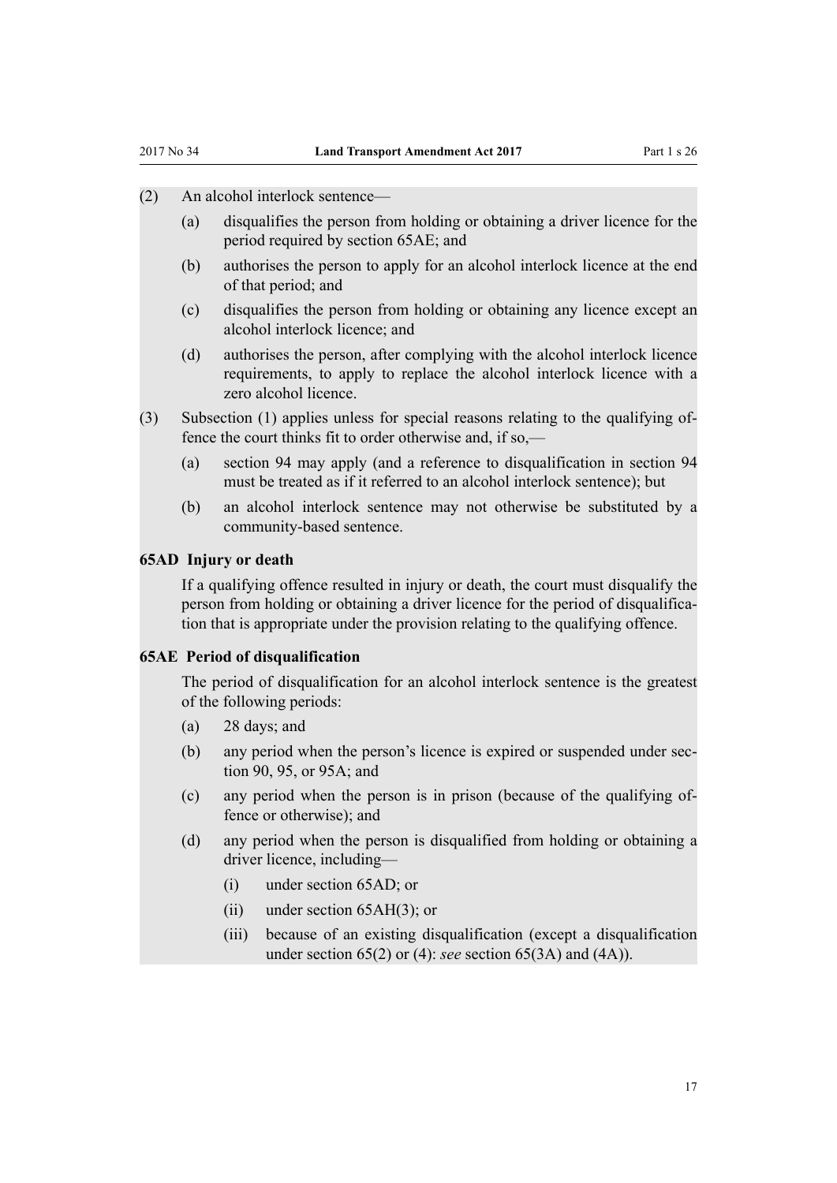(2) An alcohol interlock sentence—

- (a) disqualifies the person from holding or obtaining a driver licence for the period required by section 65AE; and
- (b) authorises the person to apply for an alcohol interlock licence at the end of that period; and
- (c) disqualifies the person from holding or obtaining any licence except an alcohol interlock licence; and
- (d) authorises the person, after complying with the alcohol interlock licence requirements, to apply to replace the alcohol interlock licence with a zero alcohol licence.

(3) Subsection (1) applies unless for special reasons relating to the qualifying offence the court thinks fit to order otherwise and, if so,—

- (a) section 94 may apply (and a reference to disqualification in section 94 must be treated as if it referred to an alcohol interlock sentence); but
- (b) an alcohol interlock sentence may not otherwise be substituted by a community-based sentence.

**65AD Injury or death**

If a qualifying offence resulted in injury or death, the court must disqualify the person from holding or obtaining a driver licence for the period of disqualification that is appropriate under the provision relating to the qualifying offence.

**65AE Period of disqualification**

The period of disqualification for an alcohol interlock sentence is the greatest of the following periods:

- (a) 28 days; and
- (b) any period when the person's licence is expired or suspended under section 90, 95, or 95A; and
- (c) any period when the person is in prison (because of the qualifying offence or otherwise); and
- (d) any period when the person is disqualified from holding or obtaining a driver licence, including—
  - (i) under section 65AD; or
  - (ii) under section 65AH(3); or
  - (iii) because of an existing disqualification (except a disqualification under section 65(2) or (4): *see* section 65(3A) and (4A)).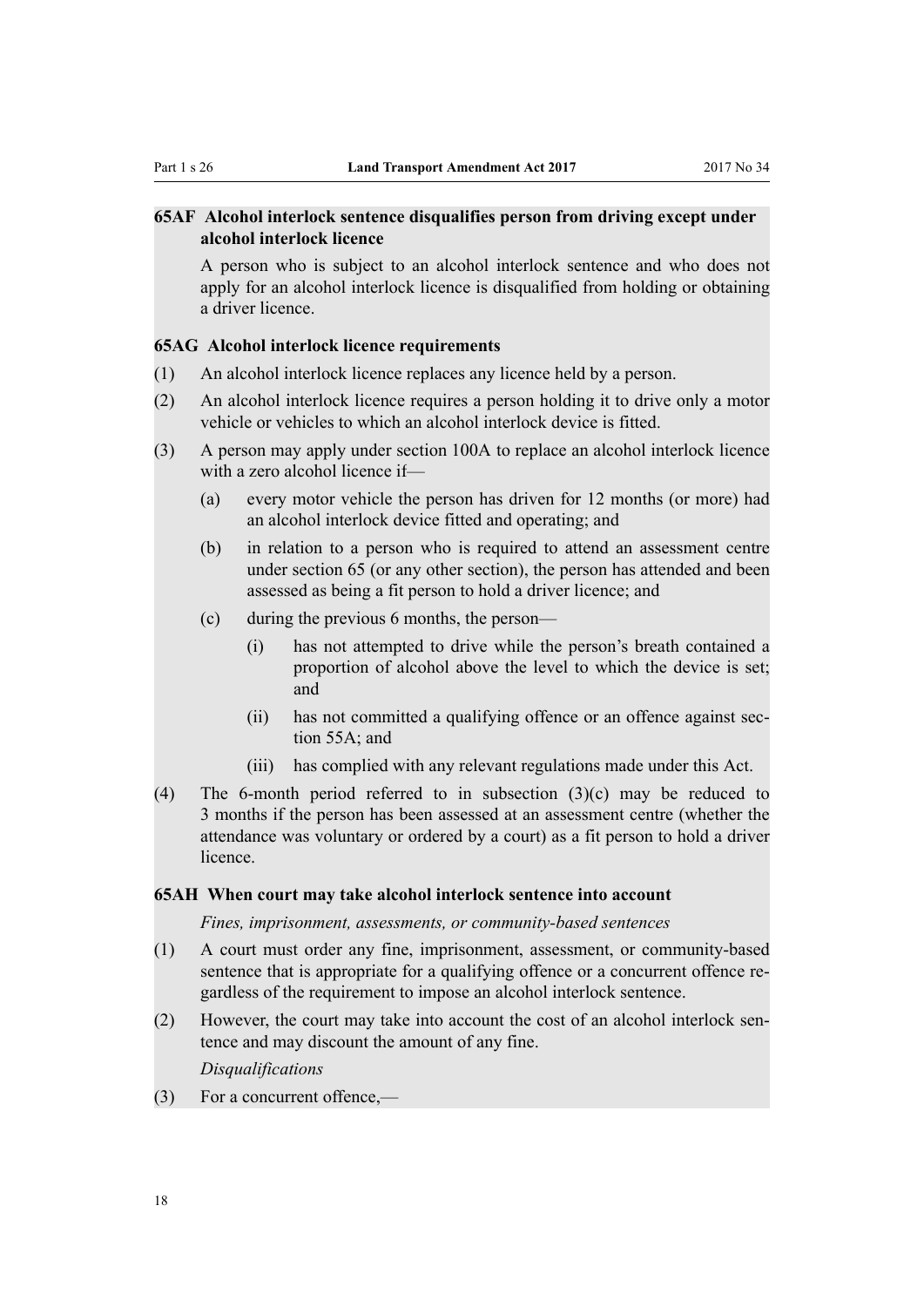#### 65AF Alcohol interlock sentence disqualifies person from driving except under alcohol interlock licence

A person who is subject to an alcohol interlock sentence and who does not apply for an alcohol interlock licence is disqualified from holding or obtaining a driver licence.

#### 65AG Alcohol interlock licence requirements

(1) An alcohol interlock licence replaces any licence held by a person.

(2) An alcohol interlock licence requires a person holding it to drive only a motor vehicle or vehicles to which an alcohol interlock device is fitted.

(3) A person may apply under section 100A to replace an alcohol interlock licence with a zero alcohol licence if—

- (a) every motor vehicle the person has driven for 12 months (or more) had an alcohol interlock device fitted and operating; and
- (b) in relation to a person who is required to attend an assessment centre under section 65 (or any other section), the person has attended and been assessed as being a fit person to hold a driver licence; and
- (c) during the previous 6 months, the person—
  - (i) has not attempted to drive while the person's breath contained a proportion of alcohol above the level to which the device is set; and
  - (ii) has not committed a qualifying offence or an offence against section 55A; and
  - (iii) has complied with any relevant regulations made under this Act.

(4) The 6-month period referred to in subsection (3)(c) may be reduced to 3 months if the person has been assessed at an assessment centre (whether the attendance was voluntary or ordered by a court) as a fit person to hold a driver licence.

#### 65AH When court may take alcohol interlock sentence into account

*Fines, imprisonment, assessments, or community-based sentences*

(1) A court must order any fine, imprisonment, assessment, or community-based sentence that is appropriate for a qualifying offence or a concurrent offence regardless of the requirement to impose an alcohol interlock sentence.

(2) However, the court may take into account the cost of an alcohol interlock sentence and may discount the amount of any fine.

*Disqualifications*

(3) For a concurrent offence,—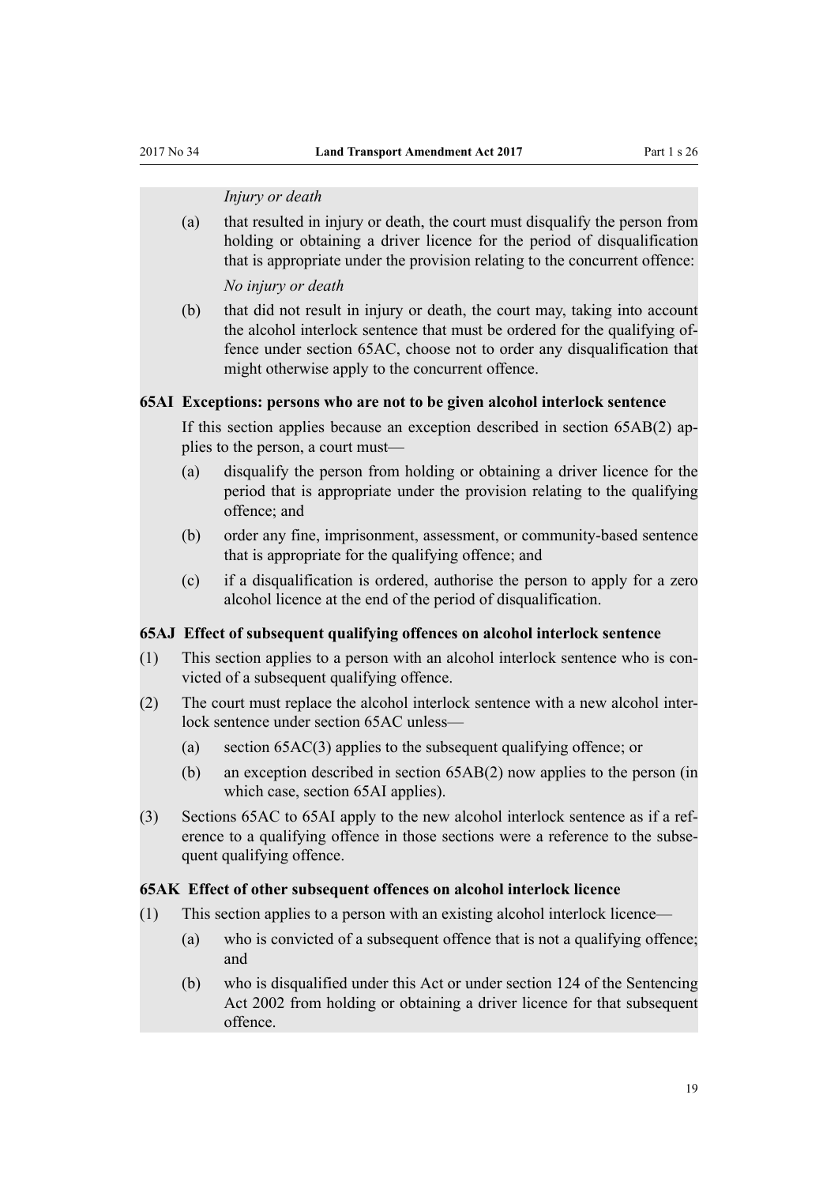*Injury or death*

(a) that resulted in injury or death, the court must disqualify the person from holding or obtaining a driver licence for the period of disqualification that is appropriate under the provision relating to the concurrent offence:

*No injury or death*

(b) that did not result in injury or death, the court may, taking into account the alcohol interlock sentence that must be ordered for the qualifying offence under section 65AC, choose not to order any disqualification that might otherwise apply to the concurrent offence.

**65AI Exceptions: persons who are not to be given alcohol interlock sentence**

If this section applies because an exception described in section 65AB(2) applies to the person, a court must—

(a) disqualify the person from holding or obtaining a driver licence for the period that is appropriate under the provision relating to the qualifying offence; and

(b) order any fine, imprisonment, assessment, or community-based sentence that is appropriate for the qualifying offence; and

(c) if a disqualification is ordered, authorise the person to apply for a zero alcohol licence at the end of the period of disqualification.

**65AJ Effect of subsequent qualifying offences on alcohol interlock sentence**

(1) This section applies to a person with an alcohol interlock sentence who is convicted of a subsequent qualifying offence.

(2) The court must replace the alcohol interlock sentence with a new alcohol interlock sentence under section 65AC unless—

(a) section 65AC(3) applies to the subsequent qualifying offence; or

(b) an exception described in section 65AB(2) now applies to the person (in which case, section 65AI applies).

(3) Sections 65AC to 65AI apply to the new alcohol interlock sentence as if a reference to a qualifying offence in those sections were a reference to the subsequent qualifying offence.

**65AK Effect of other subsequent offences on alcohol interlock licence**

(1) This section applies to a person with an existing alcohol interlock licence—

(a) who is convicted of a subsequent offence that is not a qualifying offence; and

(b) who is disqualified under this Act or under section 124 of the Sentencing Act 2002 from holding or obtaining a driver licence for that subsequent offence.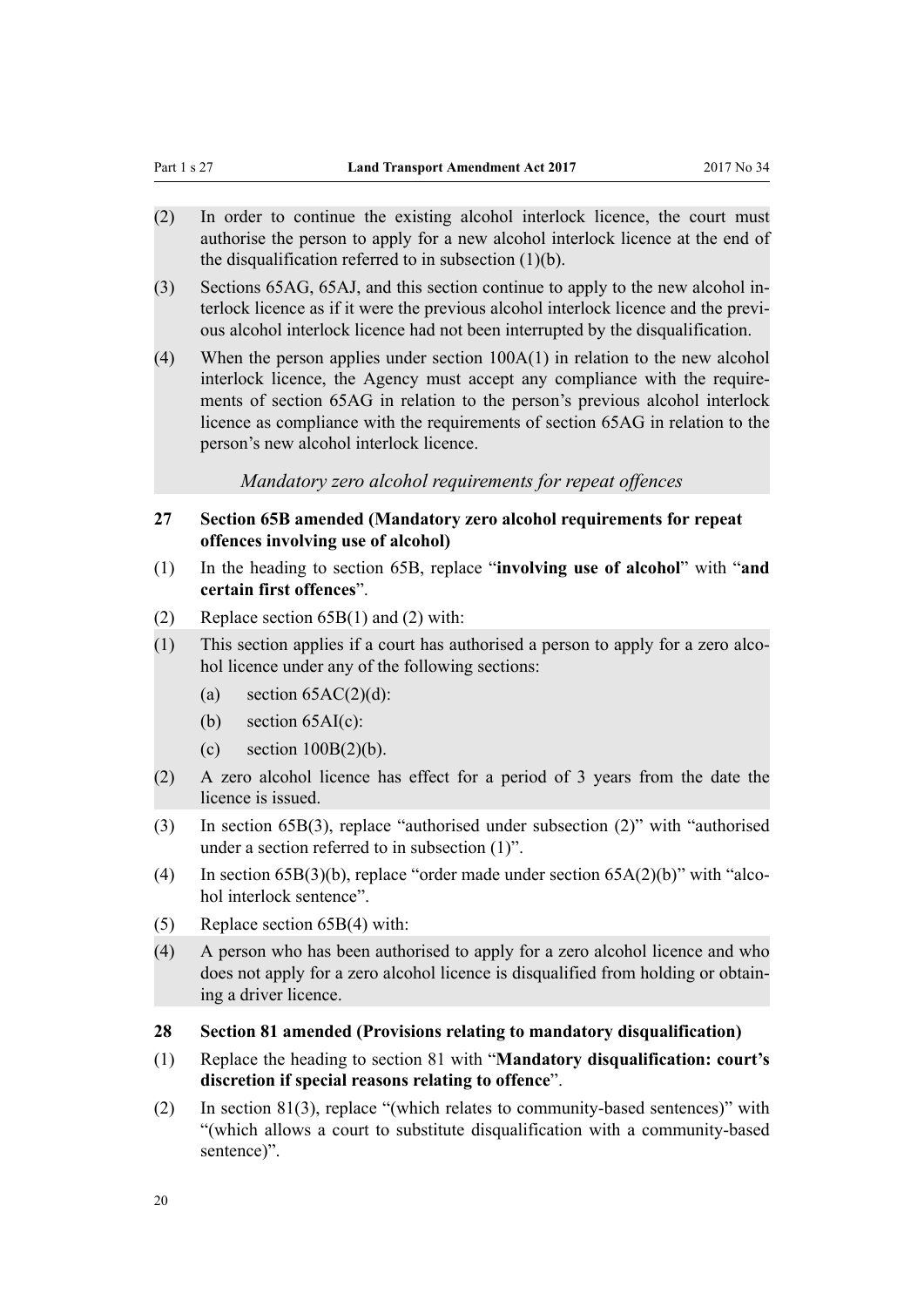(2) In order to continue the existing alcohol interlock licence, the court must authorise the person to apply for a new alcohol interlock licence at the end of the disqualification referred to in subsection (1)(b).

(3) Sections 65AG, 65AJ, and this section continue to apply to the new alcohol interlock licence as if it were the previous alcohol interlock licence and the previous alcohol interlock licence had not been interrupted by the disqualification.

(4) When the person applies under section 100A(1) in relation to the new alcohol interlock licence, the Agency must accept any compliance with the requirements of section 65AG in relation to the person's previous alcohol interlock licence as compliance with the requirements of section 65AG in relation to the person's new alcohol interlock licence.

*Mandatory zero alcohol requirements for repeat offences*

### 27 Section 65B amended (Mandatory zero alcohol requirements for repeat offences involving use of alcohol)

(1) In the heading to section 65B, replace "**involving use of alcohol**" with "**and certain first offences**".

(2) Replace section 65B(1) and (2) with:

(1) This section applies if a court has authorised a person to apply for a zero alcohol licence under any of the following sections:

- (a) section 65AC(2)(d):
- (b) section 65AI(c):
- (c) section 100B(2)(b).

(2) A zero alcohol licence has effect for a period of 3 years from the date the licence is issued.

(3) In section 65B(3), replace "authorised under subsection (2)" with "authorised under a section referred to in subsection (1)".

(4) In section 65B(3)(b), replace "order made under section 65A(2)(b)" with "alcohol interlock sentence".

(5) Replace section 65B(4) with:

(4) A person who has been authorised to apply for a zero alcohol licence and who does not apply for a zero alcohol licence is disqualified from holding or obtaining a driver licence.

### 28 Section 81 amended (Provisions relating to mandatory disqualification)

(1) Replace the heading to section 81 with "**Mandatory disqualification: court's discretion if special reasons relating to offence**".

(2) In section 81(3), replace "(which relates to community-based sentences)" with "(which allows a court to substitute disqualification with a community-based sentence)".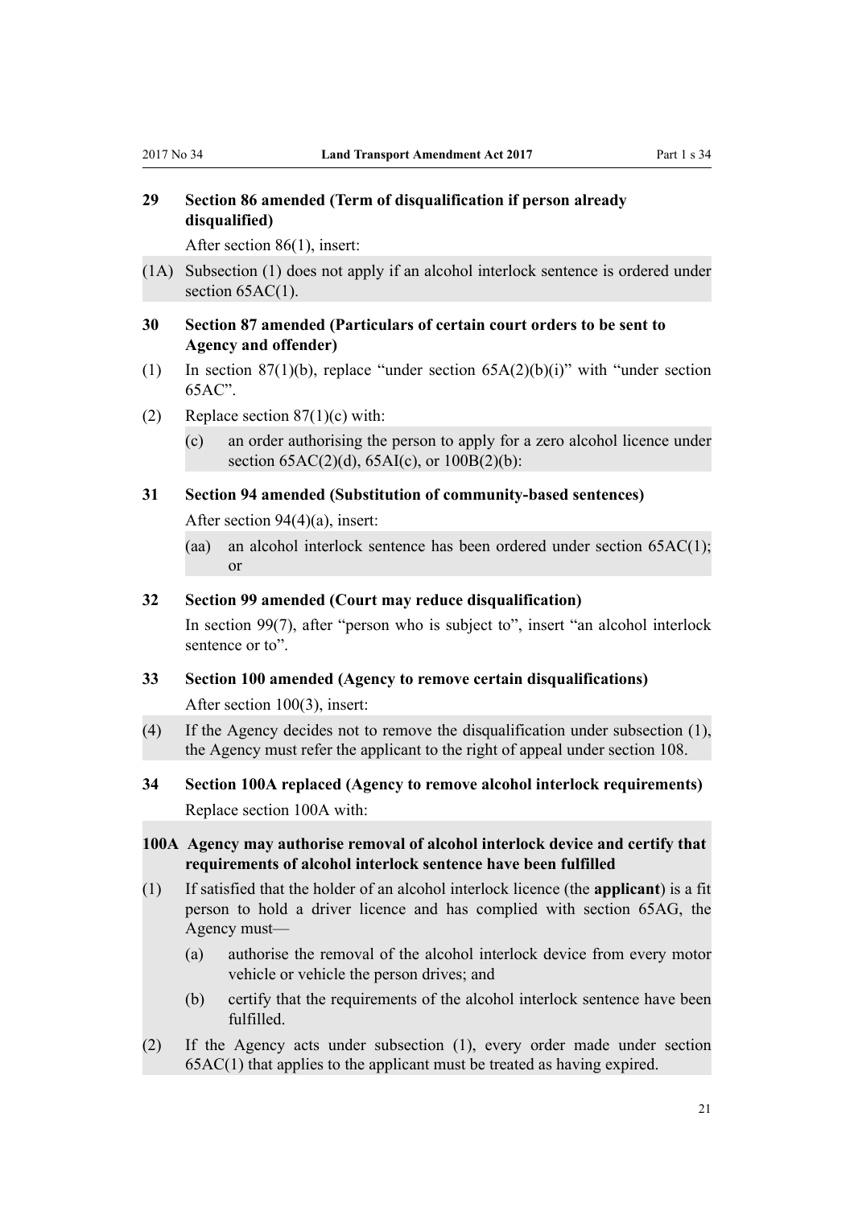### 29 Section 86 amended (Term of disqualification if person already disqualified)

After section 86(1), insert:

(1A) Subsection (1) does not apply if an alcohol interlock sentence is ordered under section 65AC(1).

### 30 Section 87 amended (Particulars of certain court orders to be sent to Agency and offender)

(1) In section 87(1)(b), replace "under section 65A(2)(b)(i)" with "under section 65AC".

(2) Replace section 87(1)(c) with:

- (c) an order authorising the person to apply for a zero alcohol licence under section 65AC(2)(d), 65AI(c), or 100B(2)(b):

### 31 Section 94 amended (Substitution of community-based sentences)

After section 94(4)(a), insert:

- (aa) an alcohol interlock sentence has been ordered under section 65AC(1); or

### 32 Section 99 amended (Court may reduce disqualification)

In section 99(7), after "person who is subject to", insert "an alcohol interlock sentence or to".

### 33 Section 100 amended (Agency to remove certain disqualifications)

After section 100(3), insert:

(4) If the Agency decides not to remove the disqualification under subsection (1), the Agency must refer the applicant to the right of appeal under section 108.

### 34 Section 100A replaced (Agency to remove alcohol interlock requirements)

Replace section 100A with:

#### 100A Agency may authorise removal of alcohol interlock device and certify that requirements of alcohol interlock sentence have been fulfilled

(1) If satisfied that the holder of an alcohol interlock licence (the **applicant**) is a fit person to hold a driver licence and has complied with section 65AG, the Agency must—

- (a) authorise the removal of the alcohol interlock device from every motor vehicle or vehicle the person drives; and
- (b) certify that the requirements of the alcohol interlock sentence have been fulfilled.

(2) If the Agency acts under subsection (1), every order made under section 65AC(1) that applies to the applicant must be treated as having expired.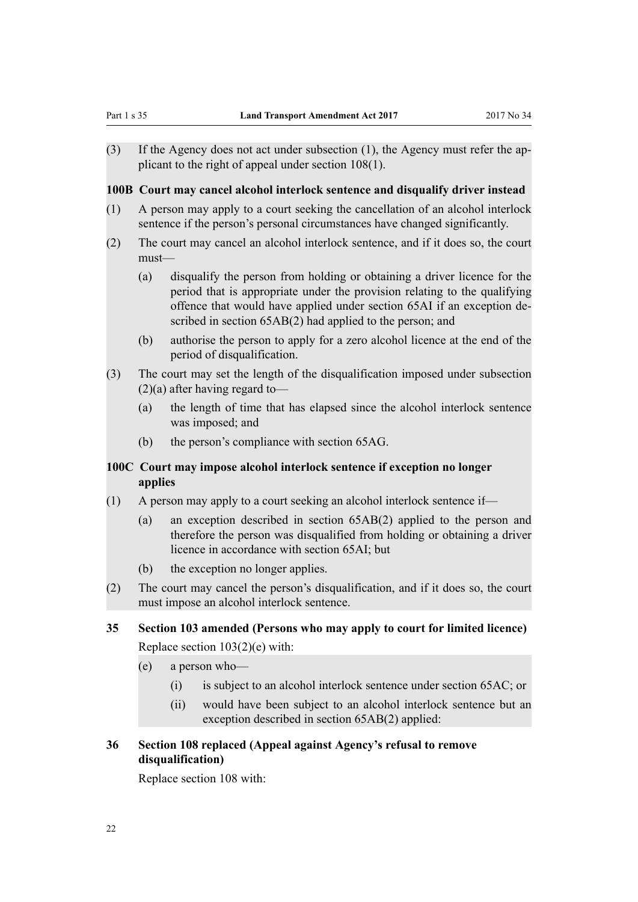(3) If the Agency does not act under subsection (1), the Agency must refer the applicant to the right of appeal under section 108(1).

### 100B Court may cancel alcohol interlock sentence and disqualify driver instead

(1) A person may apply to a court seeking the cancellation of an alcohol interlock sentence if the person's personal circumstances have changed significantly.

(2) The court may cancel an alcohol interlock sentence, and if it does so, the court must—

- (a) disqualify the person from holding or obtaining a driver licence for the period that is appropriate under the provision relating to the qualifying offence that would have applied under section 65AI if an exception described in section 65AB(2) had applied to the person; and
- (b) authorise the person to apply for a zero alcohol licence at the end of the period of disqualification.

(3) The court may set the length of the disqualification imposed under subsection (2)(a) after having regard to—

- (a) the length of time that has elapsed since the alcohol interlock sentence was imposed; and
- (b) the person's compliance with section 65AG.

### 100C Court may impose alcohol interlock sentence if exception no longer applies

(1) A person may apply to a court seeking an alcohol interlock sentence if—

- (a) an exception described in section 65AB(2) applied to the person and therefore the person was disqualified from holding or obtaining a driver licence in accordance with section 65AI; but
- (b) the exception no longer applies.

(2) The court may cancel the person's disqualification, and if it does so, the court must impose an alcohol interlock sentence.

## 35 Section 103 amended (Persons who may apply to court for limited licence)

Replace section 103(2)(e) with:

- (e) a person who—
  - (i) is subject to an alcohol interlock sentence under section 65AC; or
  - (ii) would have been subject to an alcohol interlock sentence but an exception described in section 65AB(2) applied:

## 36 Section 108 replaced (Appeal against Agency's refusal to remove disqualification)

Replace section 108 with: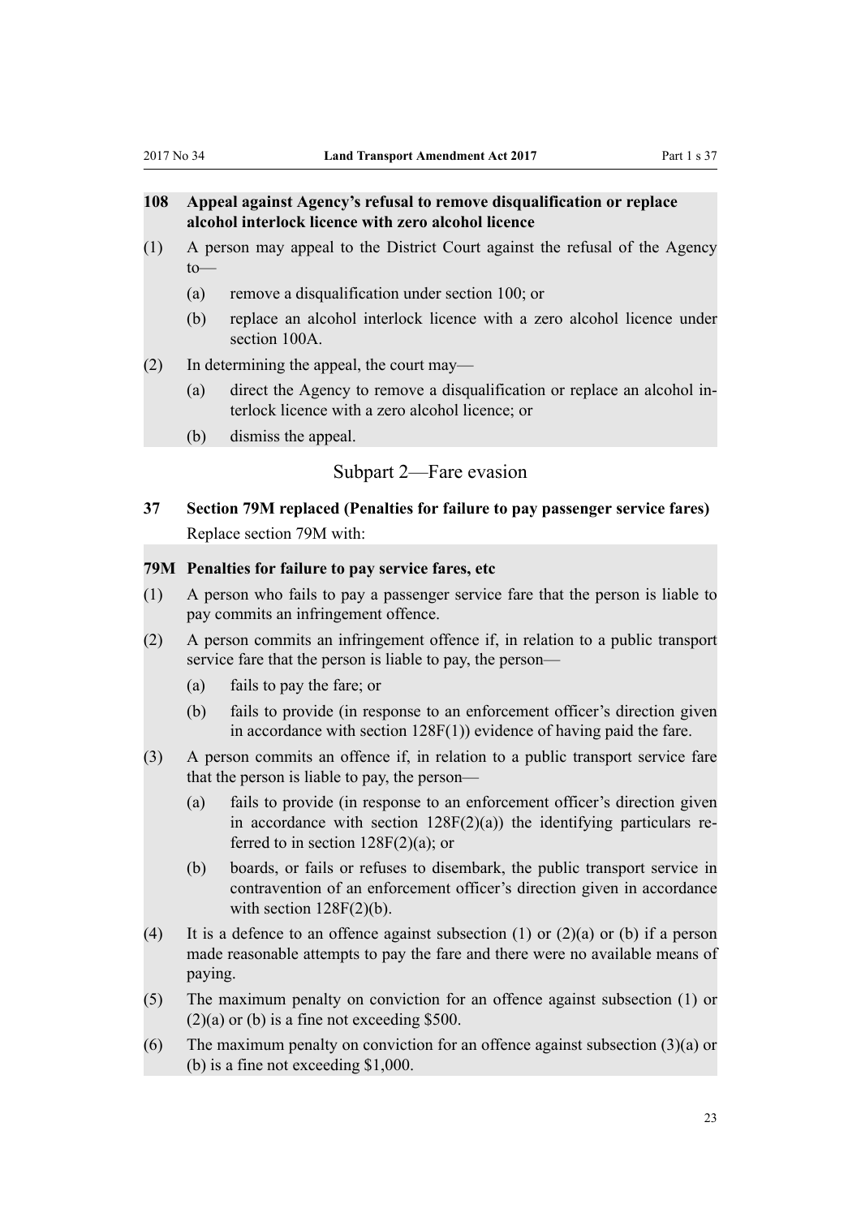### 108 Appeal against Agency's refusal to remove disqualification or replace alcohol interlock licence with zero alcohol licence

(1) A person may appeal to the District Court against the refusal of the Agency to—

  (a) remove a disqualification under section 100; or

  (b) replace an alcohol interlock licence with a zero alcohol licence under section 100A.

(2) In determining the appeal, the court may—

  (a) direct the Agency to remove a disqualification or replace an alcohol interlock licence with a zero alcohol licence; or

  (b) dismiss the appeal.

## Subpart 2—Fare evasion

### 37 Section 79M replaced (Penalties for failure to pay passenger service fares)

Replace section 79M with:

### 79M Penalties for failure to pay service fares, etc

(1) A person who fails to pay a passenger service fare that the person is liable to pay commits an infringement offence.

(2) A person commits an infringement offence if, in relation to a public transport service fare that the person is liable to pay, the person—

  (a) fails to pay the fare; or

  (b) fails to provide (in response to an enforcement officer's direction given in accordance with section 128F(1)) evidence of having paid the fare.

(3) A person commits an offence if, in relation to a public transport service fare that the person is liable to pay, the person—

  (a) fails to provide (in response to an enforcement officer's direction given in accordance with section 128F(2)(a)) the identifying particulars referred to in section 128F(2)(a); or

  (b) boards, or fails or refuses to disembark, the public transport service in contravention of an enforcement officer's direction given in accordance with section 128F(2)(b).

(4) It is a defence to an offence against subsection (1) or (2)(a) or (b) if a person made reasonable attempts to pay the fare and there were no available means of paying.

(5) The maximum penalty on conviction for an offence against subsection (1) or (2)(a) or (b) is a fine not exceeding $500.

(6) The maximum penalty on conviction for an offence against subsection (3)(a) or (b) is a fine not exceeding $1,000.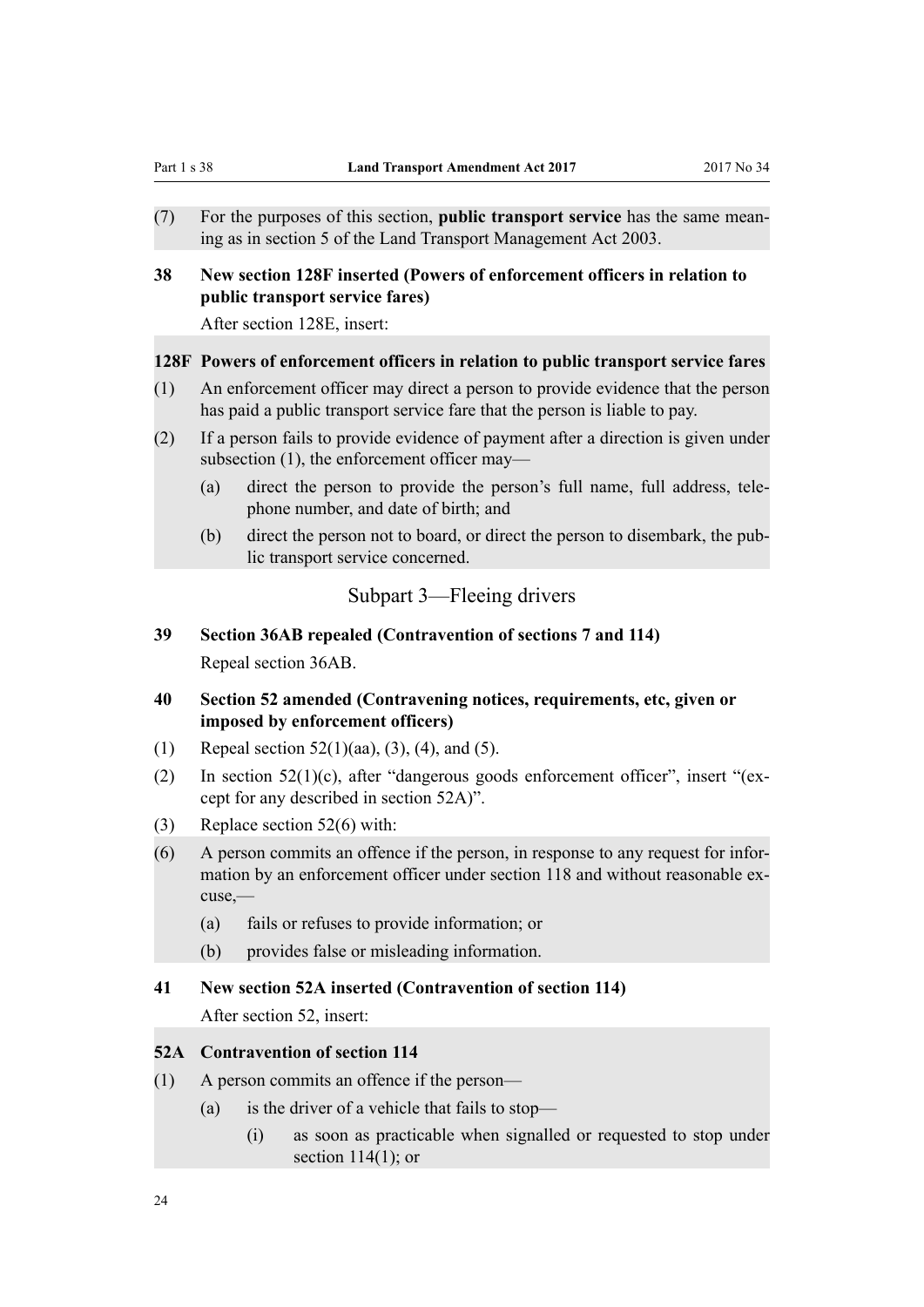(7) For the purposes of this section, **public transport service** has the same meaning as in section 5 of the Land Transport Management Act 2003.

### 38 New section 128F inserted (Powers of enforcement officers in relation to public transport service fares)

After section 128E, insert:

#### 128F Powers of enforcement officers in relation to public transport service fares

(1) An enforcement officer may direct a person to provide evidence that the person has paid a public transport service fare that the person is liable to pay.

(2) If a person fails to provide evidence of payment after a direction is given under subsection (1), the enforcement officer may—

- (a) direct the person to provide the person's full name, full address, telephone number, and date of birth; and
- (b) direct the person not to board, or direct the person to disembark, the public transport service concerned.

## Subpart 3—Fleeing drivers

### 39 Section 36AB repealed (Contravention of sections 7 and 114)

Repeal section 36AB.

### 40 Section 52 amended (Contravening notices, requirements, etc, given or imposed by enforcement officers)

(1) Repeal section 52(1)(aa), (3), (4), and (5).

(2) In section 52(1)(c), after "dangerous goods enforcement officer", insert "(except for any described in section 52A)".

(3) Replace section 52(6) with:

(6) A person commits an offence if the person, in response to any request for information by an enforcement officer under section 118 and without reasonable excuse,—

- (a) fails or refuses to provide information; or
- (b) provides false or misleading information.

### 41 New section 52A inserted (Contravention of section 114)

After section 52, insert:

#### 52A Contravention of section 114

(1) A person commits an offence if the person—

- (a) is the driver of a vehicle that fails to stop—
  - (i) as soon as practicable when signalled or requested to stop under section 114(1); or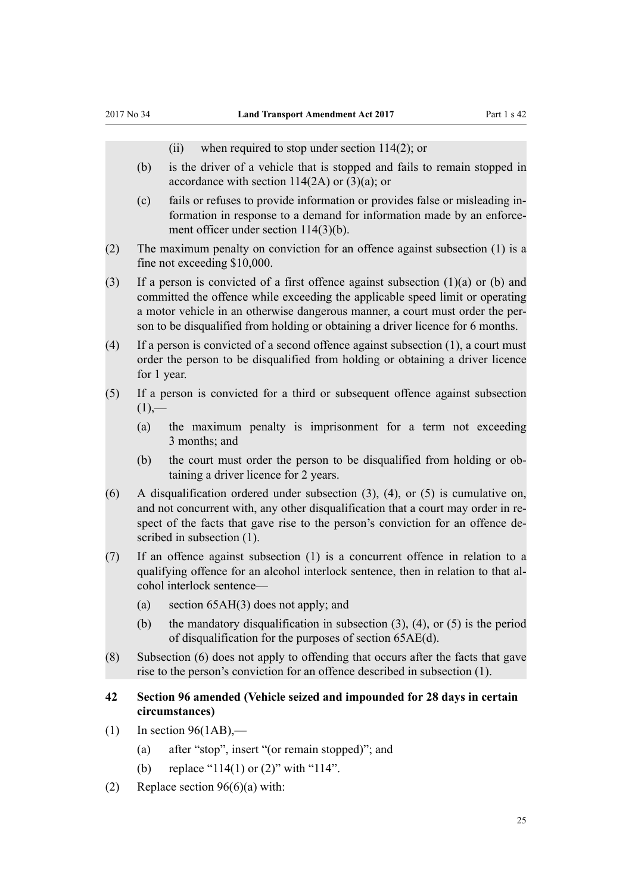(ii) when required to stop under section 114(2); or

(b) is the driver of a vehicle that is stopped and fails to remain stopped in accordance with section 114(2A) or (3)(a); or

(c) fails or refuses to provide information or provides false or misleading information in response to a demand for information made by an enforcement officer under section 114(3)(b).

(2) The maximum penalty on conviction for an offence against subsection (1) is a fine not exceeding $10,000.

(3) If a person is convicted of a first offence against subsection (1)(a) or (b) and committed the offence while exceeding the applicable speed limit or operating a motor vehicle in an otherwise dangerous manner, a court must order the person to be disqualified from holding or obtaining a driver licence for 6 months.

(4) If a person is convicted of a second offence against subsection (1), a court must order the person to be disqualified from holding or obtaining a driver licence for 1 year.

(5) If a person is convicted for a third or subsequent offence against subsection (1),—

(a) the maximum penalty is imprisonment for a term not exceeding 3 months; and

(b) the court must order the person to be disqualified from holding or obtaining a driver licence for 2 years.

(6) A disqualification ordered under subsection (3), (4), or (5) is cumulative on, and not concurrent with, any other disqualification that a court may order in respect of the facts that gave rise to the person's conviction for an offence described in subsection (1).

(7) If an offence against subsection (1) is a concurrent offence in relation to a qualifying offence for an alcohol interlock sentence, then in relation to that alcohol interlock sentence—

(a) section 65AH(3) does not apply; and

(b) the mandatory disqualification in subsection (3), (4), or (5) is the period of disqualification for the purposes of section 65AE(d).

(8) Subsection (6) does not apply to offending that occurs after the facts that gave rise to the person's conviction for an offence described in subsection (1).

### 42 Section 96 amended (Vehicle seized and impounded for 28 days in certain circumstances)

(1) In section 96(1AB),—

(a) after "stop", insert "(or remain stopped)"; and

(b) replace "114(1) or (2)" with "114".

(2) Replace section 96(6)(a) with: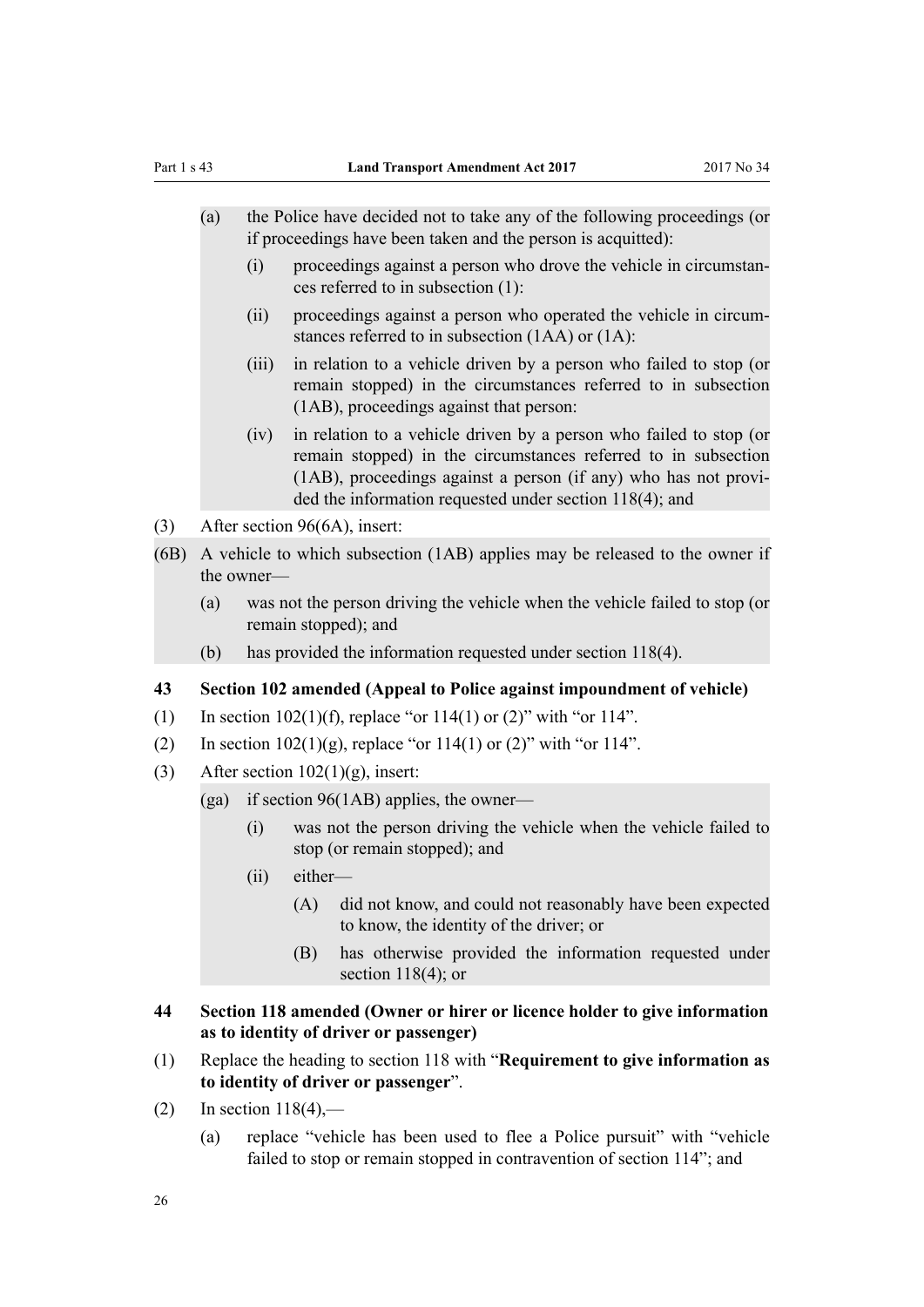(a) the Police have decided not to take any of the following proceedings (or if proceedings have been taken and the person is acquitted):

(i) proceedings against a person who drove the vehicle in circumstances referred to in subsection (1):

(ii) proceedings against a person who operated the vehicle in circumstances referred to in subsection (1AA) or (1A):

(iii) in relation to a vehicle driven by a person who failed to stop (or remain stopped) in the circumstances referred to in subsection (1AB), proceedings against that person:

(iv) in relation to a vehicle driven by a person who failed to stop (or remain stopped) in the circumstances referred to in subsection (1AB), proceedings against a person (if any) who has not provided the information requested under section 118(4); and

(3) After section 96(6A), insert:

(6B) A vehicle to which subsection (1AB) applies may be released to the owner if the owner—

(a) was not the person driving the vehicle when the vehicle failed to stop (or remain stopped); and

(b) has provided the information requested under section 118(4).

### 43 Section 102 amended (Appeal to Police against impoundment of vehicle)

(1) In section 102(1)(f), replace "or 114(1) or (2)" with "or 114".

(2) In section 102(1)(g), replace "or 114(1) or (2)" with "or 114".

(3) After section 102(1)(g), insert:

(ga) if section 96(1AB) applies, the owner—

(i) was not the person driving the vehicle when the vehicle failed to stop (or remain stopped); and

(ii) either—

(A) did not know, and could not reasonably have been expected to know, the identity of the driver; or

(B) has otherwise provided the information requested under section 118(4); or

### 44 Section 118 amended (Owner or hirer or licence holder to give information as to identity of driver or passenger)

(1) Replace the heading to section 118 with "**Requirement to give information as to identity of driver or passenger**".

(2) In section 118(4),—

(a) replace "vehicle has been used to flee a Police pursuit" with "vehicle failed to stop or remain stopped in contravention of section 114"; and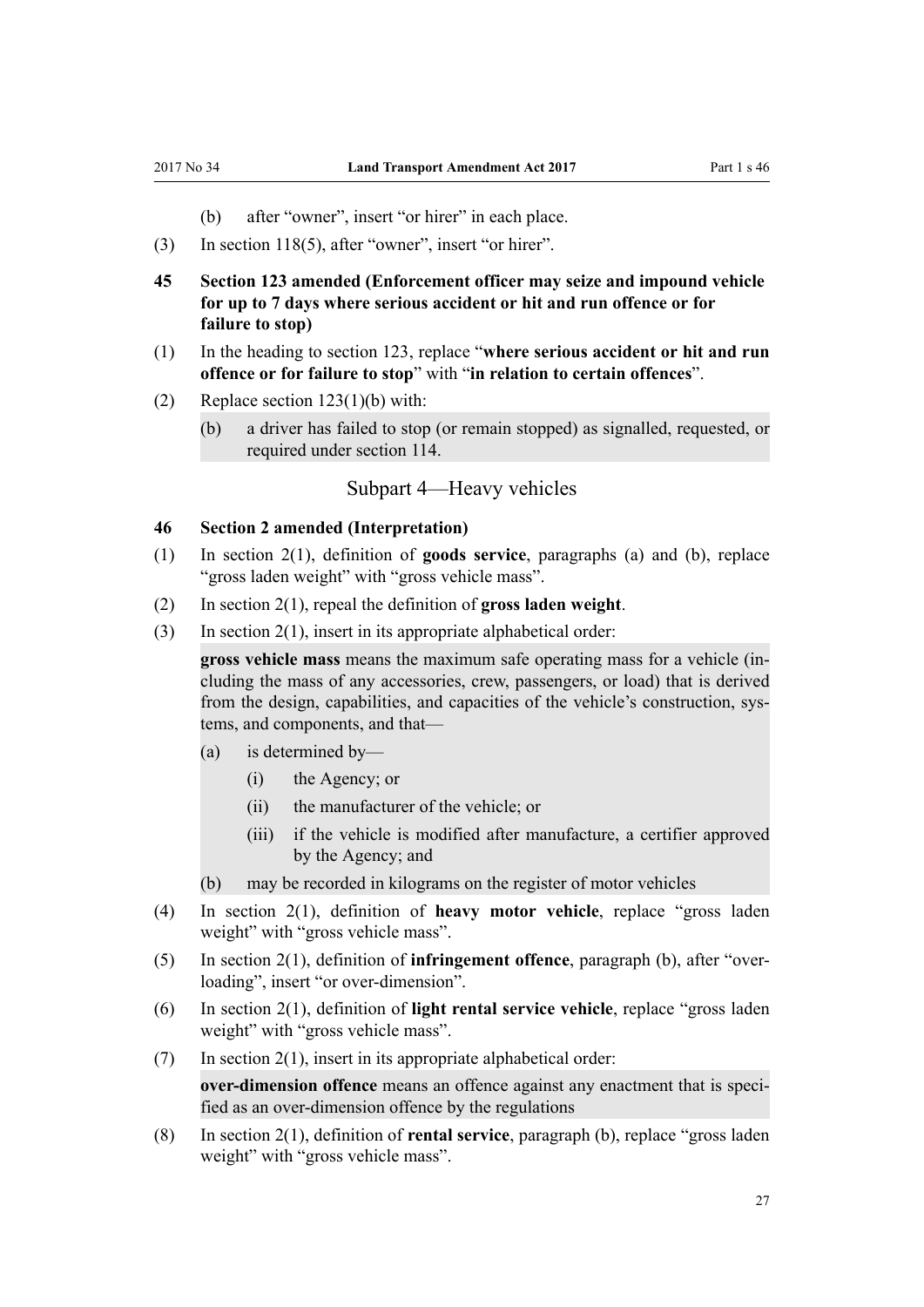(b) after "owner", insert "or hirer" in each place.

(3) In section 118(5), after "owner", insert "or hirer".

**45 Section 123 amended (Enforcement officer may seize and impound vehicle for up to 7 days where serious accident or hit and run offence or for failure to stop)**

(1) In the heading to section 123, replace "**where serious accident or hit and run offence or for failure to stop**" with "**in relation to certain offences**".

(2) Replace section 123(1)(b) with:

> (b) a driver has failed to stop (or remain stopped) as signalled, requested, or required under section 114.

## Subpart 4—Heavy vehicles

**46 Section 2 amended (Interpretation)**

(1) In section 2(1), definition of **goods service**, paragraphs (a) and (b), replace "gross laden weight" with "gross vehicle mass".

(2) In section 2(1), repeal the definition of **gross laden weight**.

(3) In section 2(1), insert in its appropriate alphabetical order:

> **gross vehicle mass** means the maximum safe operating mass for a vehicle (including the mass of any accessories, crew, passengers, or load) that is derived from the design, capabilities, and capacities of the vehicle's construction, systems, and components, and that—
>
> (a) is determined by—
>
> (i) the Agency; or
>
> (ii) the manufacturer of the vehicle; or
>
> (iii) if the vehicle is modified after manufacture, a certifier approved by the Agency; and
>
> (b) may be recorded in kilograms on the register of motor vehicles

(4) In section 2(1), definition of **heavy motor vehicle**, replace "gross laden weight" with "gross vehicle mass".

(5) In section 2(1), definition of **infringement offence**, paragraph (b), after "overloading", insert "or over-dimension".

(6) In section 2(1), definition of **light rental service vehicle**, replace "gross laden weight" with "gross vehicle mass".

(7) In section 2(1), insert in its appropriate alphabetical order:

> **over-dimension offence** means an offence against any enactment that is specified as an over-dimension offence by the regulations

(8) In section 2(1), definition of **rental service**, paragraph (b), replace "gross laden weight" with "gross vehicle mass".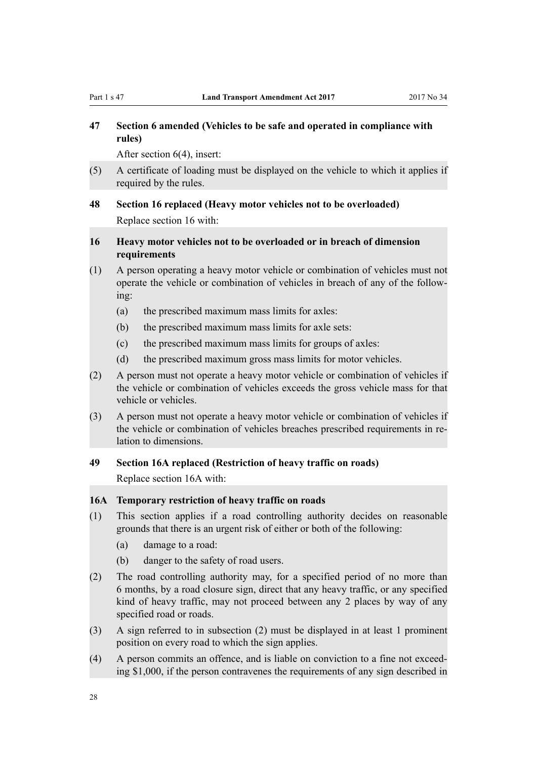### 47 Section 6 amended (Vehicles to be safe and operated in compliance with rules)

After section 6(4), insert:

(5) A certificate of loading must be displayed on the vehicle to which it applies if required by the rules.

### 48 Section 16 replaced (Heavy motor vehicles not to be overloaded)

Replace section 16 with:

### 16 Heavy motor vehicles not to be overloaded or in breach of dimension requirements

(1) A person operating a heavy motor vehicle or combination of vehicles must not operate the vehicle or combination of vehicles in breach of any of the following:

- (a) the prescribed maximum mass limits for axles:
- (b) the prescribed maximum mass limits for axle sets:
- (c) the prescribed maximum mass limits for groups of axles:
- (d) the prescribed maximum gross mass limits for motor vehicles.

(2) A person must not operate a heavy motor vehicle or combination of vehicles if the vehicle or combination of vehicles exceeds the gross vehicle mass for that vehicle or vehicles.

(3) A person must not operate a heavy motor vehicle or combination of vehicles if the vehicle or combination of vehicles breaches prescribed requirements in relation to dimensions.

### 49 Section 16A replaced (Restriction of heavy traffic on roads)

Replace section 16A with:

### 16A Temporary restriction of heavy traffic on roads

(1) This section applies if a road controlling authority decides on reasonable grounds that there is an urgent risk of either or both of the following:

- (a) damage to a road:
- (b) danger to the safety of road users.

(2) The road controlling authority may, for a specified period of no more than 6 months, by a road closure sign, direct that any heavy traffic, or any specified kind of heavy traffic, may not proceed between any 2 places by way of any specified road or roads.

(3) A sign referred to in subsection (2) must be displayed in at least 1 prominent position on every road to which the sign applies.

(4) A person commits an offence, and is liable on conviction to a fine not exceeding $1,000, if the person contravenes the requirements of any sign described in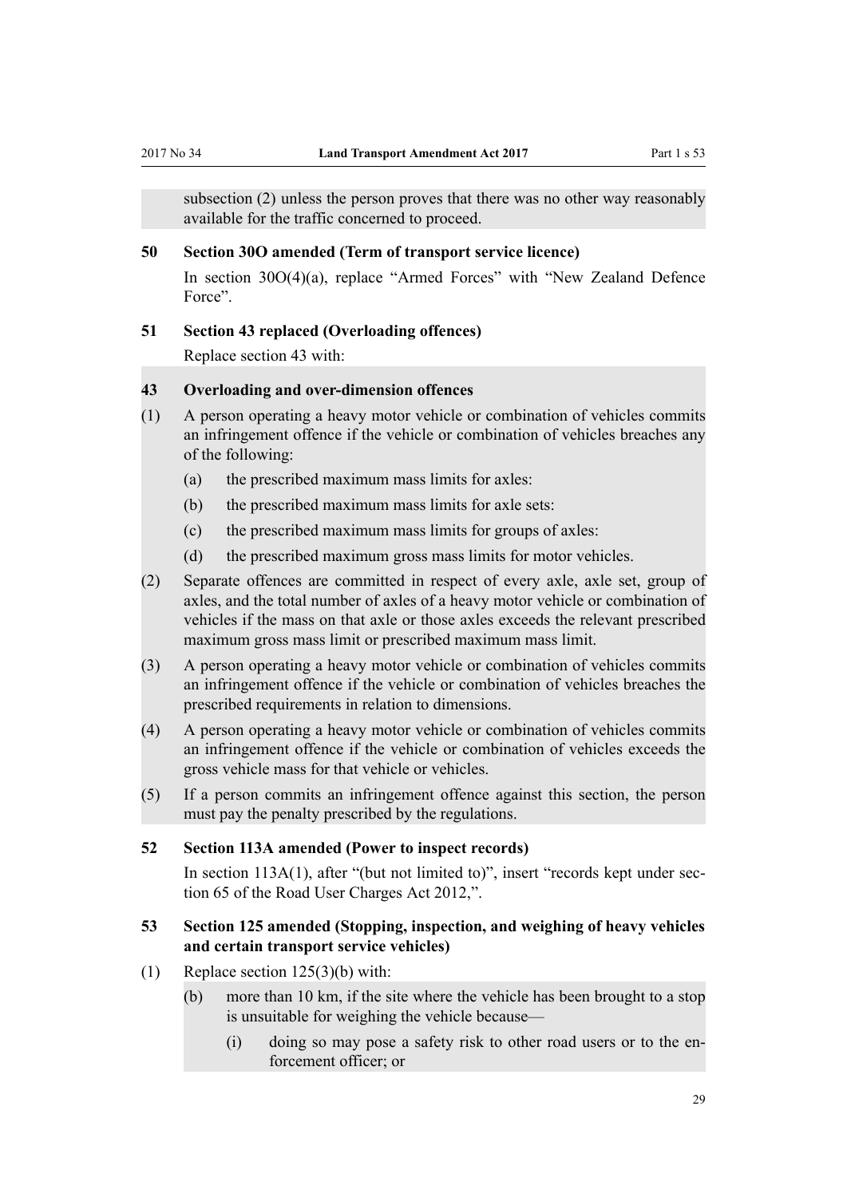subsection (2) unless the person proves that there was no other way reasonably available for the traffic concerned to proceed.

**50 Section 30O amended (Term of transport service licence)**

In section 30O(4)(a), replace "Armed Forces" with "New Zealand Defence Force".

**51 Section 43 replaced (Overloading offences)**

Replace section 43 with:

**43 Overloading and over-dimension offences**

(1) A person operating a heavy motor vehicle or combination of vehicles commits an infringement offence if the vehicle or combination of vehicles breaches any of the following:

- (a) the prescribed maximum mass limits for axles:
- (b) the prescribed maximum mass limits for axle sets:
- (c) the prescribed maximum mass limits for groups of axles:
- (d) the prescribed maximum gross mass limits for motor vehicles.

(2) Separate offences are committed in respect of every axle, axle set, group of axles, and the total number of axles of a heavy motor vehicle or combination of vehicles if the mass on that axle or those axles exceeds the relevant prescribed maximum gross mass limit or prescribed maximum mass limit.

(3) A person operating a heavy motor vehicle or combination of vehicles commits an infringement offence if the vehicle or combination of vehicles breaches the prescribed requirements in relation to dimensions.

(4) A person operating a heavy motor vehicle or combination of vehicles commits an infringement offence if the vehicle or combination of vehicles exceeds the gross vehicle mass for that vehicle or vehicles.

(5) If a person commits an infringement offence against this section, the person must pay the penalty prescribed by the regulations.

**52 Section 113A amended (Power to inspect records)**

In section 113A(1), after "(but not limited to)", insert "records kept under section 65 of the Road User Charges Act 2012,".

**53 Section 125 amended (Stopping, inspection, and weighing of heavy vehicles and certain transport service vehicles)**

(1) Replace section 125(3)(b) with:

- (b) more than 10 km, if the site where the vehicle has been brought to a stop is unsuitable for weighing the vehicle because—
  - (i) doing so may pose a safety risk to other road users or to the enforcement officer; or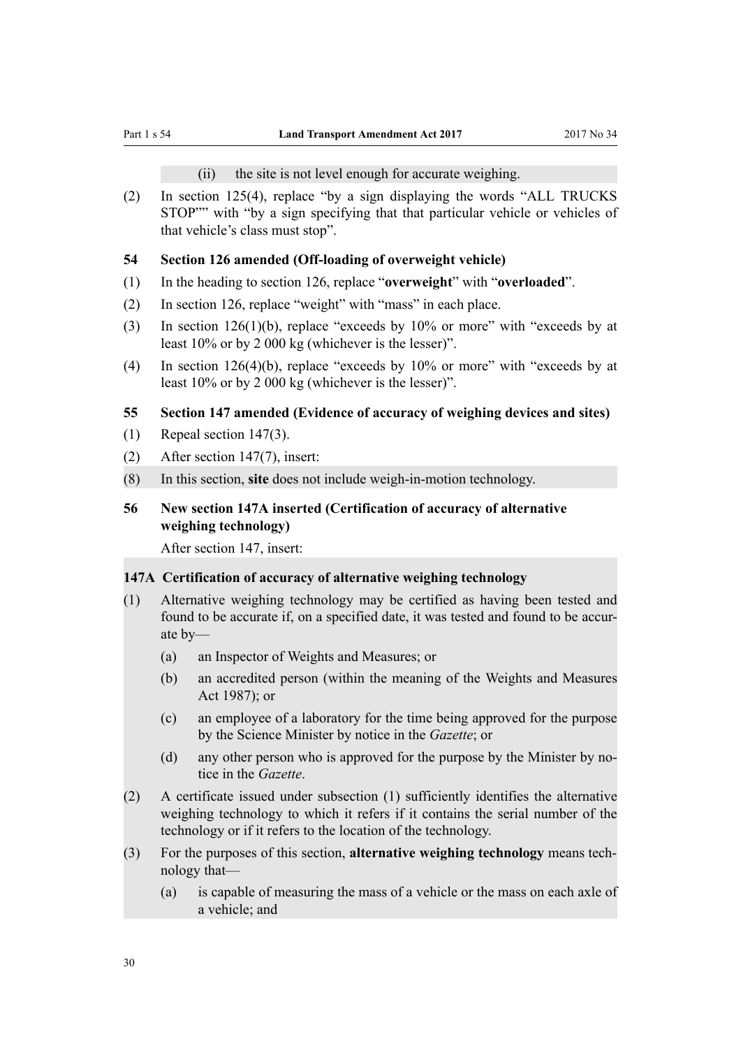(ii) the site is not level enough for accurate weighing.

(2) In section 125(4), replace "by a sign displaying the words "ALL TRUCKS STOP"" with "by a sign specifying that that particular vehicle or vehicles of that vehicle's class must stop".

### 54 Section 126 amended (Off-loading of overweight vehicle)

(1) In the heading to section 126, replace "**overweight**" with "**overloaded**".

(2) In section 126, replace "weight" with "mass" in each place.

(3) In section 126(1)(b), replace "exceeds by 10% or more" with "exceeds by at least 10% or by 2 000 kg (whichever is the lesser)".

(4) In section 126(4)(b), replace "exceeds by 10% or more" with "exceeds by at least 10% or by 2 000 kg (whichever is the lesser)".

### 55 Section 147 amended (Evidence of accuracy of weighing devices and sites)

(1) Repeal section 147(3).

(2) After section 147(7), insert:

(8) In this section, **site** does not include weigh-in-motion technology.

### 56 New section 147A inserted (Certification of accuracy of alternative weighing technology)

After section 147, insert:

#### 147A Certification of accuracy of alternative weighing technology

(1) Alternative weighing technology may be certified as having been tested and found to be accurate if, on a specified date, it was tested and found to be accurate by—

(a) an Inspector of Weights and Measures; or

(b) an accredited person (within the meaning of the Weights and Measures Act 1987); or

(c) an employee of a laboratory for the time being approved for the purpose by the Science Minister by notice in the *Gazette*; or

(d) any other person who is approved for the purpose by the Minister by notice in the *Gazette*.

(2) A certificate issued under subsection (1) sufficiently identifies the alternative weighing technology to which it refers if it contains the serial number of the technology or if it refers to the location of the technology.

(3) For the purposes of this section, **alternative weighing technology** means technology that—

(a) is capable of measuring the mass of a vehicle or the mass on each axle of a vehicle; and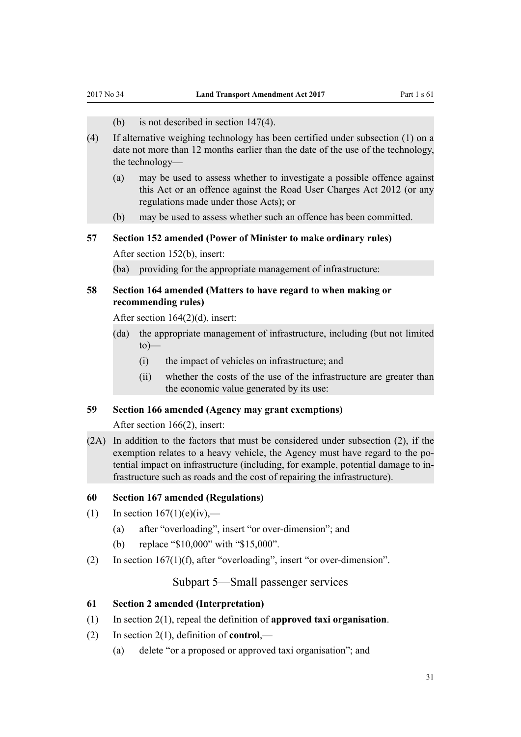(b) is not described in section 147(4).

(4) If alternative weighing technology has been certified under subsection (1) on a date not more than 12 months earlier than the date of the use of the technology, the technology—

(a) may be used to assess whether to investigate a possible offence against this Act or an offence against the Road User Charges Act 2012 (or any regulations made under those Acts); or

(b) may be used to assess whether such an offence has been committed.

### 57 Section 152 amended (Power of Minister to make ordinary rules)

After section 152(b), insert:

(ba) providing for the appropriate management of infrastructure:

### 58 Section 164 amended (Matters to have regard to when making or recommending rules)

After section 164(2)(d), insert:

(da) the appropriate management of infrastructure, including (but not limited to)—

(i) the impact of vehicles on infrastructure; and

(ii) whether the costs of the use of the infrastructure are greater than the economic value generated by its use:

### 59 Section 166 amended (Agency may grant exemptions)

After section 166(2), insert:

(2A) In addition to the factors that must be considered under subsection (2), if the exemption relates to a heavy vehicle, the Agency must have regard to the potential impact on infrastructure (including, for example, potential damage to infrastructure such as roads and the cost of repairing the infrastructure).

### 60 Section 167 amended (Regulations)

(1) In section 167(1)(e)(iv),—

(a) after "overloading", insert "or over-dimension"; and

(b) replace "$10,000" with "$15,000".

(2) In section 167(1)(f), after "overloading", insert "or over-dimension".

## Subpart 5—Small passenger services

### 61 Section 2 amended (Interpretation)

(1) In section 2(1), repeal the definition of **approved taxi organisation**.

(2) In section 2(1), definition of **control**,—

(a) delete "or a proposed or approved taxi organisation"; and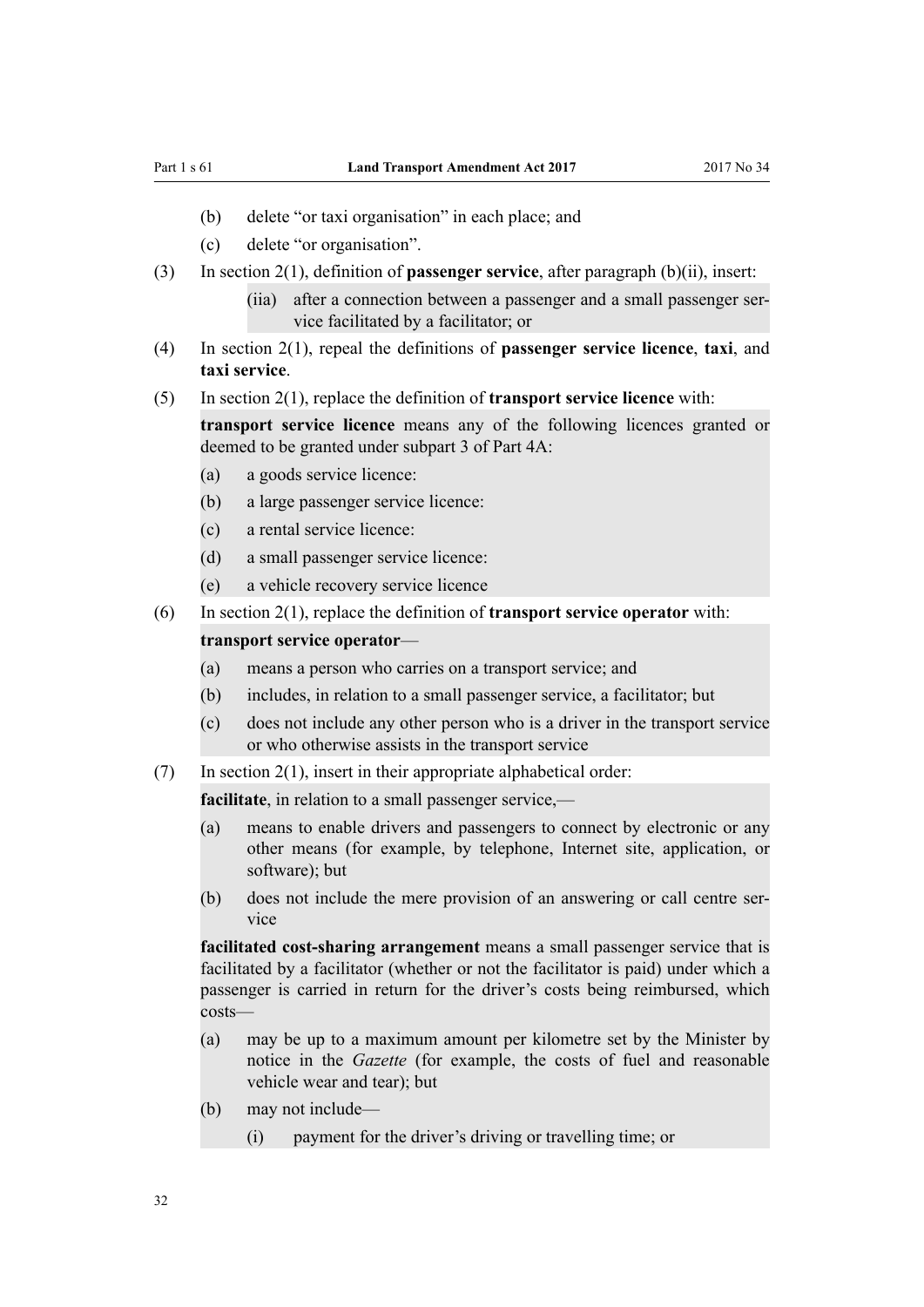(b) delete "or taxi organisation" in each place; and

(c) delete "or organisation".

(3) In section 2(1), definition of **passenger service**, after paragraph (b)(ii), insert:

> (iia) after a connection between a passenger and a small passenger service facilitated by a facilitator; or

(4) In section 2(1), repeal the definitions of **passenger service licence**, **taxi**, and **taxi service**.

(5) In section 2(1), replace the definition of **transport service licence** with:

> **transport service licence** means any of the following licences granted or deemed to be granted under subpart 3 of Part 4A:
>
> (a) a goods service licence:
>
> (b) a large passenger service licence:
>
> (c) a rental service licence:
>
> (d) a small passenger service licence:
>
> (e) a vehicle recovery service licence

(6) In section 2(1), replace the definition of **transport service operator** with:

> **transport service operator**—
>
> (a) means a person who carries on a transport service; and
>
> (b) includes, in relation to a small passenger service, a facilitator; but
>
> (c) does not include any other person who is a driver in the transport service or who otherwise assists in the transport service

(7) In section 2(1), insert in their appropriate alphabetical order:

> **facilitate**, in relation to a small passenger service,—
>
> (a) means to enable drivers and passengers to connect by electronic or any other means (for example, by telephone, Internet site, application, or software); but
>
> (b) does not include the mere provision of an answering or call centre service
>
> **facilitated cost-sharing arrangement** means a small passenger service that is facilitated by a facilitator (whether or not the facilitator is paid) under which a passenger is carried in return for the driver's costs being reimbursed, which costs—
>
> (a) may be up to a maximum amount per kilometre set by the Minister by notice in the *Gazette* (for example, the costs of fuel and reasonable vehicle wear and tear); but
>
> (b) may not include—
>
> (i) payment for the driver's driving or travelling time; or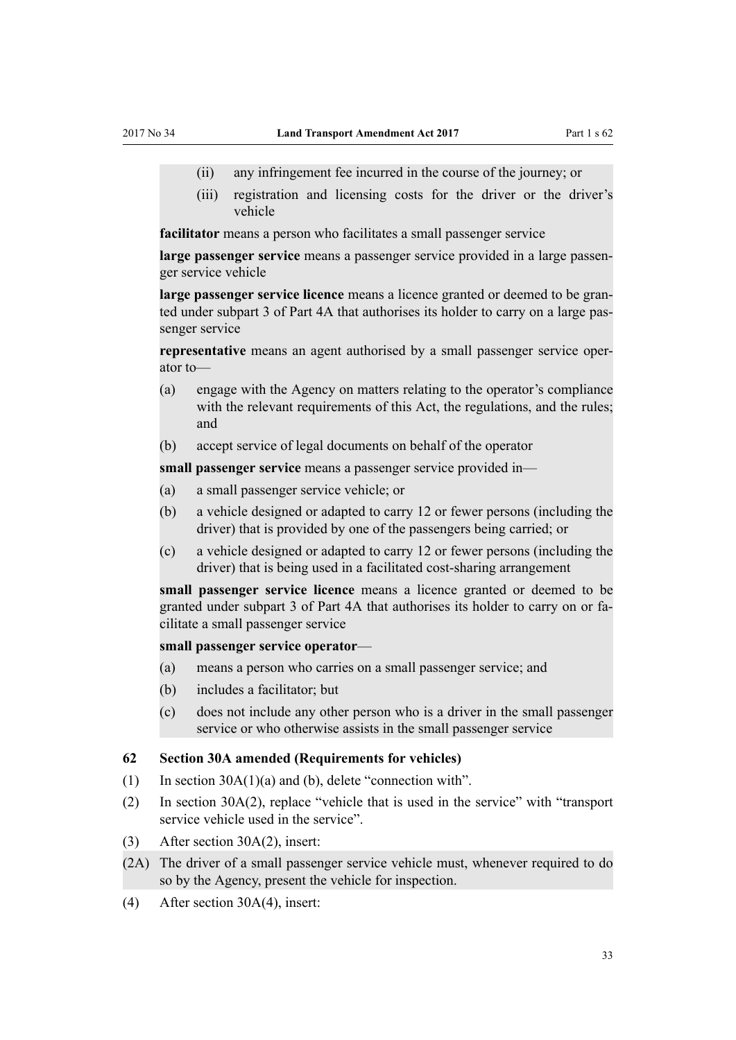(ii) any infringement fee incurred in the course of the journey; or

(iii) registration and licensing costs for the driver or the driver's vehicle

**facilitator** means a person who facilitates a small passenger service

**large passenger service** means a passenger service provided in a large passenger service vehicle

**large passenger service licence** means a licence granted or deemed to be granted under subpart 3 of Part 4A that authorises its holder to carry on a large passenger service

**representative** means an agent authorised by a small passenger service operator to—

(a) engage with the Agency on matters relating to the operator's compliance with the relevant requirements of this Act, the regulations, and the rules; and

(b) accept service of legal documents on behalf of the operator

**small passenger service** means a passenger service provided in—

(a) a small passenger service vehicle; or

(b) a vehicle designed or adapted to carry 12 or fewer persons (including the driver) that is provided by one of the passengers being carried; or

(c) a vehicle designed or adapted to carry 12 or fewer persons (including the driver) that is being used in a facilitated cost-sharing arrangement

**small passenger service licence** means a licence granted or deemed to be granted under subpart 3 of Part 4A that authorises its holder to carry on or facilitate a small passenger service

**small passenger service operator**—

(a) means a person who carries on a small passenger service; and

(b) includes a facilitator; but

(c) does not include any other person who is a driver in the small passenger service or who otherwise assists in the small passenger service

### 62 Section 30A amended (Requirements for vehicles)

(1) In section 30A(1)(a) and (b), delete "connection with".

(2) In section 30A(2), replace "vehicle that is used in the service" with "transport service vehicle used in the service".

(3) After section 30A(2), insert:

(2A) The driver of a small passenger service vehicle must, whenever required to do so by the Agency, present the vehicle for inspection.

(4) After section 30A(4), insert: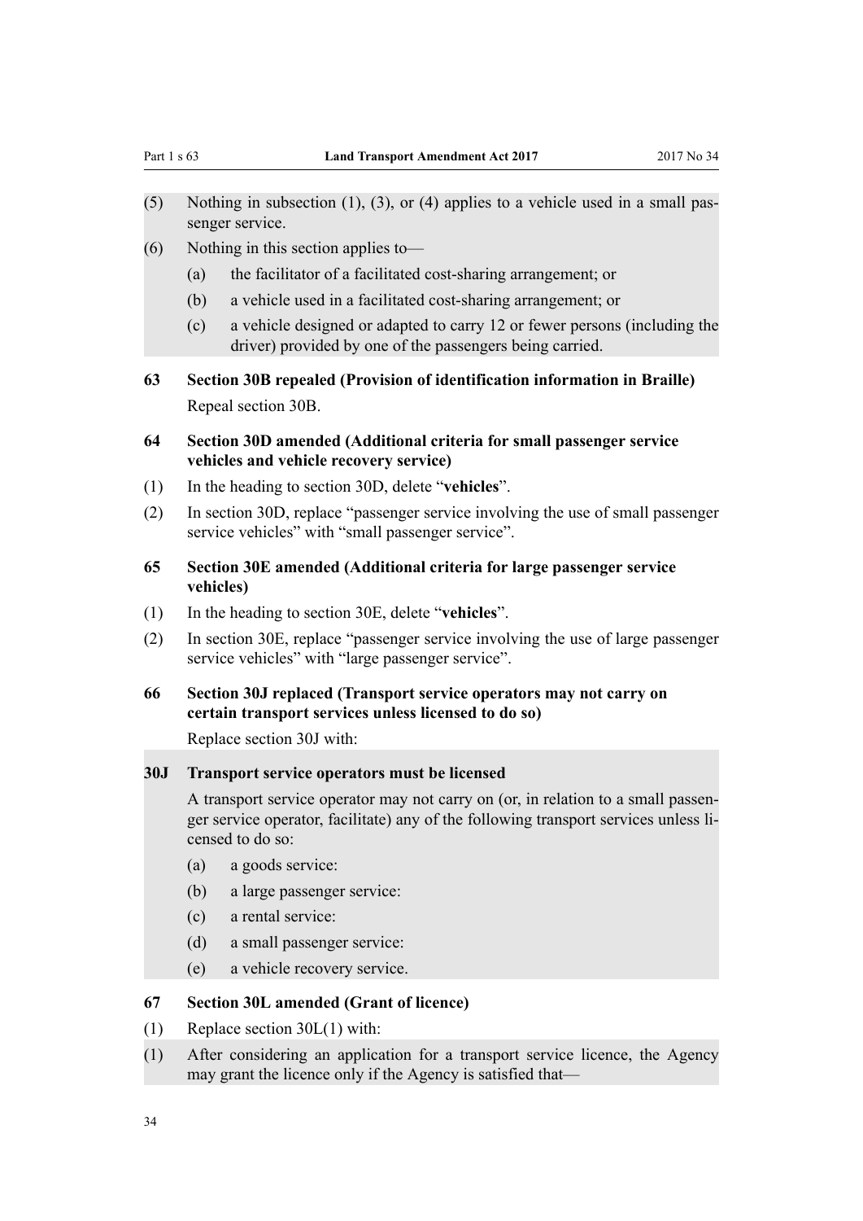(5) Nothing in subsection (1), (3), or (4) applies to a vehicle used in a small passenger service.

(6) Nothing in this section applies to—

(a) the facilitator of a facilitated cost-sharing arrangement; or

(b) a vehicle used in a facilitated cost-sharing arrangement; or

(c) a vehicle designed or adapted to carry 12 or fewer persons (including the driver) provided by one of the passengers being carried.

### 63 Section 30B repealed (Provision of identification information in Braille)

Repeal section 30B.

### 64 Section 30D amended (Additional criteria for small passenger service vehicles and vehicle recovery service)

(1) In the heading to section 30D, delete "**vehicles**".

(2) In section 30D, replace "passenger service involving the use of small passenger service vehicles" with "small passenger service".

### 65 Section 30E amended (Additional criteria for large passenger service vehicles)

(1) In the heading to section 30E, delete "**vehicles**".

(2) In section 30E, replace "passenger service involving the use of large passenger service vehicles" with "large passenger service".

### 66 Section 30J replaced (Transport service operators may not carry on certain transport services unless licensed to do so)

Replace section 30J with:

### 30J Transport service operators must be licensed

A transport service operator may not carry on (or, in relation to a small passenger service operator, facilitate) any of the following transport services unless licensed to do so:

(a) a goods service:

(b) a large passenger service:

(c) a rental service:

(d) a small passenger service:

(e) a vehicle recovery service.

### 67 Section 30L amended (Grant of licence)

(1) Replace section 30L(1) with:

(1) After considering an application for a transport service licence, the Agency may grant the licence only if the Agency is satisfied that—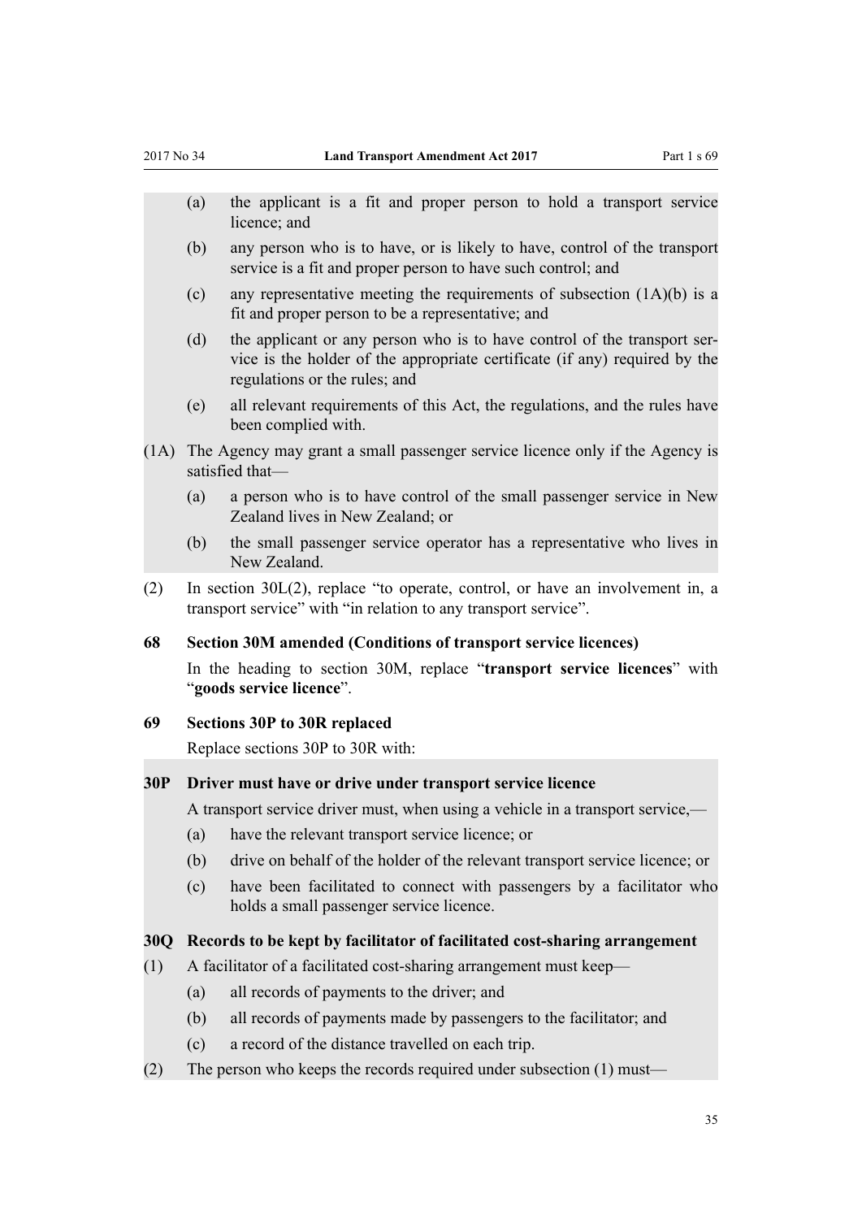(a) the applicant is a fit and proper person to hold a transport service licence; and

(b) any person who is to have, or is likely to have, control of the transport service is a fit and proper person to have such control; and

(c) any representative meeting the requirements of subsection (1A)(b) is a fit and proper person to be a representative; and

(d) the applicant or any person who is to have control of the transport service is the holder of the appropriate certificate (if any) required by the regulations or the rules; and

(e) all relevant requirements of this Act, the regulations, and the rules have been complied with.

(1A) The Agency may grant a small passenger service licence only if the Agency is satisfied that—

(a) a person who is to have control of the small passenger service in New Zealand lives in New Zealand; or

(b) the small passenger service operator has a representative who lives in New Zealand.

(2) In section 30L(2), replace "to operate, control, or have an involvement in, a transport service" with "in relation to any transport service".

### 68 Section 30M amended (Conditions of transport service licences)

In the heading to section 30M, replace "**transport service licences**" with "**goods service licence**".

### 69 Sections 30P to 30R replaced

Replace sections 30P to 30R with:

### 30P Driver must have or drive under transport service licence

A transport service driver must, when using a vehicle in a transport service,—

(a) have the relevant transport service licence; or

(b) drive on behalf of the holder of the relevant transport service licence; or

(c) have been facilitated to connect with passengers by a facilitator who holds a small passenger service licence.

### 30Q Records to be kept by facilitator of facilitated cost-sharing arrangement

(1) A facilitator of a facilitated cost-sharing arrangement must keep—

(a) all records of payments to the driver; and

(b) all records of payments made by passengers to the facilitator; and

(c) a record of the distance travelled on each trip.

(2) The person who keeps the records required under subsection (1) must—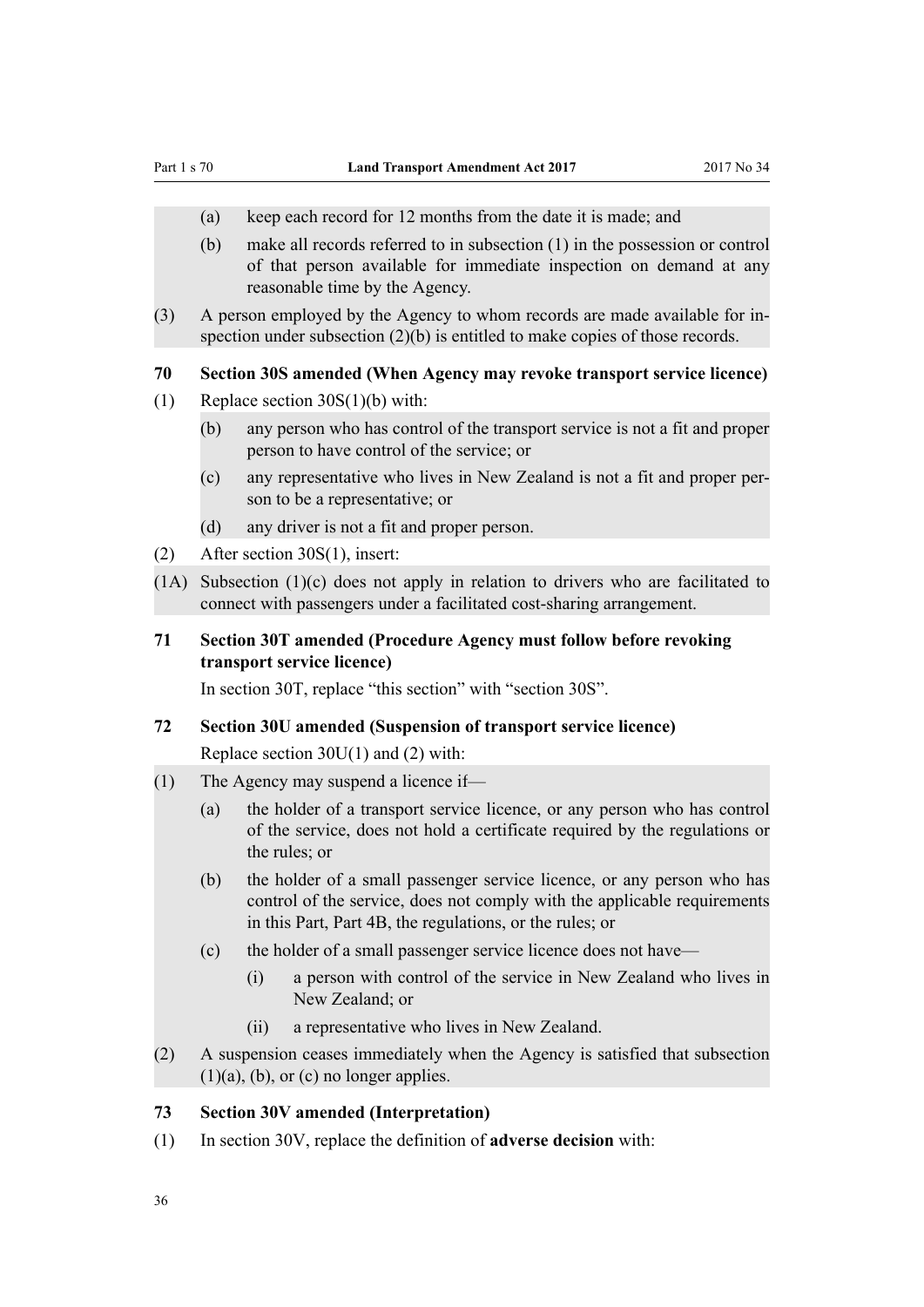(a) keep each record for 12 months from the date it is made; and

(b) make all records referred to in subsection (1) in the possession or control of that person available for immediate inspection on demand at any reasonable time by the Agency.

(3) A person employed by the Agency to whom records are made available for inspection under subsection (2)(b) is entitled to make copies of those records.

### 70 Section 30S amended (When Agency may revoke transport service licence)

(1) Replace section 30S(1)(b) with:

(b) any person who has control of the transport service is not a fit and proper person to have control of the service; or

(c) any representative who lives in New Zealand is not a fit and proper person to be a representative; or

(d) any driver is not a fit and proper person.

(2) After section 30S(1), insert:

(1A) Subsection (1)(c) does not apply in relation to drivers who are facilitated to connect with passengers under a facilitated cost-sharing arrangement.

### 71 Section 30T amended (Procedure Agency must follow before revoking transport service licence)

In section 30T, replace "this section" with "section 30S".

### 72 Section 30U amended (Suspension of transport service licence)

Replace section 30U(1) and (2) with:

(1) The Agency may suspend a licence if—

(a) the holder of a transport service licence, or any person who has control of the service, does not hold a certificate required by the regulations or the rules; or

(b) the holder of a small passenger service licence, or any person who has control of the service, does not comply with the applicable requirements in this Part, Part 4B, the regulations, or the rules; or

(c) the holder of a small passenger service licence does not have—

(i) a person with control of the service in New Zealand who lives in New Zealand; or

(ii) a representative who lives in New Zealand.

(2) A suspension ceases immediately when the Agency is satisfied that subsection (1)(a), (b), or (c) no longer applies.

### 73 Section 30V amended (Interpretation)

(1) In section 30V, replace the definition of **adverse decision** with: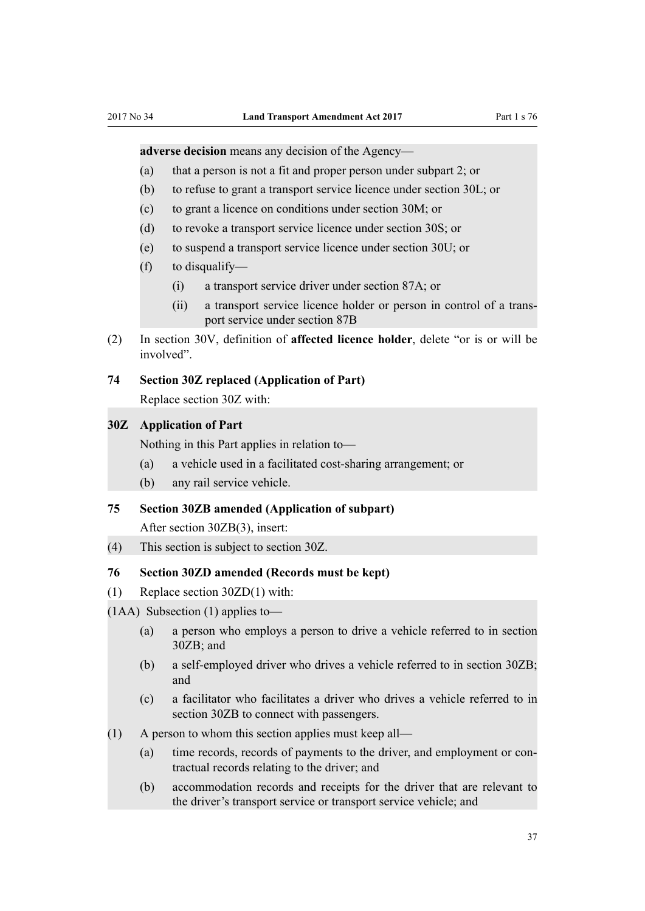**adverse decision** means any decision of the Agency—

(a) that a person is not a fit and proper person under subpart 2; or

(b) to refuse to grant a transport service licence under section 30L; or

(c) to grant a licence on conditions under section 30M; or

(d) to revoke a transport service licence under section 30S; or

(e) to suspend a transport service licence under section 30U; or

(f) to disqualify—

  (i) a transport service driver under section 87A; or

  (ii) a transport service licence holder or person in control of a transport service under section 87B

(2) In section 30V, definition of **affected licence holder**, delete "or is or will be involved".

### 74 Section 30Z replaced (Application of Part)

Replace section 30Z with:

### 30Z Application of Part

Nothing in this Part applies in relation to—

(a) a vehicle used in a facilitated cost-sharing arrangement; or

(b) any rail service vehicle.

### 75 Section 30ZB amended (Application of subpart)

After section 30ZB(3), insert:

(4) This section is subject to section 30Z.

### 76 Section 30ZD amended (Records must be kept)

(1) Replace section 30ZD(1) with:

(1AA) Subsection (1) applies to—

(a) a person who employs a person to drive a vehicle referred to in section 30ZB; and

(b) a self-employed driver who drives a vehicle referred to in section 30ZB; and

(c) a facilitator who facilitates a driver who drives a vehicle referred to in section 30ZB to connect with passengers.

(1) A person to whom this section applies must keep all—

(a) time records, records of payments to the driver, and employment or contractual records relating to the driver; and

(b) accommodation records and receipts for the driver that are relevant to the driver's transport service or transport service vehicle; and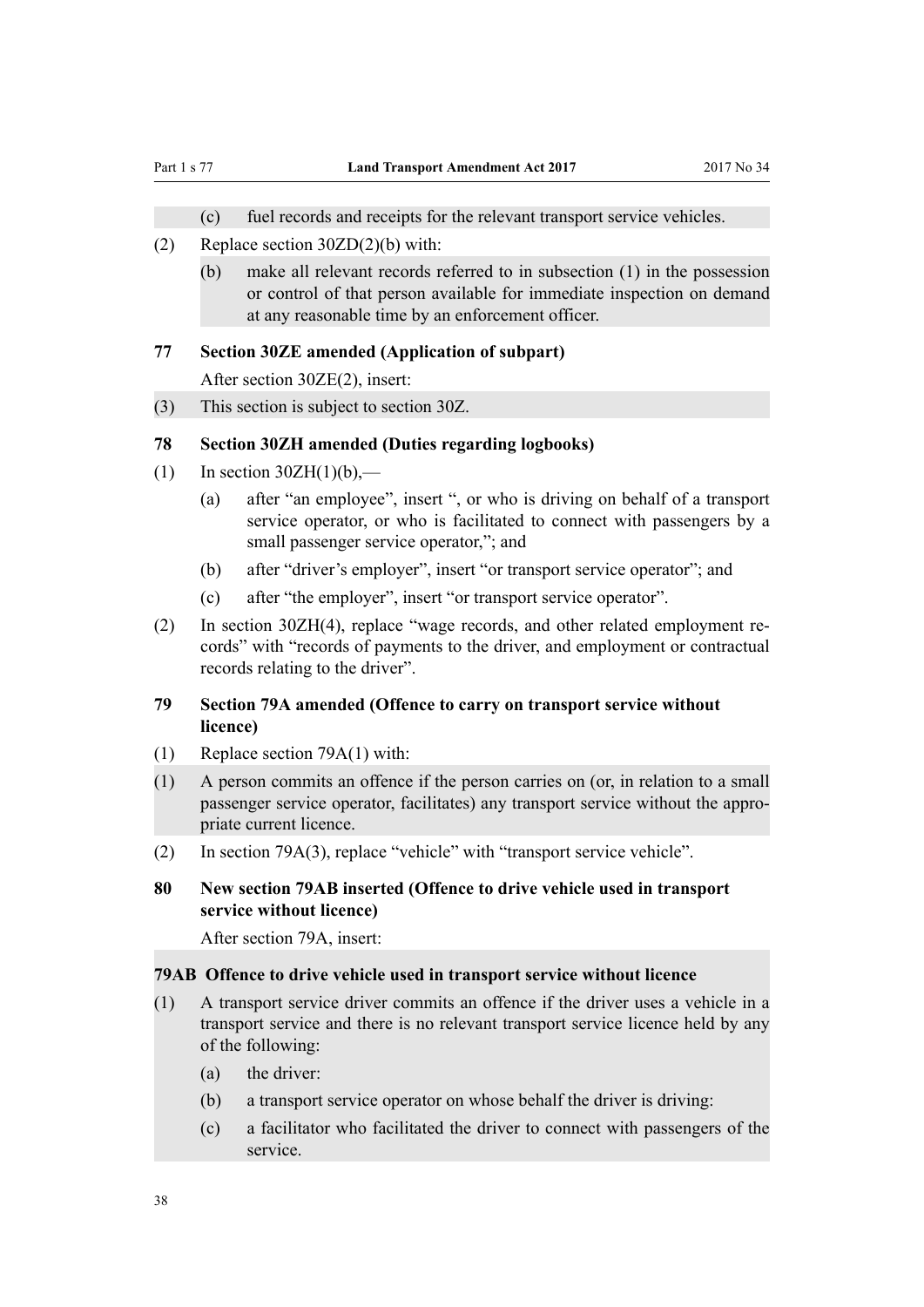(c) fuel records and receipts for the relevant transport service vehicles.

(2) Replace section 30ZD(2)(b) with:

(b) make all relevant records referred to in subsection (1) in the possession or control of that person available for immediate inspection on demand at any reasonable time by an enforcement officer.

**77 Section 30ZE amended (Application of subpart)**

After section 30ZE(2), insert:

(3) This section is subject to section 30Z.

**78 Section 30ZH amended (Duties regarding logbooks)**

(1) In section 30ZH(1)(b),—

(a) after "an employee", insert ", or who is driving on behalf of a transport service operator, or who is facilitated to connect with passengers by a small passenger service operator,"; and

(b) after "driver's employer", insert "or transport service operator"; and

(c) after "the employer", insert "or transport service operator".

(2) In section 30ZH(4), replace "wage records, and other related employment records" with "records of payments to the driver, and employment or contractual records relating to the driver".

**79 Section 79A amended (Offence to carry on transport service without licence)**

(1) Replace section 79A(1) with:

(1) A person commits an offence if the person carries on (or, in relation to a small passenger service operator, facilitates) any transport service without the appropriate current licence.

(2) In section 79A(3), replace "vehicle" with "transport service vehicle".

**80 New section 79AB inserted (Offence to drive vehicle used in transport service without licence)**

After section 79A, insert:

**79AB Offence to drive vehicle used in transport service without licence**

(1) A transport service driver commits an offence if the driver uses a vehicle in a transport service and there is no relevant transport service licence held by any of the following:

(a) the driver:

(b) a transport service operator on whose behalf the driver is driving:

(c) a facilitator who facilitated the driver to connect with passengers of the service.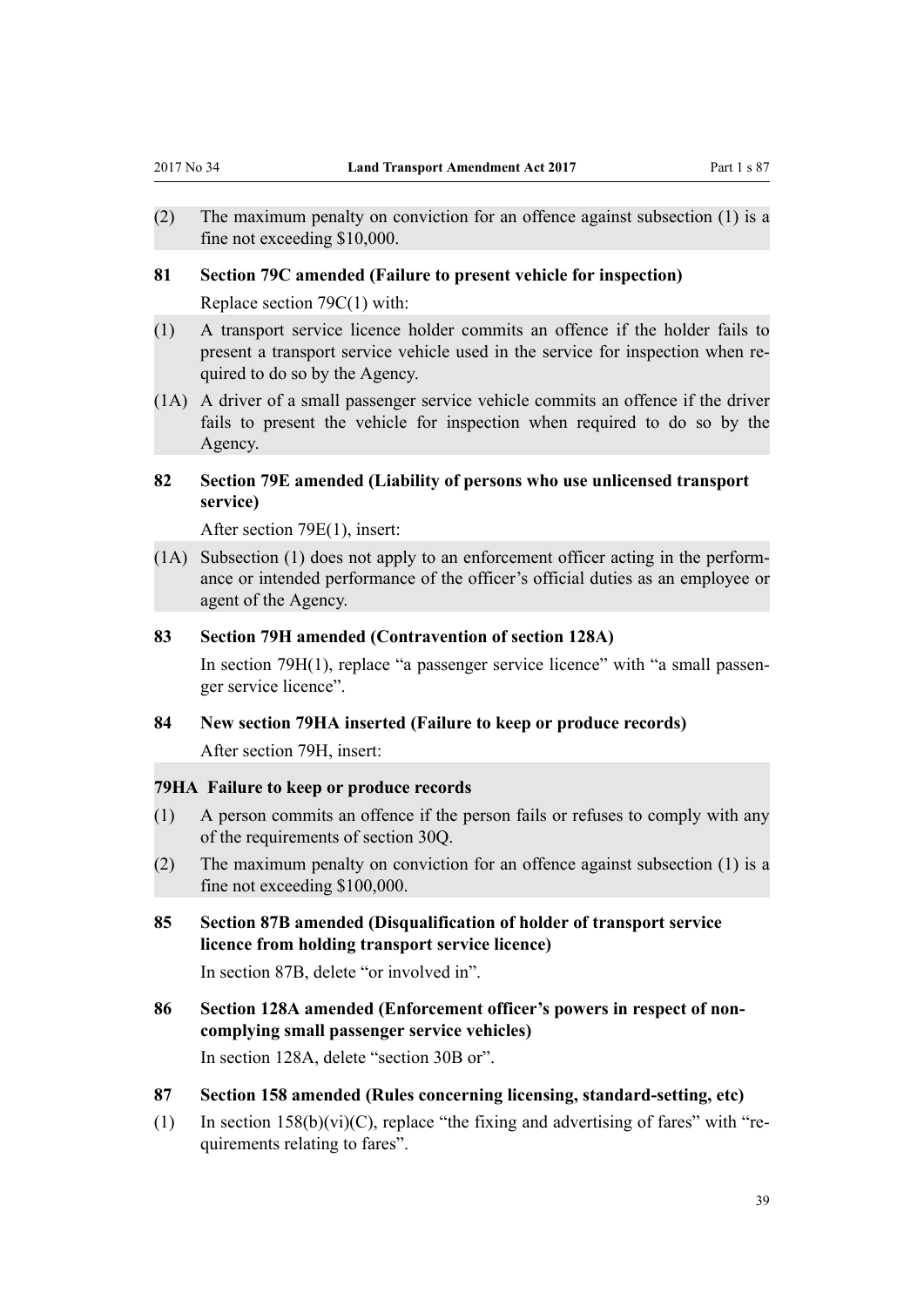(2) The maximum penalty on conviction for an offence against subsection (1) is a fine not exceeding $10,000.

### 81 Section 79C amended (Failure to present vehicle for inspection)

Replace section 79C(1) with:

(1) A transport service licence holder commits an offence if the holder fails to present a transport service vehicle used in the service for inspection when required to do so by the Agency.

(1A) A driver of a small passenger service vehicle commits an offence if the driver fails to present the vehicle for inspection when required to do so by the Agency.

### 82 Section 79E amended (Liability of persons who use unlicensed transport service)

After section 79E(1), insert:

(1A) Subsection (1) does not apply to an enforcement officer acting in the performance or intended performance of the officer's official duties as an employee or agent of the Agency.

### 83 Section 79H amended (Contravention of section 128A)

In section 79H(1), replace "a passenger service licence" with "a small passenger service licence".

### 84 New section 79HA inserted (Failure to keep or produce records)

After section 79H, insert:

**79HA Failure to keep or produce records**

(1) A person commits an offence if the person fails or refuses to comply with any of the requirements of section 30Q.

(2) The maximum penalty on conviction for an offence against subsection (1) is a fine not exceeding $100,000.

### 85 Section 87B amended (Disqualification of holder of transport service licence from holding transport service licence)

In section 87B, delete "or involved in".

### 86 Section 128A amended (Enforcement officer's powers in respect of non-complying small passenger service vehicles)

In section 128A, delete "section 30B or".

### 87 Section 158 amended (Rules concerning licensing, standard-setting, etc)

(1) In section 158(b)(vi)(C), replace "the fixing and advertising of fares" with "requirements relating to fares".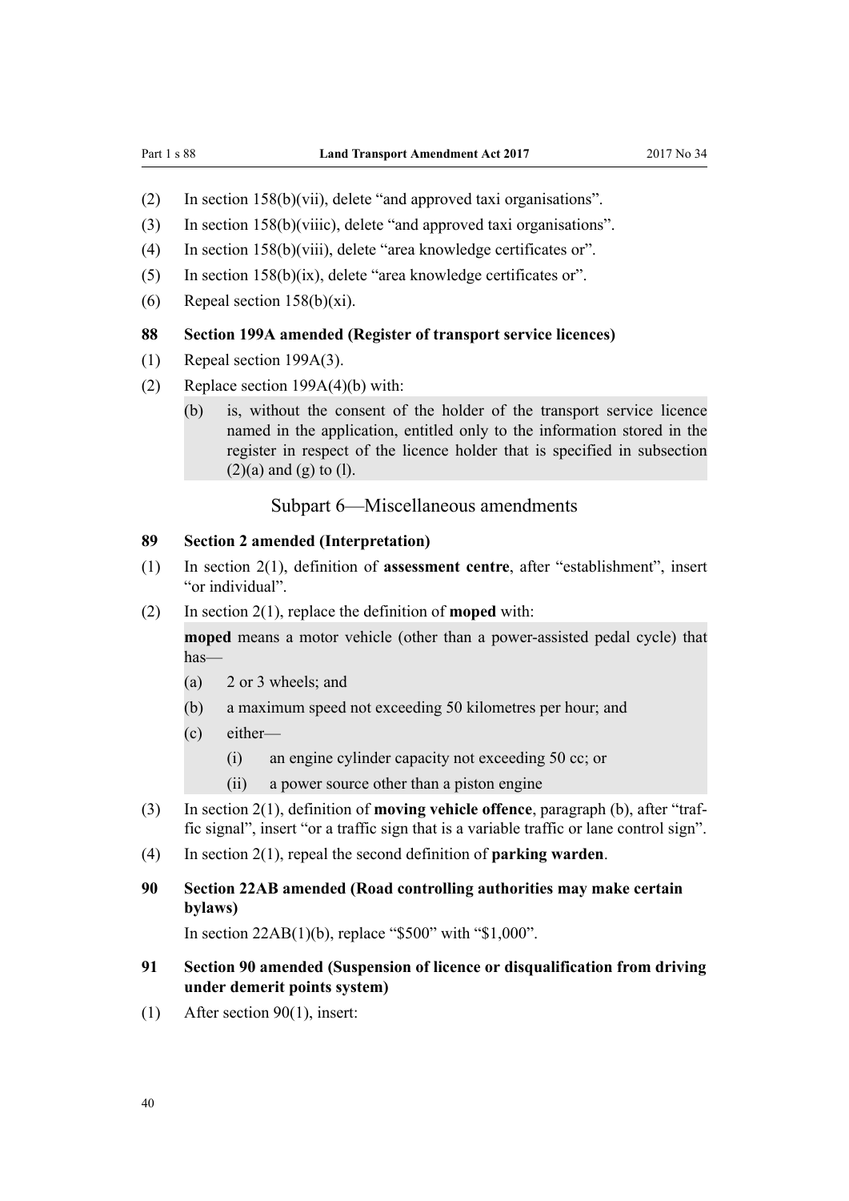(2) In section 158(b)(vii), delete "and approved taxi organisations".

(3) In section 158(b)(viiic), delete "and approved taxi organisations".

(4) In section 158(b)(viii), delete "area knowledge certificates or".

(5) In section 158(b)(ix), delete "area knowledge certificates or".

(6) Repeal section 158(b)(xi).

### 88 Section 199A amended (Register of transport service licences)

(1) Repeal section 199A(3).

(2) Replace section 199A(4)(b) with:

> (b) is, without the consent of the holder of the transport service licence named in the application, entitled only to the information stored in the register in respect of the licence holder that is specified in subsection (2)(a) and (g) to (l).

## Subpart 6—Miscellaneous amendments

### 89 Section 2 amended (Interpretation)

(1) In section 2(1), definition of **assessment centre**, after "establishment", insert "or individual".

(2) In section 2(1), replace the definition of **moped** with:

> **moped** means a motor vehicle (other than a power-assisted pedal cycle) that has—
>
> (a) 2 or 3 wheels; and
>
> (b) a maximum speed not exceeding 50 kilometres per hour; and
>
> (c) either—
>
> (i) an engine cylinder capacity not exceeding 50 cc; or
>
> (ii) a power source other than a piston engine

(3) In section 2(1), definition of **moving vehicle offence**, paragraph (b), after "traffic signal", insert "or a traffic sign that is a variable traffic or lane control sign".

(4) In section 2(1), repeal the second definition of **parking warden**.

### 90 Section 22AB amended (Road controlling authorities may make certain bylaws)

In section 22AB(1)(b), replace "$500" with "$1,000".

### 91 Section 90 amended (Suspension of licence or disqualification from driving under demerit points system)

(1) After section 90(1), insert: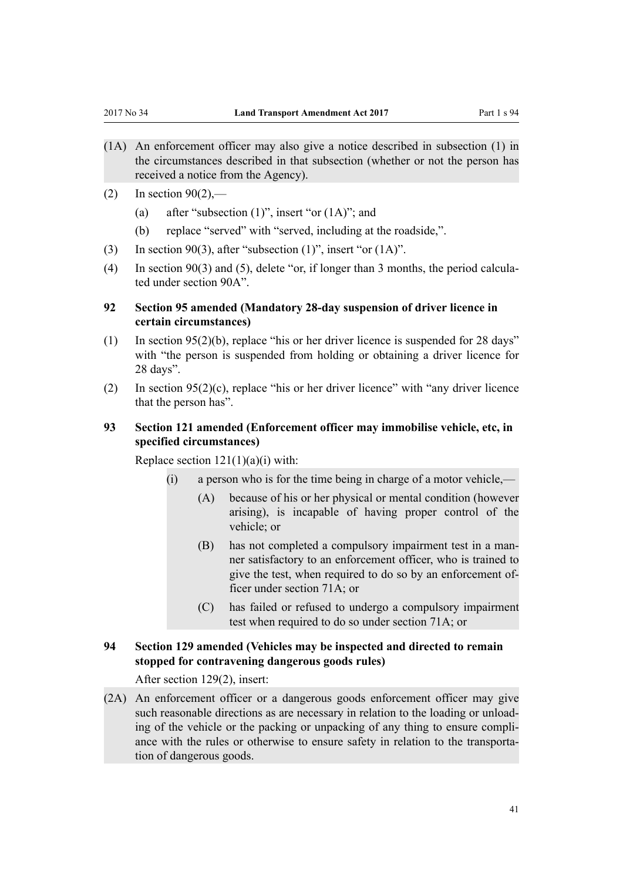(1A) An enforcement officer may also give a notice described in subsection (1) in the circumstances described in that subsection (whether or not the person has received a notice from the Agency).

(2) In section 90(2),—

  (a) after "subsection (1)", insert "or (1A)"; and

  (b) replace "served" with "served, including at the roadside,".

(3) In section 90(3), after "subsection (1)", insert "or (1A)".

(4) In section 90(3) and (5), delete "or, if longer than 3 months, the period calculated under section 90A".

### 92 Section 95 amended (Mandatory 28-day suspension of driver licence in certain circumstances)

(1) In section 95(2)(b), replace "his or her driver licence is suspended for 28 days" with "the person is suspended from holding or obtaining a driver licence for 28 days".

(2) In section 95(2)(c), replace "his or her driver licence" with "any driver licence that the person has".

### 93 Section 121 amended (Enforcement officer may immobilise vehicle, etc, in specified circumstances)

Replace section 121(1)(a)(i) with:

  (i) a person who is for the time being in charge of a motor vehicle,—

    (A) because of his or her physical or mental condition (however arising), is incapable of having proper control of the vehicle; or

    (B) has not completed a compulsory impairment test in a manner satisfactory to an enforcement officer, who is trained to give the test, when required to do so by an enforcement officer under section 71A; or

    (C) has failed or refused to undergo a compulsory impairment test when required to do so under section 71A; or

### 94 Section 129 amended (Vehicles may be inspected and directed to remain stopped for contravening dangerous goods rules)

After section 129(2), insert:

(2A) An enforcement officer or a dangerous goods enforcement officer may give such reasonable directions as are necessary in relation to the loading or unloading of the vehicle or the packing or unpacking of any thing to ensure compliance with the rules or otherwise to ensure safety in relation to the transportation of dangerous goods.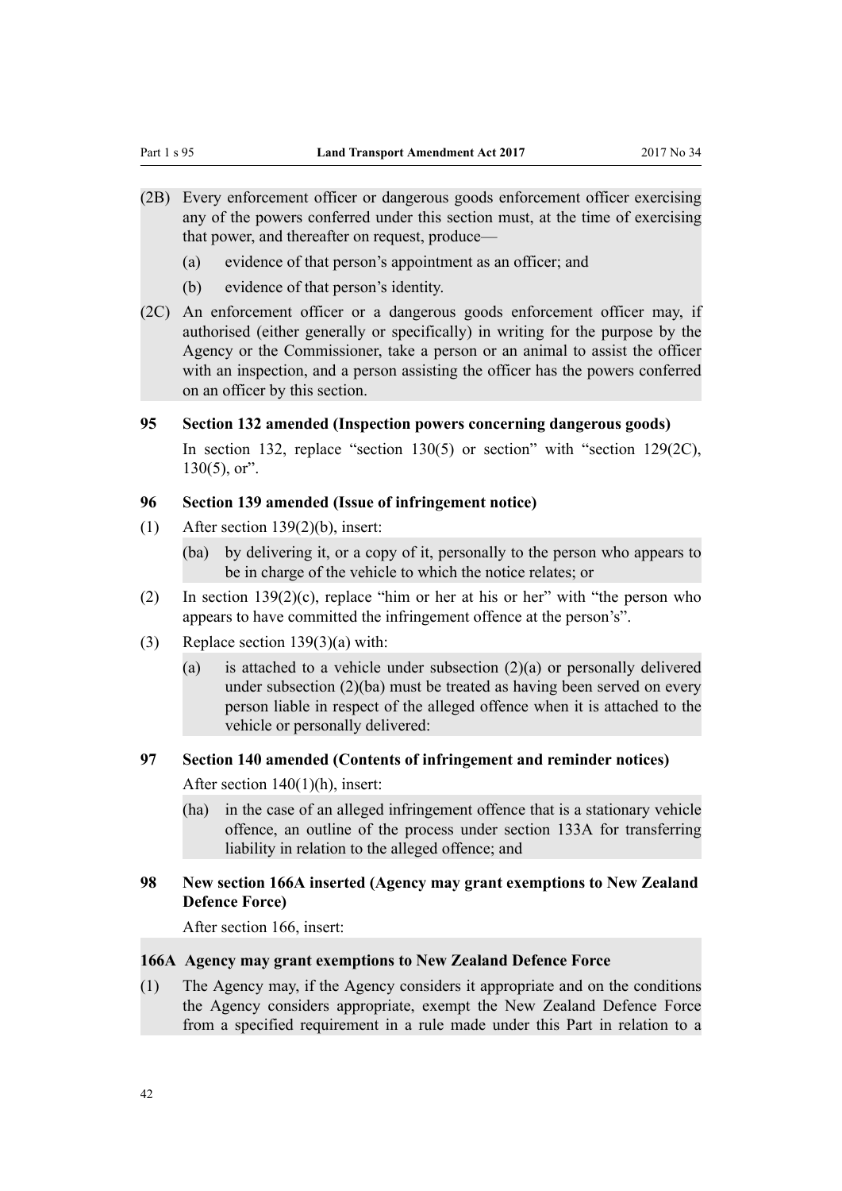(2B) Every enforcement officer or dangerous goods enforcement officer exercising any of the powers conferred under this section must, at the time of exercising that power, and thereafter on request, produce—

(a) evidence of that person's appointment as an officer; and

(b) evidence of that person's identity.

(2C) An enforcement officer or a dangerous goods enforcement officer may, if authorised (either generally or specifically) in writing for the purpose by the Agency or the Commissioner, take a person or an animal to assist the officer with an inspection, and a person assisting the officer has the powers conferred on an officer by this section.

### 95 Section 132 amended (Inspection powers concerning dangerous goods)

In section 132, replace "section 130(5) or section" with "section 129(2C), 130(5), or".

### 96 Section 139 amended (Issue of infringement notice)

(1) After section 139(2)(b), insert:

(ba) by delivering it, or a copy of it, personally to the person who appears to be in charge of the vehicle to which the notice relates; or

(2) In section 139(2)(c), replace "him or her at his or her" with "the person who appears to have committed the infringement offence at the person's".

(3) Replace section 139(3)(a) with:

(a) is attached to a vehicle under subsection (2)(a) or personally delivered under subsection (2)(ba) must be treated as having been served on every person liable in respect of the alleged offence when it is attached to the vehicle or personally delivered:

### 97 Section 140 amended (Contents of infringement and reminder notices)

After section 140(1)(h), insert:

(ha) in the case of an alleged infringement offence that is a stationary vehicle offence, an outline of the process under section 133A for transferring liability in relation to the alleged offence; and

### 98 New section 166A inserted (Agency may grant exemptions to New Zealand Defence Force)

After section 166, insert:

#### 166A Agency may grant exemptions to New Zealand Defence Force

(1) The Agency may, if the Agency considers it appropriate and on the conditions the Agency considers appropriate, exempt the New Zealand Defence Force from a specified requirement in a rule made under this Part in relation to a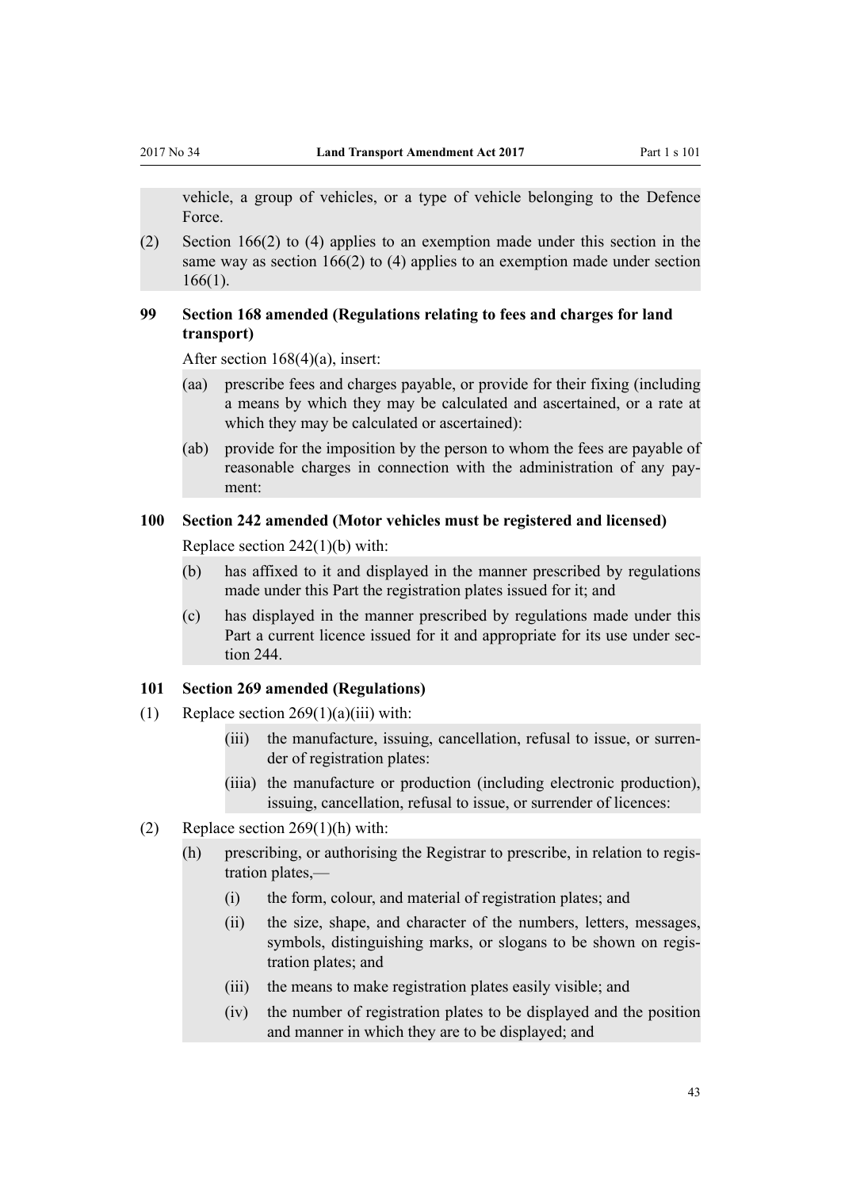vehicle, a group of vehicles, or a type of vehicle belonging to the Defence Force.

(2) Section 166(2) to (4) applies to an exemption made under this section in the same way as section 166(2) to (4) applies to an exemption made under section 166(1).

### 99 Section 168 amended (Regulations relating to fees and charges for land transport)

After section 168(4)(a), insert:

(aa) prescribe fees and charges payable, or provide for their fixing (including a means by which they may be calculated and ascertained, or a rate at which they may be calculated or ascertained):

(ab) provide for the imposition by the person to whom the fees are payable of reasonable charges in connection with the administration of any payment:

### 100 Section 242 amended (Motor vehicles must be registered and licensed)

Replace section 242(1)(b) with:

(b) has affixed to it and displayed in the manner prescribed by regulations made under this Part the registration plates issued for it; and

(c) has displayed in the manner prescribed by regulations made under this Part a current licence issued for it and appropriate for its use under section 244.

### 101 Section 269 amended (Regulations)

(1) Replace section 269(1)(a)(iii) with:

(iii) the manufacture, issuing, cancellation, refusal to issue, or surrender of registration plates:

(iiia) the manufacture or production (including electronic production), issuing, cancellation, refusal to issue, or surrender of licences:

(2) Replace section 269(1)(h) with:

(h) prescribing, or authorising the Registrar to prescribe, in relation to registration plates,—

(i) the form, colour, and material of registration plates; and

(ii) the size, shape, and character of the numbers, letters, messages, symbols, distinguishing marks, or slogans to be shown on registration plates; and

(iii) the means to make registration plates easily visible; and

(iv) the number of registration plates to be displayed and the position and manner in which they are to be displayed; and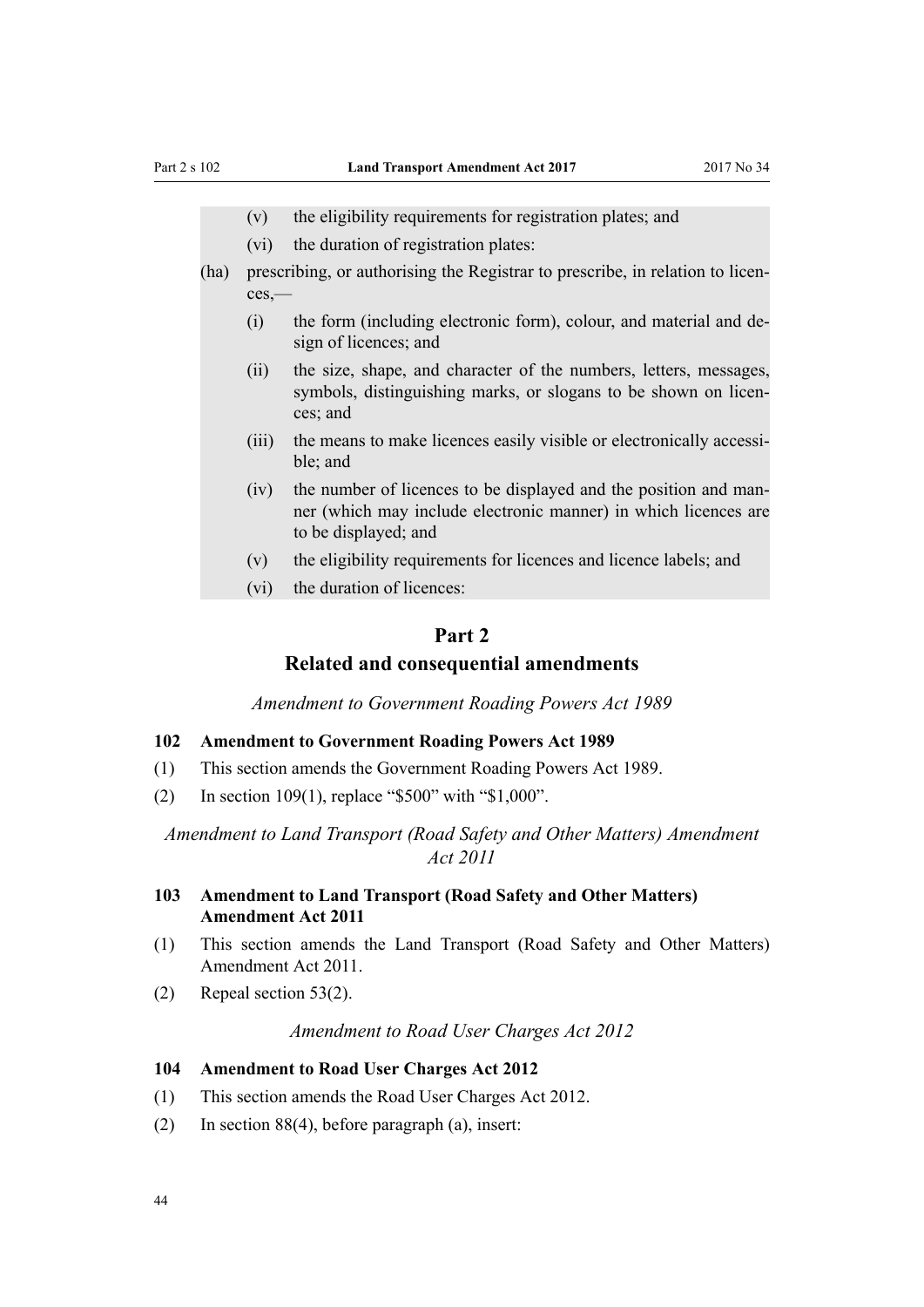(v) the eligibility requirements for registration plates; and

(vi) the duration of registration plates:

(ha) prescribing, or authorising the Registrar to prescribe, in relation to licences,—

(i) the form (including electronic form), colour, and material and design of licences; and

(ii) the size, shape, and character of the numbers, letters, messages, symbols, distinguishing marks, or slogans to be shown on licences; and

(iii) the means to make licences easily visible or electronically accessible; and

(iv) the number of licences to be displayed and the position and manner (which may include electronic manner) in which licences are to be displayed; and

(v) the eligibility requirements for licences and licence labels; and

(vi) the duration of licences:

## Part 2
## Related and consequential amendments

*Amendment to Government Roading Powers Act 1989*

### 102 Amendment to Government Roading Powers Act 1989

(1) This section amends the Government Roading Powers Act 1989.

(2) In section 109(1), replace "$500" with "$1,000".

*Amendment to Land Transport (Road Safety and Other Matters) Amendment Act 2011*

### 103 Amendment to Land Transport (Road Safety and Other Matters) Amendment Act 2011

(1) This section amends the Land Transport (Road Safety and Other Matters) Amendment Act 2011.

(2) Repeal section 53(2).

*Amendment to Road User Charges Act 2012*

### 104 Amendment to Road User Charges Act 2012

(1) This section amends the Road User Charges Act 2012.

(2) In section 88(4), before paragraph (a), insert: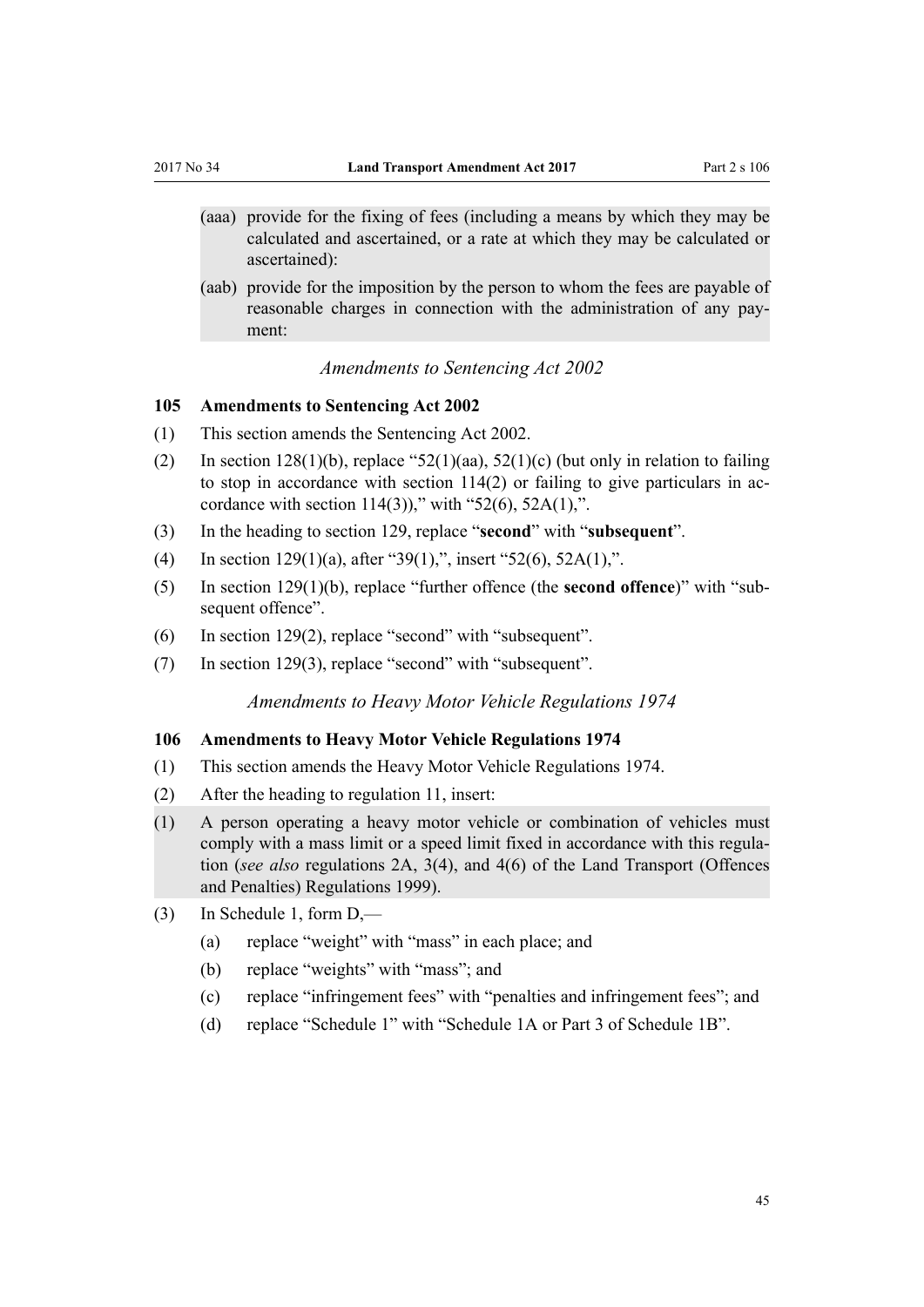(aaa) provide for the fixing of fees (including a means by which they may be calculated and ascertained, or a rate at which they may be calculated or ascertained):

(aab) provide for the imposition by the person to whom the fees are payable of reasonable charges in connection with the administration of any payment:

*Amendments to Sentencing Act 2002*

**105 Amendments to Sentencing Act 2002**

(1) This section amends the Sentencing Act 2002.

(2) In section 128(1)(b), replace "52(1)(aa), 52(1)(c) (but only in relation to failing to stop in accordance with section 114(2) or failing to give particulars in accordance with section 114(3))," with "52(6), 52A(1),".

(3) In the heading to section 129, replace "**second**" with "**subsequent**".

(4) In section 129(1)(a), after "39(1),", insert "52(6), 52A(1),".

(5) In section 129(1)(b), replace "further offence (the **second offence**)" with "subsequent offence".

(6) In section 129(2), replace "second" with "subsequent".

(7) In section 129(3), replace "second" with "subsequent".

*Amendments to Heavy Motor Vehicle Regulations 1974*

**106 Amendments to Heavy Motor Vehicle Regulations 1974**

(1) This section amends the Heavy Motor Vehicle Regulations 1974.

(2) After the heading to regulation 11, insert:

(1) A person operating a heavy motor vehicle or combination of vehicles must comply with a mass limit or a speed limit fixed in accordance with this regulation (*see also* regulations 2A, 3(4), and 4(6) of the Land Transport (Offences and Penalties) Regulations 1999).

(3) In Schedule 1, form D,—

(a) replace "weight" with "mass" in each place; and

(b) replace "weights" with "mass"; and

(c) replace "infringement fees" with "penalties and infringement fees"; and

(d) replace "Schedule 1" with "Schedule 1A or Part 3 of Schedule 1B".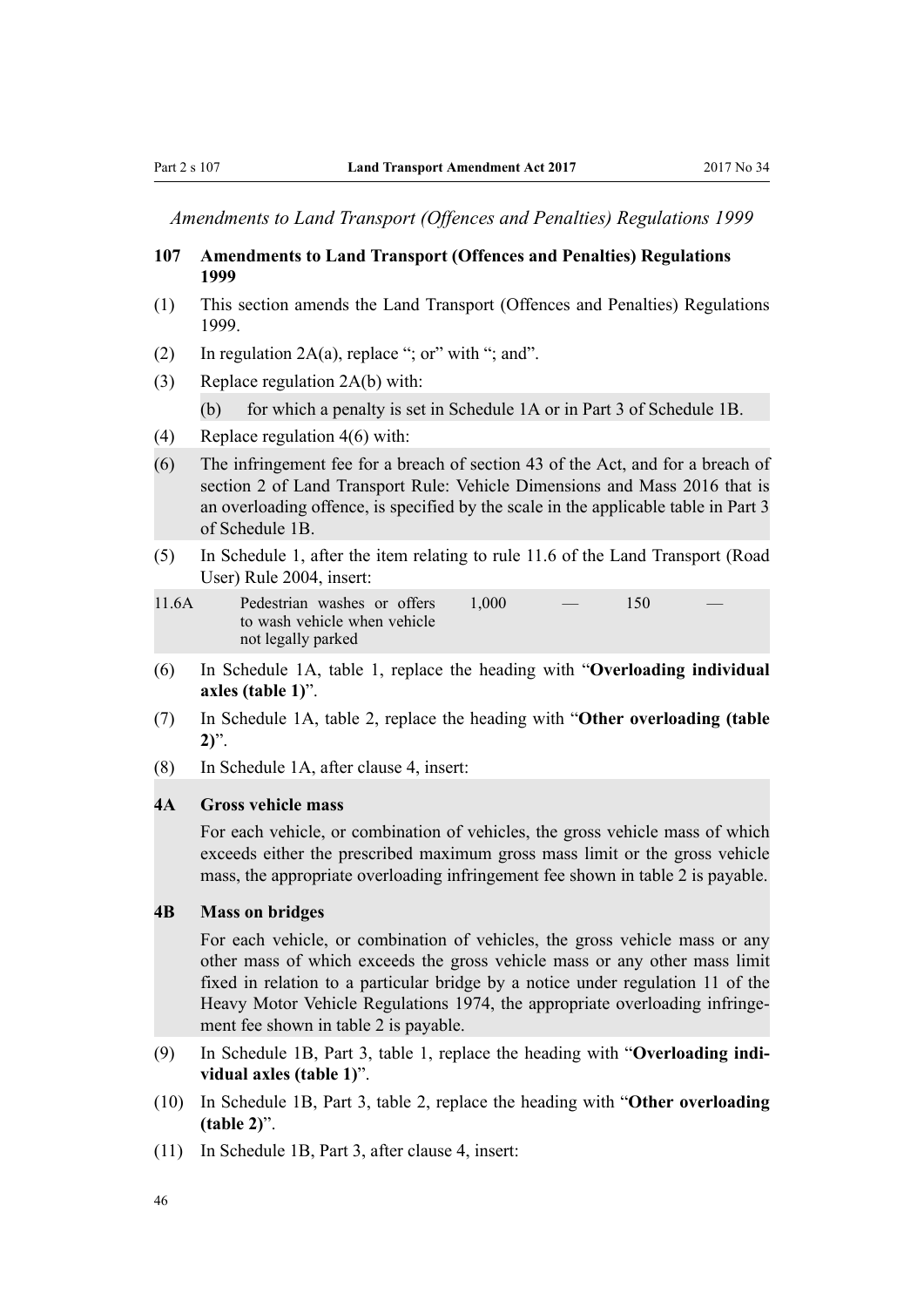*Amendments to Land Transport (Offences and Penalties) Regulations 1999*

### 107 Amendments to Land Transport (Offences and Penalties) Regulations 1999

(1) This section amends the Land Transport (Offences and Penalties) Regulations 1999.

(2) In regulation 2A(a), replace "; or" with "; and".

(3) Replace regulation 2A(b) with:

(b) for which a penalty is set in Schedule 1A or in Part 3 of Schedule 1B.

(4) Replace regulation 4(6) with:

(6) The infringement fee for a breach of section 43 of the Act, and for a breach of section 2 of Land Transport Rule: Vehicle Dimensions and Mass 2016 that is an overloading offence, is specified by the scale in the applicable table in Part 3 of Schedule 1B.

(5) In Schedule 1, after the item relating to rule 11.6 of the Land Transport (Road User) Rule 2004, insert:

| | | | | | |
|---|---|---|---|---|---|
| 11.6A | Pedestrian washes or offers to wash vehicle when vehicle not legally parked | 1,000 | — | 150 | — |

(6) In Schedule 1A, table 1, replace the heading with "**Overloading individual axles (table 1)**".

(7) In Schedule 1A, table 2, replace the heading with "**Other overloading (table 2)**".

(8) In Schedule 1A, after clause 4, insert:

**4A Gross vehicle mass**

For each vehicle, or combination of vehicles, the gross vehicle mass of which exceeds either the prescribed maximum gross mass limit or the gross vehicle mass, the appropriate overloading infringement fee shown in table 2 is payable.

**4B Mass on bridges**

For each vehicle, or combination of vehicles, the gross vehicle mass or any other mass of which exceeds the gross vehicle mass or any other mass limit fixed in relation to a particular bridge by a notice under regulation 11 of the Heavy Motor Vehicle Regulations 1974, the appropriate overloading infringement fee shown in table 2 is payable.

(9) In Schedule 1B, Part 3, table 1, replace the heading with "**Overloading individual axles (table 1)**".

(10) In Schedule 1B, Part 3, table 2, replace the heading with "**Other overloading (table 2)**".

(11) In Schedule 1B, Part 3, after clause 4, insert: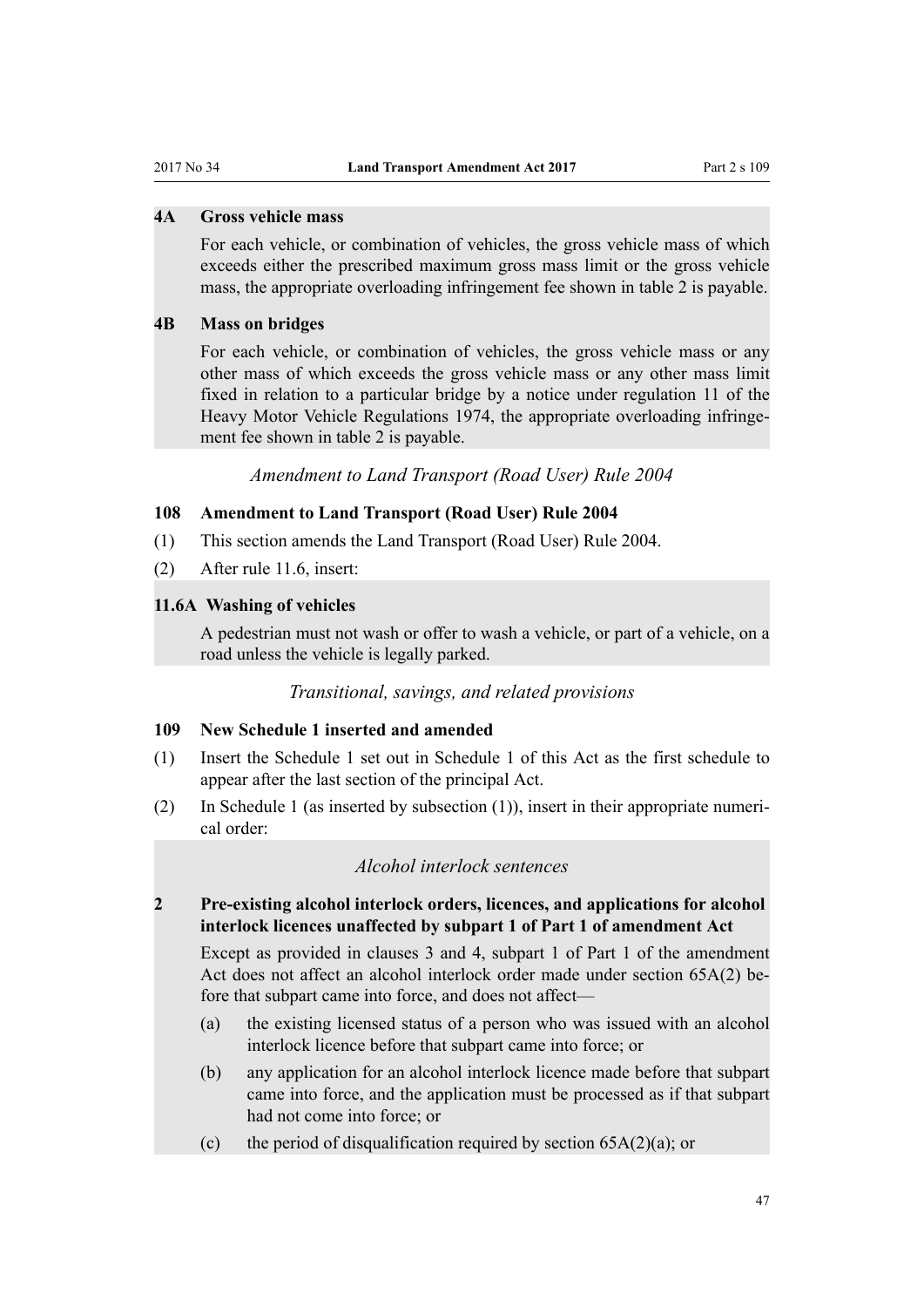#### 4A Gross vehicle mass

For each vehicle, or combination of vehicles, the gross vehicle mass of which exceeds either the prescribed maximum gross mass limit or the gross vehicle mass, the appropriate overloading infringement fee shown in table 2 is payable.

#### 4B Mass on bridges

For each vehicle, or combination of vehicles, the gross vehicle mass or any other mass of which exceeds the gross vehicle mass or any other mass limit fixed in relation to a particular bridge by a notice under regulation 11 of the Heavy Motor Vehicle Regulations 1974, the appropriate overloading infringement fee shown in table 2 is payable.

*Amendment to Land Transport (Road User) Rule 2004*

### 108 Amendment to Land Transport (Road User) Rule 2004

(1) This section amends the Land Transport (Road User) Rule 2004.

(2) After rule 11.6, insert:

#### 11.6A Washing of vehicles

A pedestrian must not wash or offer to wash a vehicle, or part of a vehicle, on a road unless the vehicle is legally parked.

*Transitional, savings, and related provisions*

### 109 New Schedule 1 inserted and amended

(1) Insert the Schedule 1 set out in Schedule 1 of this Act as the first schedule to appear after the last section of the principal Act.

(2) In Schedule 1 (as inserted by subsection (1)), insert in their appropriate numerical order:

*Alcohol interlock sentences*

#### 2 Pre-existing alcohol interlock orders, licences, and applications for alcohol interlock licences unaffected by subpart 1 of Part 1 of amendment Act

Except as provided in clauses 3 and 4, subpart 1 of Part 1 of the amendment Act does not affect an alcohol interlock order made under section 65A(2) before that subpart came into force, and does not affect—

(a) the existing licensed status of a person who was issued with an alcohol interlock licence before that subpart came into force; or

(b) any application for an alcohol interlock licence made before that subpart came into force, and the application must be processed as if that subpart had not come into force; or

(c) the period of disqualification required by section 65A(2)(a); or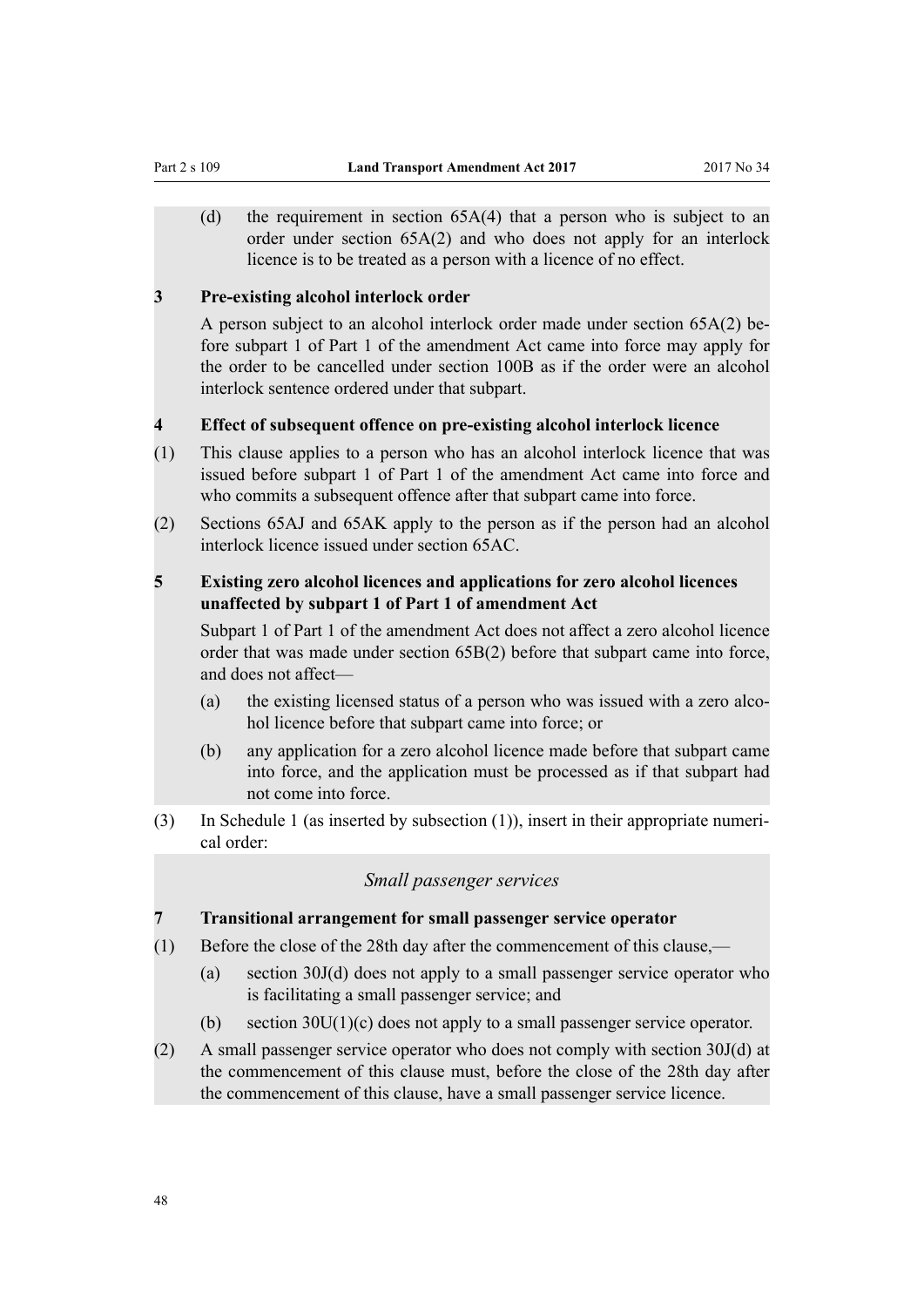(d) the requirement in section 65A(4) that a person who is subject to an order under section 65A(2) and who does not apply for an interlock licence is to be treated as a person with a licence of no effect.

**3 Pre-existing alcohol interlock order**

A person subject to an alcohol interlock order made under section 65A(2) before subpart 1 of Part 1 of the amendment Act came into force may apply for the order to be cancelled under section 100B as if the order were an alcohol interlock sentence ordered under that subpart.

**4 Effect of subsequent offence on pre-existing alcohol interlock licence**

(1) This clause applies to a person who has an alcohol interlock licence that was issued before subpart 1 of Part 1 of the amendment Act came into force and who commits a subsequent offence after that subpart came into force.

(2) Sections 65AJ and 65AK apply to the person as if the person had an alcohol interlock licence issued under section 65AC.

**5 Existing zero alcohol licences and applications for zero alcohol licences unaffected by subpart 1 of Part 1 of amendment Act**

Subpart 1 of Part 1 of the amendment Act does not affect a zero alcohol licence order that was made under section 65B(2) before that subpart came into force, and does not affect—

(a) the existing licensed status of a person who was issued with a zero alcohol licence before that subpart came into force; or

(b) any application for a zero alcohol licence made before that subpart came into force, and the application must be processed as if that subpart had not come into force.

(3) In Schedule 1 (as inserted by subsection (1)), insert in their appropriate numerical order:

*Small passenger services*

**7 Transitional arrangement for small passenger service operator**

(1) Before the close of the 28th day after the commencement of this clause,—

(a) section 30J(d) does not apply to a small passenger service operator who is facilitating a small passenger service; and

(b) section 30U(1)(c) does not apply to a small passenger service operator.

(2) A small passenger service operator who does not comply with section 30J(d) at the commencement of this clause must, before the close of the 28th day after the commencement of this clause, have a small passenger service licence.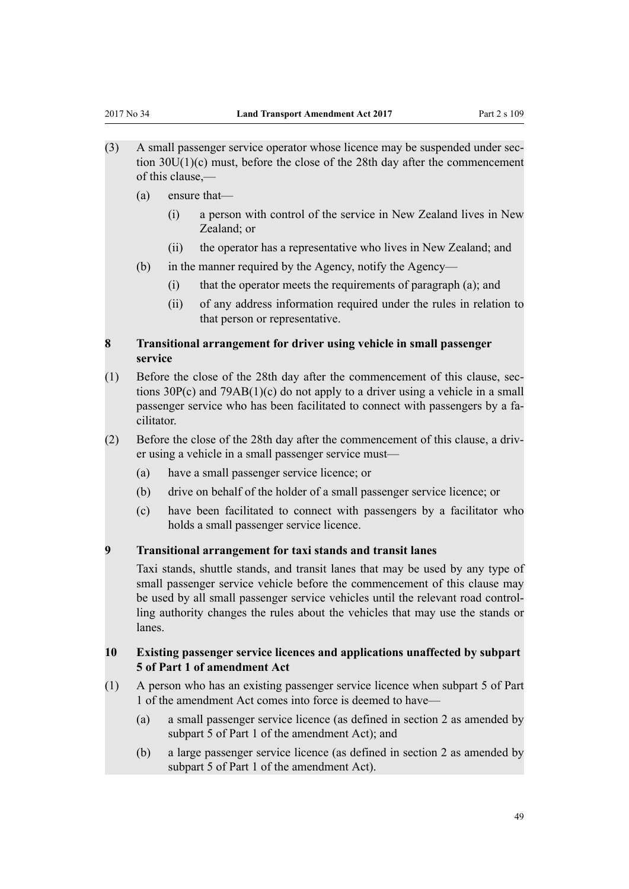(3) A small passenger service operator whose licence may be suspended under section 30U(1)(c) must, before the close of the 28th day after the commencement of this clause,—

  (a) ensure that—

    (i) a person with control of the service in New Zealand lives in New Zealand; or

    (ii) the operator has a representative who lives in New Zealand; and

  (b) in the manner required by the Agency, notify the Agency—

    (i) that the operator meets the requirements of paragraph (a); and

    (ii) of any address information required under the rules in relation to that person or representative.

**8 Transitional arrangement for driver using vehicle in small passenger service**

(1) Before the close of the 28th day after the commencement of this clause, sections 30P(c) and 79AB(1)(c) do not apply to a driver using a vehicle in a small passenger service who has been facilitated to connect with passengers by a facilitator.

(2) Before the close of the 28th day after the commencement of this clause, a driver using a vehicle in a small passenger service must—

  (a) have a small passenger service licence; or

  (b) drive on behalf of the holder of a small passenger service licence; or

  (c) have been facilitated to connect with passengers by a facilitator who holds a small passenger service licence.

**9 Transitional arrangement for taxi stands and transit lanes**

Taxi stands, shuttle stands, and transit lanes that may be used by any type of small passenger service vehicle before the commencement of this clause may be used by all small passenger service vehicles until the relevant road controlling authority changes the rules about the vehicles that may use the stands or lanes.

**10 Existing passenger service licences and applications unaffected by subpart 5 of Part 1 of amendment Act**

(1) A person who has an existing passenger service licence when subpart 5 of Part 1 of the amendment Act comes into force is deemed to have—

  (a) a small passenger service licence (as defined in section 2 as amended by subpart 5 of Part 1 of the amendment Act); and

  (b) a large passenger service licence (as defined in section 2 as amended by subpart 5 of Part 1 of the amendment Act).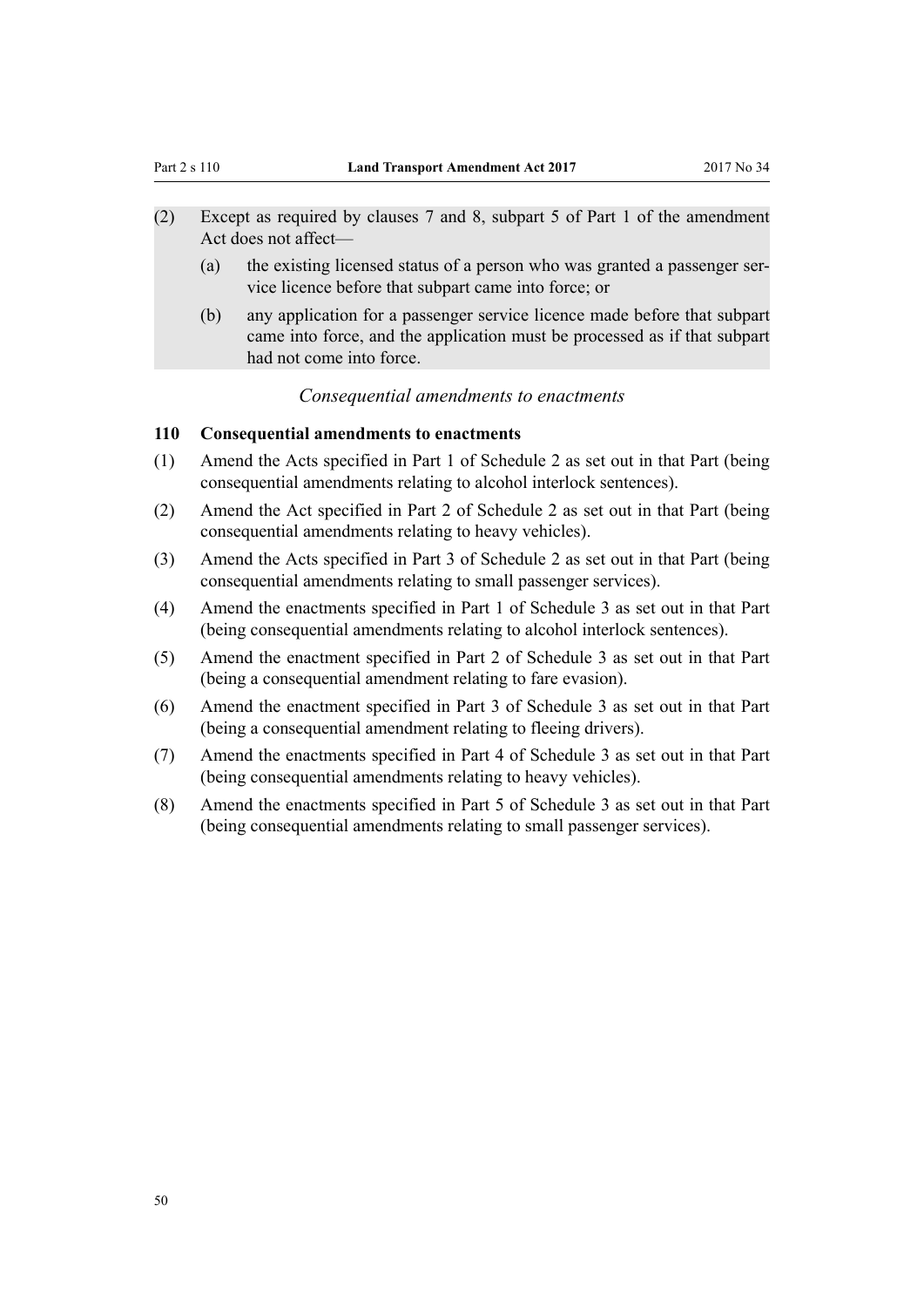(2) Except as required by clauses 7 and 8, subpart 5 of Part 1 of the amendment Act does not affect—

  (a) the existing licensed status of a person who was granted a passenger service licence before that subpart came into force; or

  (b) any application for a passenger service licence made before that subpart came into force, and the application must be processed as if that subpart had not come into force.

*Consequential amendments to enactments*

**110 Consequential amendments to enactments**

(1) Amend the Acts specified in Part 1 of Schedule 2 as set out in that Part (being consequential amendments relating to alcohol interlock sentences).

(2) Amend the Act specified in Part 2 of Schedule 2 as set out in that Part (being consequential amendments relating to heavy vehicles).

(3) Amend the Acts specified in Part 3 of Schedule 2 as set out in that Part (being consequential amendments relating to small passenger services).

(4) Amend the enactments specified in Part 1 of Schedule 3 as set out in that Part (being consequential amendments relating to alcohol interlock sentences).

(5) Amend the enactment specified in Part 2 of Schedule 3 as set out in that Part (being a consequential amendment relating to fare evasion).

(6) Amend the enactment specified in Part 3 of Schedule 3 as set out in that Part (being a consequential amendment relating to fleeing drivers).

(7) Amend the enactments specified in Part 4 of Schedule 3 as set out in that Part (being consequential amendments relating to heavy vehicles).

(8) Amend the enactments specified in Part 5 of Schedule 3 as set out in that Part (being consequential amendments relating to small passenger services).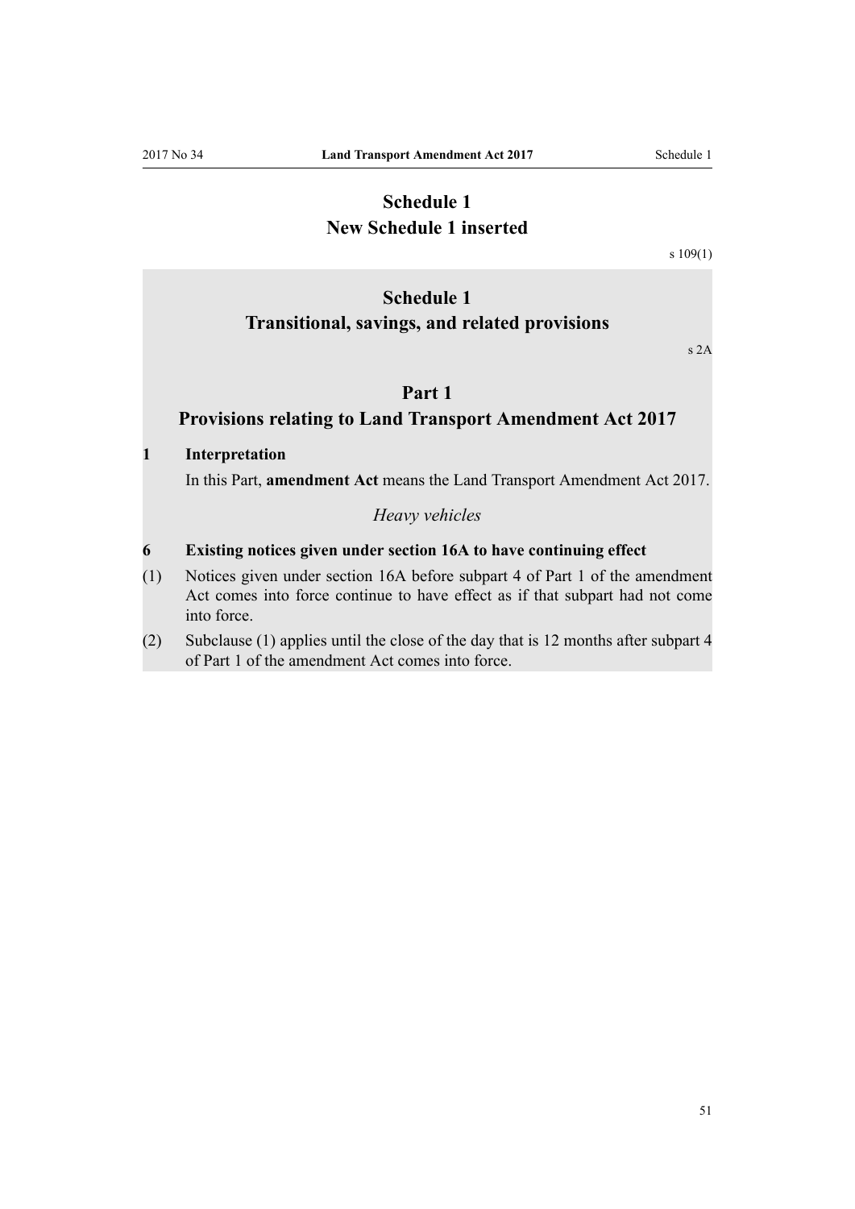# Schedule 1
# New Schedule 1 inserted

s 109(1)

## Schedule 1
## Transitional, savings, and related provisions

s 2A

### Part 1
### Provisions relating to Land Transport Amendment Act 2017

**1 Interpretation**

In this Part, **amendment Act** means the Land Transport Amendment Act 2017.

*Heavy vehicles*

**6 Existing notices given under section 16A to have continuing effect**

(1) Notices given under section 16A before subpart 4 of Part 1 of the amendment Act comes into force continue to have effect as if that subpart had not come into force.

(2) Subclause (1) applies until the close of the day that is 12 months after subpart 4 of Part 1 of the amendment Act comes into force.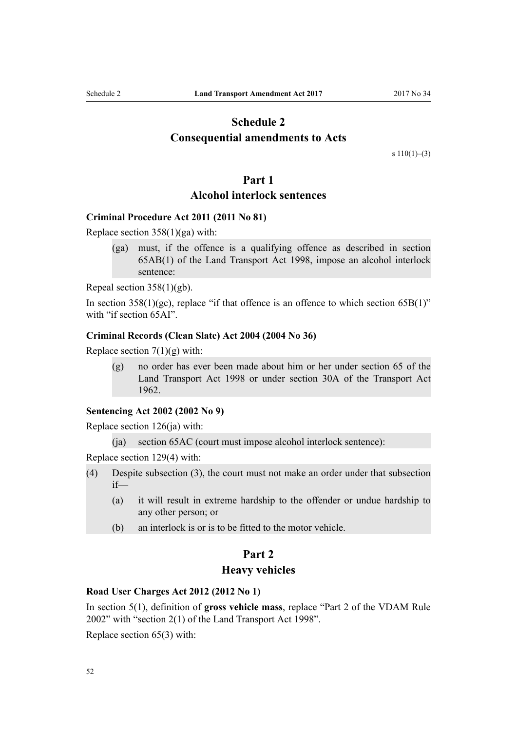# Schedule 2
# Consequential amendments to Acts

s 110(1)–(3)

## Part 1
## Alcohol interlock sentences

### Criminal Procedure Act 2011 (2011 No 81)

Replace section 358(1)(ga) with:

> (ga) must, if the offence is a qualifying offence as described in section 65AB(1) of the Land Transport Act 1998, impose an alcohol interlock sentence:

Repeal section 358(1)(gb).

In section 358(1)(gc), replace "if that offence is an offence to which section 65B(1)" with "if section 65AI".

### Criminal Records (Clean Slate) Act 2004 (2004 No 36)

Replace section 7(1)(g) with:

> (g) no order has ever been made about him or her under section 65 of the Land Transport Act 1998 or under section 30A of the Transport Act 1962.

### Sentencing Act 2002 (2002 No 9)

Replace section 126(ja) with:

> (ja) section 65AC (court must impose alcohol interlock sentence):

Replace section 129(4) with:

> (4) Despite subsection (3), the court must not make an order under that subsection if—
>
> (a) it will result in extreme hardship to the offender or undue hardship to any other person; or
>
> (b) an interlock is or is to be fitted to the motor vehicle.

## Part 2
## Heavy vehicles

### Road User Charges Act 2012 (2012 No 1)

In section 5(1), definition of **gross vehicle mass**, replace "Part 2 of the VDAM Rule 2002" with "section 2(1) of the Land Transport Act 1998".

Replace section 65(3) with: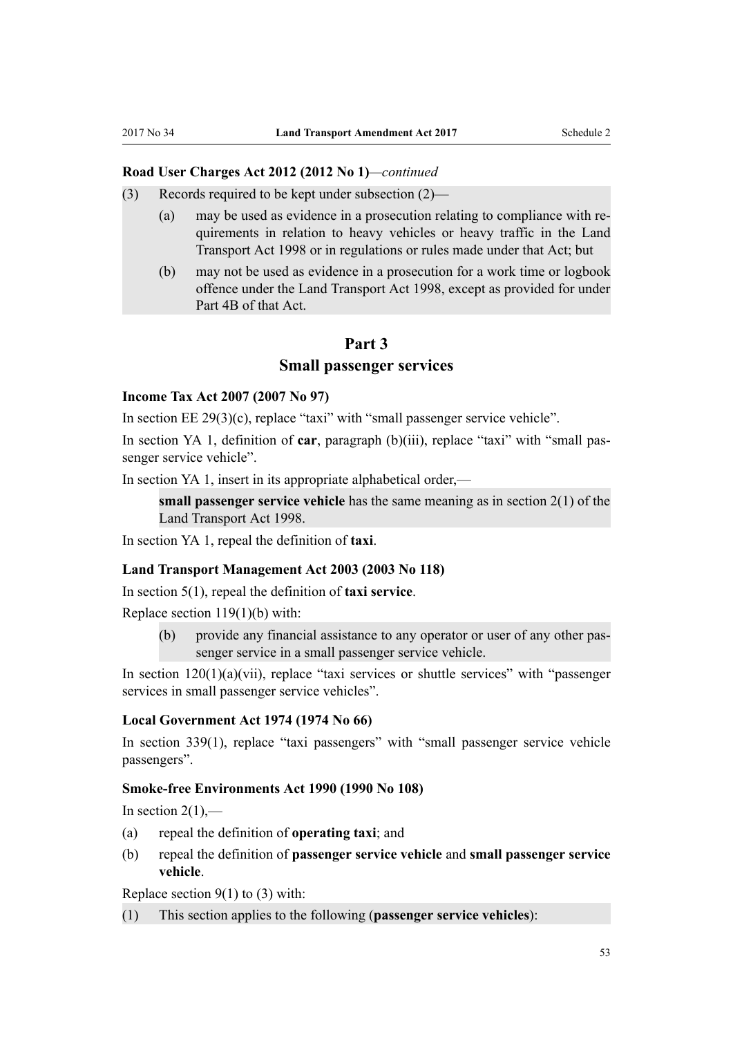**Road User Charges Act 2012 (2012 No 1)**—*continued*

(3) Records required to be kept under subsection (2)—

  (a) may be used as evidence in a prosecution relating to compliance with requirements in relation to heavy vehicles or heavy traffic in the Land Transport Act 1998 or in regulations or rules made under that Act; but

  (b) may not be used as evidence in a prosecution for a work time or logbook offence under the Land Transport Act 1998, except as provided for under Part 4B of that Act.

## Part 3
## Small passenger services

**Income Tax Act 2007 (2007 No 97)**

In section EE 29(3)(c), replace "taxi" with "small passenger service vehicle".

In section YA 1, definition of **car**, paragraph (b)(iii), replace "taxi" with "small passenger service vehicle".

In section YA 1, insert in its appropriate alphabetical order,—

> **small passenger service vehicle** has the same meaning as in section 2(1) of the Land Transport Act 1998.

In section YA 1, repeal the definition of **taxi**.

**Land Transport Management Act 2003 (2003 No 118)**

In section 5(1), repeal the definition of **taxi service**.

Replace section 119(1)(b) with:

> (b) provide any financial assistance to any operator or user of any other passenger service in a small passenger service vehicle.

In section 120(1)(a)(vii), replace "taxi services or shuttle services" with "passenger services in small passenger service vehicles".

**Local Government Act 1974 (1974 No 66)**

In section 339(1), replace "taxi passengers" with "small passenger service vehicle passengers".

**Smoke-free Environments Act 1990 (1990 No 108)**

In section 2(1),—

(a) repeal the definition of **operating taxi**; and

(b) repeal the definition of **passenger service vehicle** and **small passenger service vehicle**.

Replace section 9(1) to (3) with:

> (1) This section applies to the following (**passenger service vehicles**):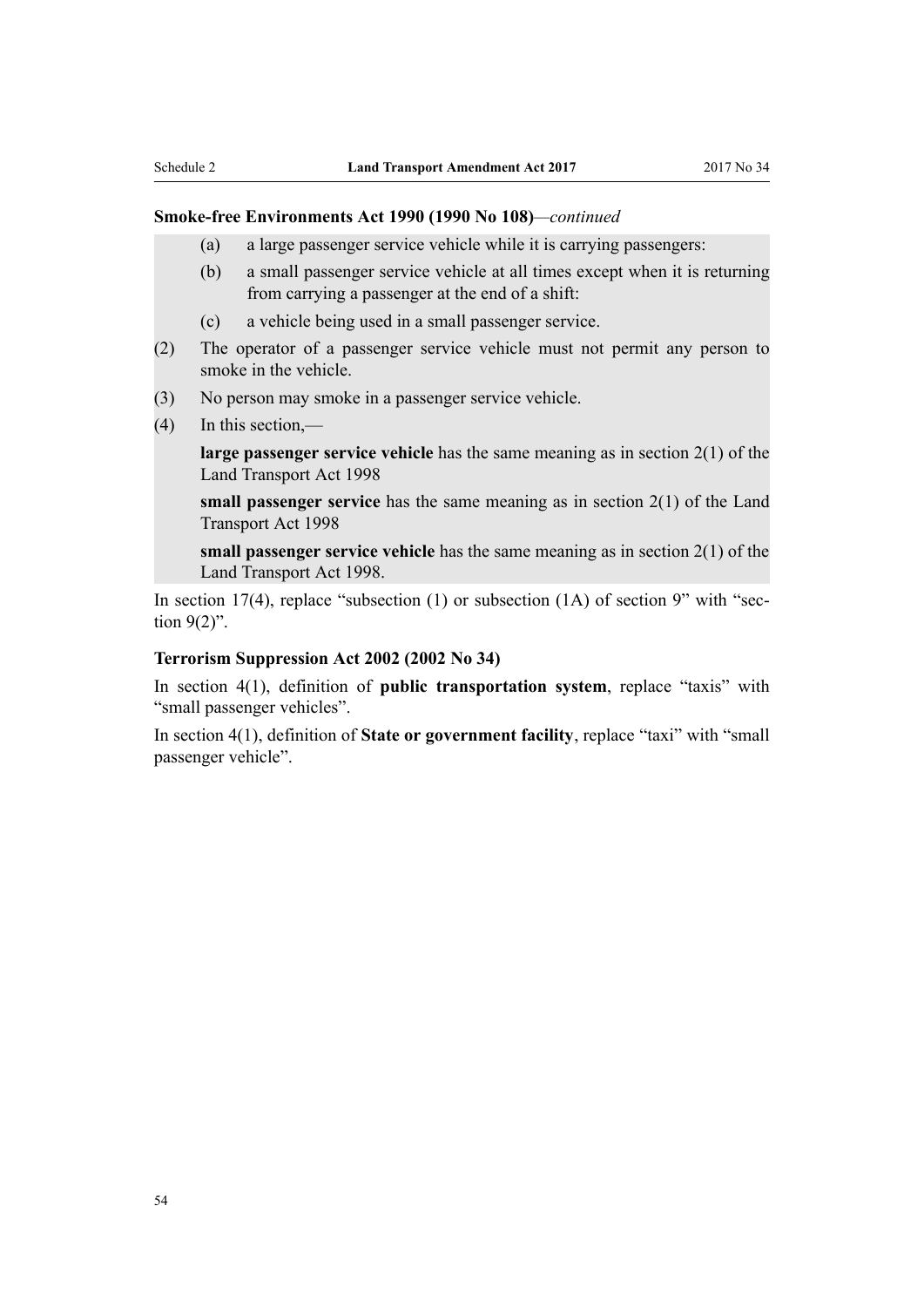**Smoke-free Environments Act 1990 (1990 No 108)**—*continued*

(a) a large passenger service vehicle while it is carrying passengers:

(b) a small passenger service vehicle at all times except when it is returning from carrying a passenger at the end of a shift:

(c) a vehicle being used in a small passenger service.

(2) The operator of a passenger service vehicle must not permit any person to smoke in the vehicle.

(3) No person may smoke in a passenger service vehicle.

(4) In this section,—

**large passenger service vehicle** has the same meaning as in section 2(1) of the Land Transport Act 1998

**small passenger service** has the same meaning as in section 2(1) of the Land Transport Act 1998

**small passenger service vehicle** has the same meaning as in section 2(1) of the Land Transport Act 1998.

In section 17(4), replace "subsection (1) or subsection (1A) of section 9" with "section 9(2)".

**Terrorism Suppression Act 2002 (2002 No 34)**

In section 4(1), definition of **public transportation system**, replace "taxis" with "small passenger vehicles".

In section 4(1), definition of **State or government facility**, replace "taxi" with "small passenger vehicle".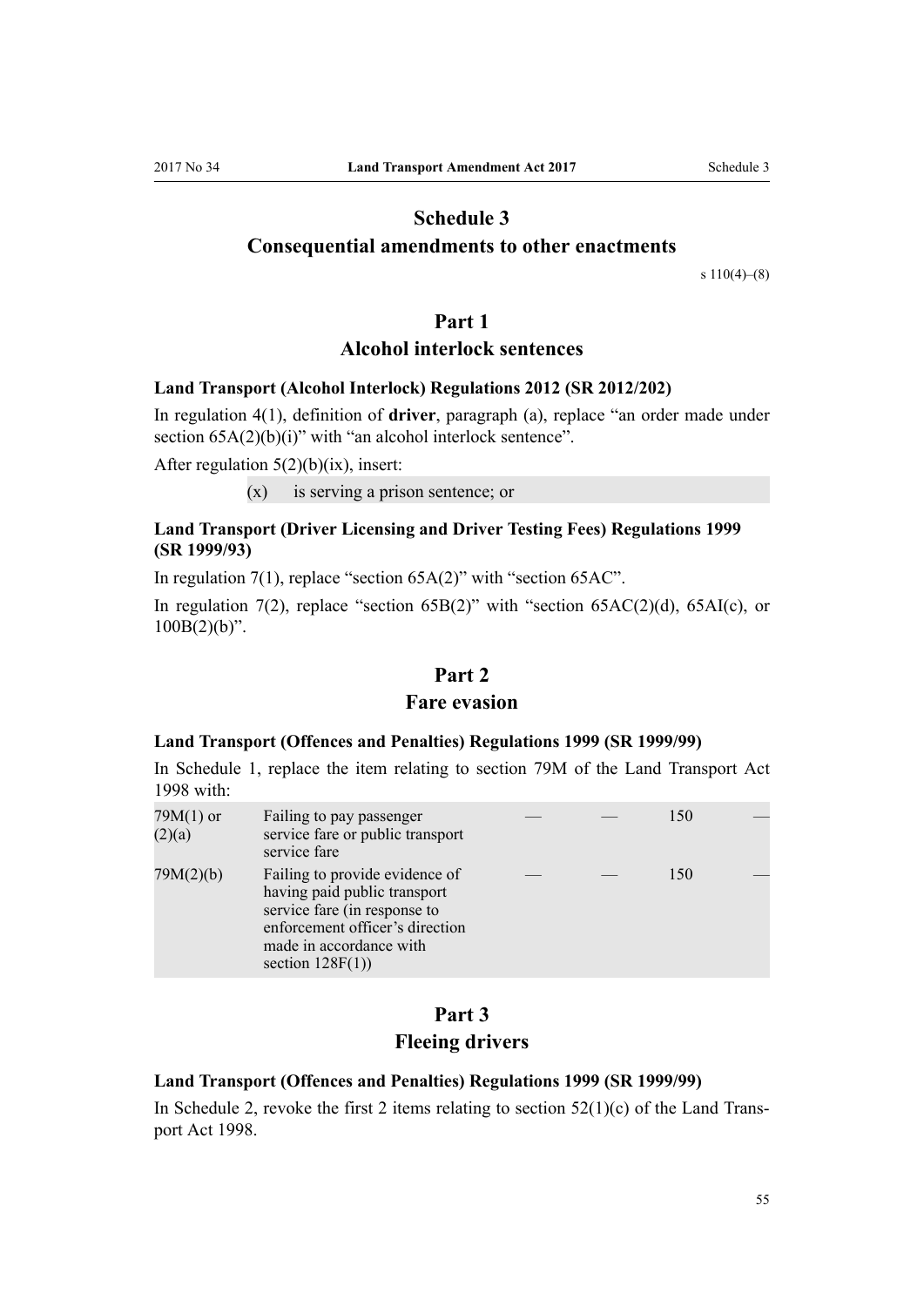# Schedule 3
## Consequential amendments to other enactments

s 110(4)–(8)

## Part 1
## Alcohol interlock sentences

### Land Transport (Alcohol Interlock) Regulations 2012 (SR 2012/202)

In regulation 4(1), definition of **driver**, paragraph (a), replace "an order made under section 65A(2)(b)(i)" with "an alcohol interlock sentence".

After regulation 5(2)(b)(ix), insert:

(x) is serving a prison sentence; or

### Land Transport (Driver Licensing and Driver Testing Fees) Regulations 1999 (SR 1999/93)

In regulation 7(1), replace "section 65A(2)" with "section 65AC".

In regulation 7(2), replace "section 65B(2)" with "section 65AC(2)(d), 65AI(c), or 100B(2)(b)".

## Part 2
## Fare evasion

### Land Transport (Offences and Penalties) Regulations 1999 (SR 1999/99)

In Schedule 1, replace the item relating to section 79M of the Land Transport Act 1998 with:

| | | | | | |
|---|---|---|---|---|---|
| 79M(1) or (2)(a) | Failing to pay passenger service fare or public transport service fare | — | — | 150 | — |
| 79M(2)(b) | Failing to provide evidence of having paid public transport service fare (in response to enforcement officer's direction made in accordance with section 128F(1)) | — | — | 150 | — |

## Part 3
## Fleeing drivers

### Land Transport (Offences and Penalties) Regulations 1999 (SR 1999/99)

In Schedule 2, revoke the first 2 items relating to section 52(1)(c) of the Land Transport Act 1998.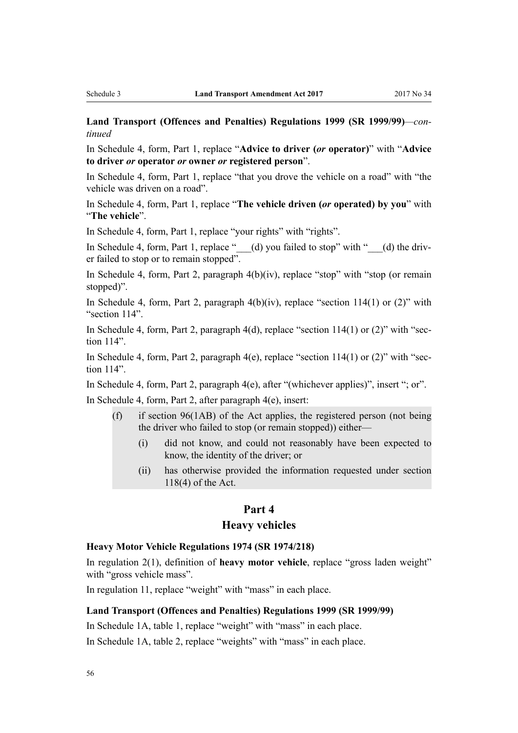**Land Transport (Offences and Penalties) Regulations 1999 (SR 1999/99)**—*continued*

In Schedule 4, form, Part 1, replace “**Advice to driver (*or* operator)**” with “**Advice to driver *or* operator *or* owner *or* registered person**”.

In Schedule 4, form, Part 1, replace “that you drove the vehicle on a road” with “the vehicle was driven on a road”.

In Schedule 4, form, Part 1, replace “**The vehicle driven (*or* operated) by you**” with “**The vehicle**”.

In Schedule 4, form, Part 1, replace “your rights” with “rights”.

In Schedule 4, form, Part 1, replace “___(d) you failed to stop” with “___(d) the driver failed to stop or to remain stopped”.

In Schedule 4, form, Part 2, paragraph 4(b)(iv), replace “stop” with “stop (or remain stopped)”.

In Schedule 4, form, Part 2, paragraph 4(b)(iv), replace “section 114(1) or (2)” with “section 114”.

In Schedule 4, form, Part 2, paragraph 4(d), replace “section 114(1) or (2)” with “section 114”.

In Schedule 4, form, Part 2, paragraph 4(e), replace “section 114(1) or (2)” with “section 114”.

In Schedule 4, form, Part 2, paragraph 4(e), after “(whichever applies)”, insert “; or”.

In Schedule 4, form, Part 2, after paragraph 4(e), insert:

> (f) if section 96(1AB) of the Act applies, the registered person (not being the driver who failed to stop (or remain stopped)) either—
>
> (i) did not know, and could not reasonably have been expected to know, the identity of the driver; or
>
> (ii) has otherwise provided the information requested under section 118(4) of the Act.

## Part 4
## Heavy vehicles

**Heavy Motor Vehicle Regulations 1974 (SR 1974/218)**

In regulation 2(1), definition of **heavy motor vehicle**, replace “gross laden weight” with “gross vehicle mass”.

In regulation 11, replace “weight” with “mass” in each place.

**Land Transport (Offences and Penalties) Regulations 1999 (SR 1999/99)**

In Schedule 1A, table 1, replace “weight” with “mass” in each place.

In Schedule 1A, table 2, replace “weights” with “mass” in each place.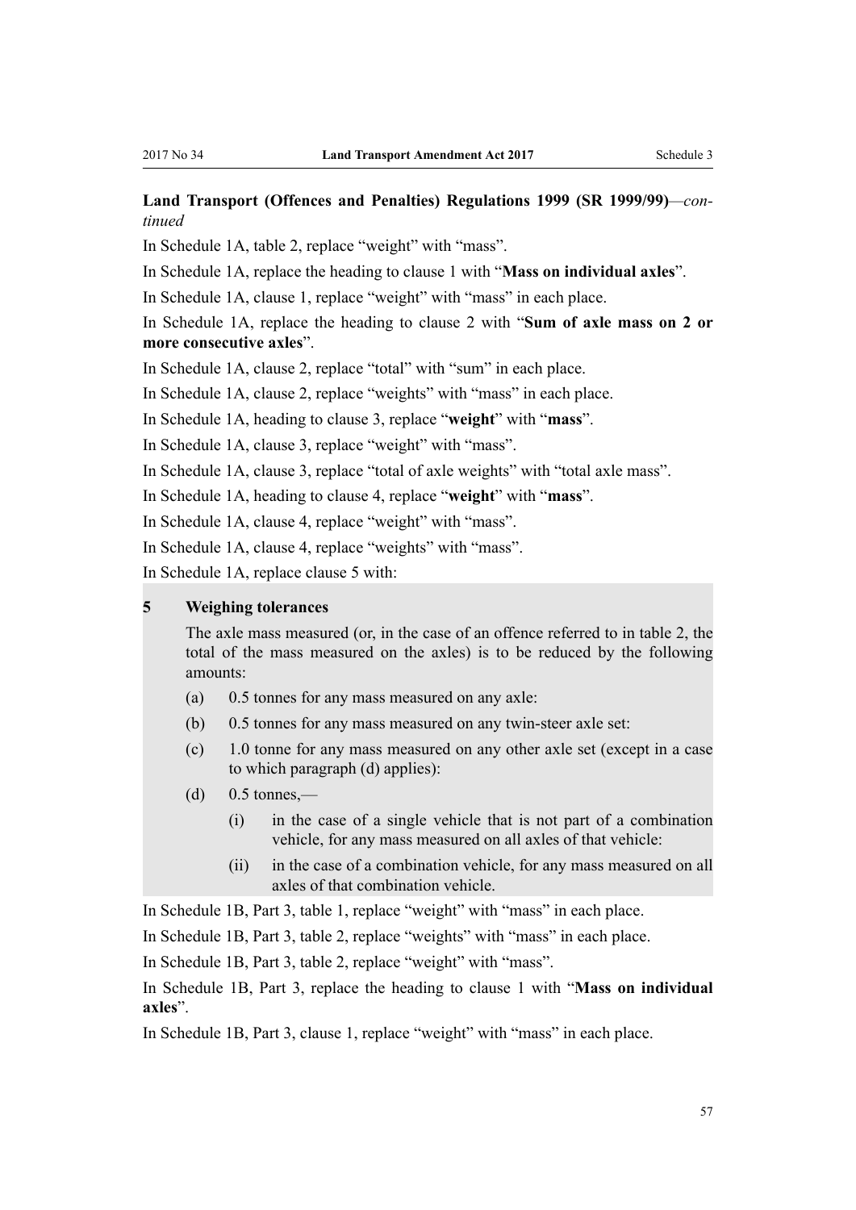**Land Transport (Offences and Penalties) Regulations 1999 (SR 1999/99)**—*continued*

In Schedule 1A, table 2, replace "weight" with "mass".

In Schedule 1A, replace the heading to clause 1 with "**Mass on individual axles**".

In Schedule 1A, clause 1, replace "weight" with "mass" in each place.

In Schedule 1A, replace the heading to clause 2 with "**Sum of axle mass on 2 or more consecutive axles**".

In Schedule 1A, clause 2, replace "total" with "sum" in each place.

In Schedule 1A, clause 2, replace "weights" with "mass" in each place.

In Schedule 1A, heading to clause 3, replace "**weight**" with "**mass**".

In Schedule 1A, clause 3, replace "weight" with "mass".

In Schedule 1A, clause 3, replace "total of axle weights" with "total axle mass".

In Schedule 1A, heading to clause 4, replace "**weight**" with "**mass**".

In Schedule 1A, clause 4, replace "weight" with "mass".

In Schedule 1A, clause 4, replace "weights" with "mass".

In Schedule 1A, replace clause 5 with:

**5 Weighing tolerances**

The axle mass measured (or, in the case of an offence referred to in table 2, the total of the mass measured on the axles) is to be reduced by the following amounts:

(a) 0.5 tonnes for any mass measured on any axle:

(b) 0.5 tonnes for any mass measured on any twin-steer axle set:

(c) 1.0 tonne for any mass measured on any other axle set (except in a case to which paragraph (d) applies):

(d) 0.5 tonnes,—

  (i) in the case of a single vehicle that is not part of a combination vehicle, for any mass measured on all axles of that vehicle:

  (ii) in the case of a combination vehicle, for any mass measured on all axles of that combination vehicle.

In Schedule 1B, Part 3, table 1, replace "weight" with "mass" in each place.

In Schedule 1B, Part 3, table 2, replace "weights" with "mass" in each place.

In Schedule 1B, Part 3, table 2, replace "weight" with "mass".

In Schedule 1B, Part 3, replace the heading to clause 1 with "**Mass on individual axles**".

In Schedule 1B, Part 3, clause 1, replace "weight" with "mass" in each place.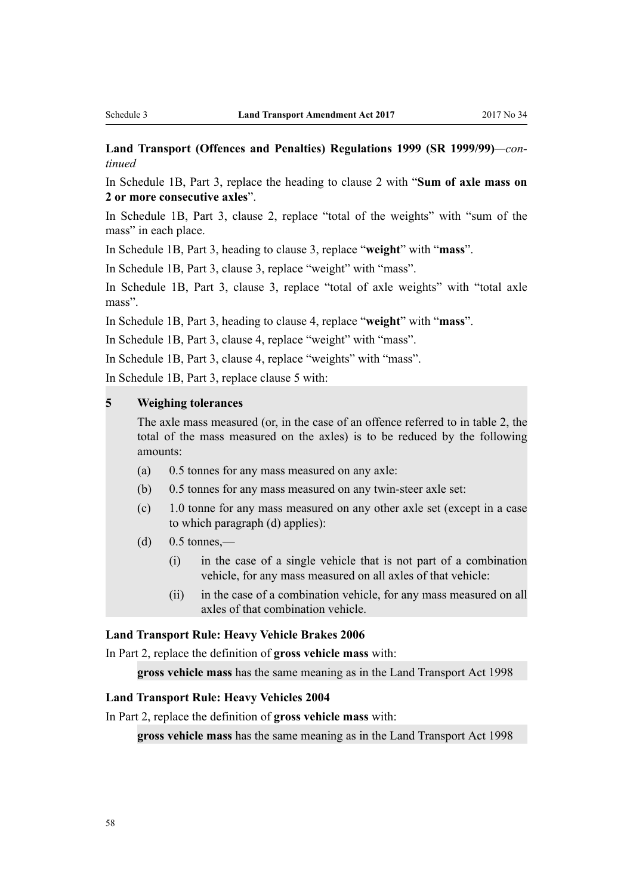**Land Transport (Offences and Penalties) Regulations 1999 (SR 1999/99)**—*continued*

In Schedule 1B, Part 3, replace the heading to clause 2 with "**Sum of axle mass on 2 or more consecutive axles**".

In Schedule 1B, Part 3, clause 2, replace "total of the weights" with "sum of the mass" in each place.

In Schedule 1B, Part 3, heading to clause 3, replace "**weight**" with "**mass**".

In Schedule 1B, Part 3, clause 3, replace "weight" with "mass".

In Schedule 1B, Part 3, clause 3, replace "total of axle weights" with "total axle mass".

In Schedule 1B, Part 3, heading to clause 4, replace "**weight**" with "**mass**".

In Schedule 1B, Part 3, clause 4, replace "weight" with "mass".

In Schedule 1B, Part 3, clause 4, replace "weights" with "mass".

In Schedule 1B, Part 3, replace clause 5 with:

> **5 Weighing tolerances**
>
> The axle mass measured (or, in the case of an offence referred to in table 2, the total of the mass measured on the axles) is to be reduced by the following amounts:
>
> (a) 0.5 tonnes for any mass measured on any axle:
>
> (b) 0.5 tonnes for any mass measured on any twin-steer axle set:
>
> (c) 1.0 tonne for any mass measured on any other axle set (except in a case to which paragraph (d) applies):
>
> (d) 0.5 tonnes,—
>
> (i) in the case of a single vehicle that is not part of a combination vehicle, for any mass measured on all axles of that vehicle:
>
> (ii) in the case of a combination vehicle, for any mass measured on all axles of that combination vehicle.

**Land Transport Rule: Heavy Vehicle Brakes 2006**

In Part 2, replace the definition of **gross vehicle mass** with:

> **gross vehicle mass** has the same meaning as in the Land Transport Act 1998

**Land Transport Rule: Heavy Vehicles 2004**

In Part 2, replace the definition of **gross vehicle mass** with:

> **gross vehicle mass** has the same meaning as in the Land Transport Act 1998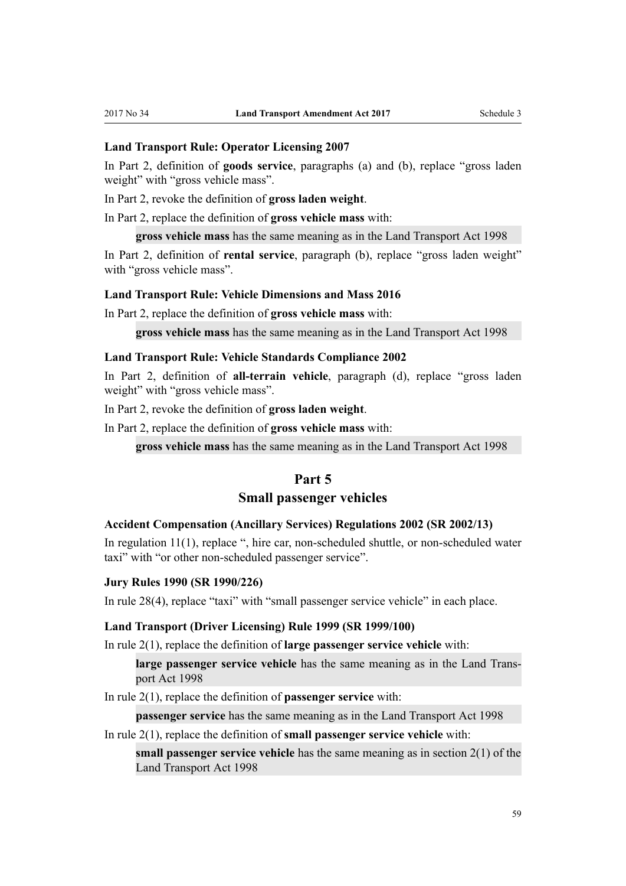**Land Transport Rule: Operator Licensing 2007**

In Part 2, definition of **goods service**, paragraphs (a) and (b), replace "gross laden weight" with "gross vehicle mass".

In Part 2, revoke the definition of **gross laden weight**.

In Part 2, replace the definition of **gross vehicle mass** with:

> **gross vehicle mass** has the same meaning as in the Land Transport Act 1998

In Part 2, definition of **rental service**, paragraph (b), replace "gross laden weight" with "gross vehicle mass".

**Land Transport Rule: Vehicle Dimensions and Mass 2016**

In Part 2, replace the definition of **gross vehicle mass** with:

> **gross vehicle mass** has the same meaning as in the Land Transport Act 1998

**Land Transport Rule: Vehicle Standards Compliance 2002**

In Part 2, definition of **all-terrain vehicle**, paragraph (d), replace "gross laden weight" with "gross vehicle mass".

In Part 2, revoke the definition of **gross laden weight**.

In Part 2, replace the definition of **gross vehicle mass** with:

> **gross vehicle mass** has the same meaning as in the Land Transport Act 1998

## Part 5
## Small passenger vehicles

**Accident Compensation (Ancillary Services) Regulations 2002 (SR 2002/13)**

In regulation 11(1), replace ", hire car, non-scheduled shuttle, or non-scheduled water taxi" with "or other non-scheduled passenger service".

**Jury Rules 1990 (SR 1990/226)**

In rule 28(4), replace "taxi" with "small passenger service vehicle" in each place.

**Land Transport (Driver Licensing) Rule 1999 (SR 1999/100)**

In rule 2(1), replace the definition of **large passenger service vehicle** with:

> **large passenger service vehicle** has the same meaning as in the Land Transport Act 1998

In rule 2(1), replace the definition of **passenger service** with:

> **passenger service** has the same meaning as in the Land Transport Act 1998

In rule 2(1), replace the definition of **small passenger service vehicle** with:

> **small passenger service vehicle** has the same meaning as in section 2(1) of the Land Transport Act 1998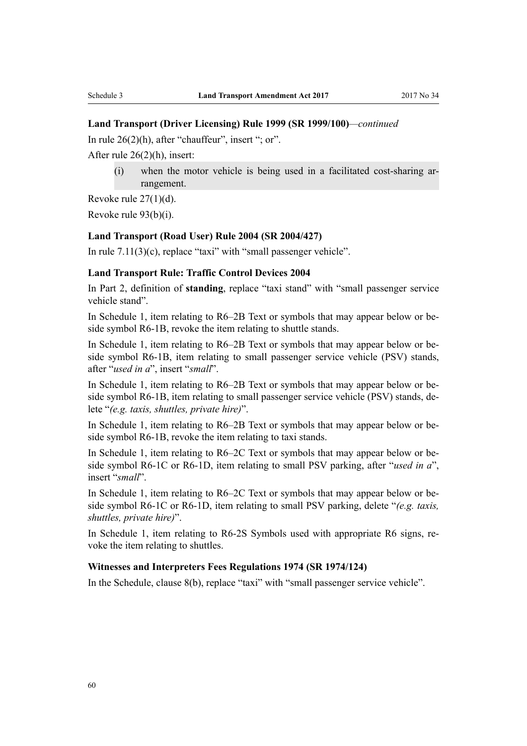**Land Transport (Driver Licensing) Rule 1999 (SR 1999/100)**—*continued*

In rule 26(2)(h), after "chauffeur", insert "; or".

After rule 26(2)(h), insert:

> (i) when the motor vehicle is being used in a facilitated cost-sharing arrangement.

Revoke rule 27(1)(d).

Revoke rule 93(b)(i).

**Land Transport (Road User) Rule 2004 (SR 2004/427)**

In rule 7.11(3)(c), replace "taxi" with "small passenger vehicle".

**Land Transport Rule: Traffic Control Devices 2004**

In Part 2, definition of **standing**, replace "taxi stand" with "small passenger service vehicle stand".

In Schedule 1, item relating to R6–2B Text or symbols that may appear below or beside symbol R6-1B, revoke the item relating to shuttle stands.

In Schedule 1, item relating to R6–2B Text or symbols that may appear below or beside symbol R6-1B, item relating to small passenger service vehicle (PSV) stands, after "*used in a*", insert "*small*".

In Schedule 1, item relating to R6–2B Text or symbols that may appear below or beside symbol R6-1B, item relating to small passenger service vehicle (PSV) stands, delete "*(e.g. taxis, shuttles, private hire)*".

In Schedule 1, item relating to R6–2B Text or symbols that may appear below or beside symbol R6-1B, revoke the item relating to taxi stands.

In Schedule 1, item relating to R6–2C Text or symbols that may appear below or beside symbol R6-1C or R6-1D, item relating to small PSV parking, after "*used in a*", insert "*small*".

In Schedule 1, item relating to R6–2C Text or symbols that may appear below or beside symbol R6-1C or R6-1D, item relating to small PSV parking, delete "*(e.g. taxis, shuttles, private hire)*".

In Schedule 1, item relating to R6-2S Symbols used with appropriate R6 signs, revoke the item relating to shuttles.

**Witnesses and Interpreters Fees Regulations 1974 (SR 1974/124)**

In the Schedule, clause 8(b), replace "taxi" with "small passenger service vehicle".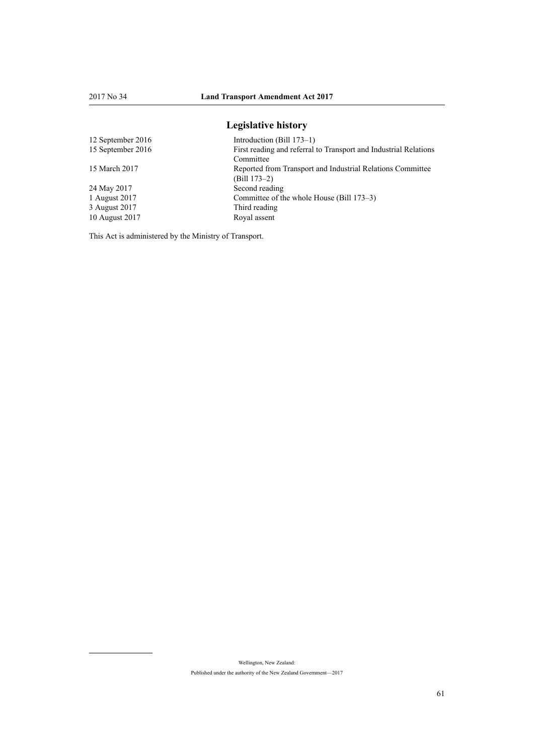## Legislative history

| | |
|---|---|
| 12 September 2016 | Introduction (Bill 173–1) |
| 15 September 2016 | First reading and referral to Transport and Industrial Relations Committee |
| 15 March 2017 | Reported from Transport and Industrial Relations Committee (Bill 173–2) |
| 24 May 2017 | Second reading |
| 1 August 2017 | Committee of the whole House (Bill 173–3) |
| 3 August 2017 | Third reading |
| 10 August 2017 | Royal assent |

This Act is administered by the Ministry of Transport.

Wellington, New Zealand:

Published under the authority of the New Zealand Government—2017